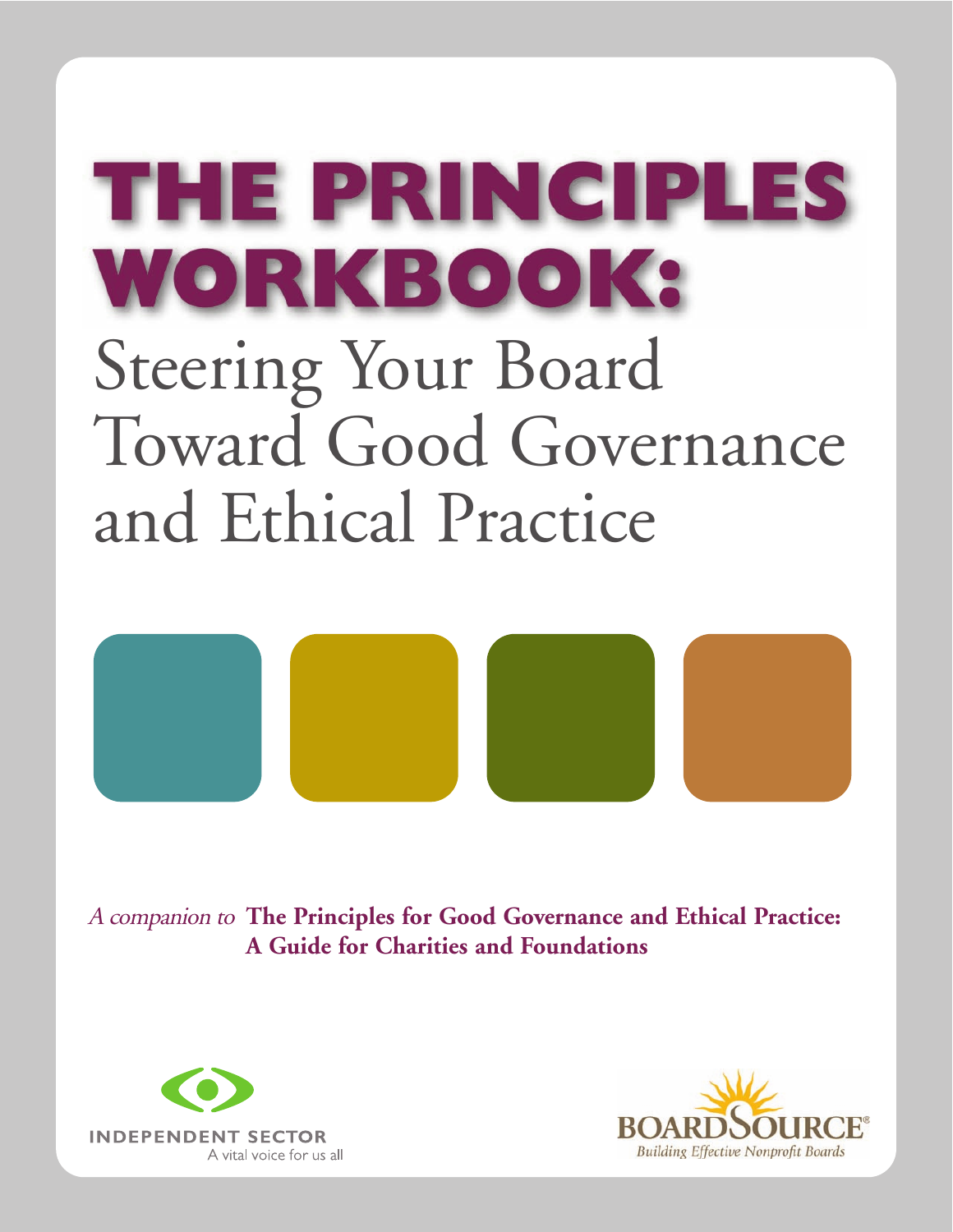# THE PRINCIPLES WORKBOOK:

## Steering Your Board Toward Good Governance and Ethical Practice

*A companion to* **The Principles for Good Governance and Ethical Practice: A Guide for Charities and Foundations**

INDEPENDENT SECTOR
A vital voice for us all

BOARDSOURCE®
*Building Effective Nonprofit Boards*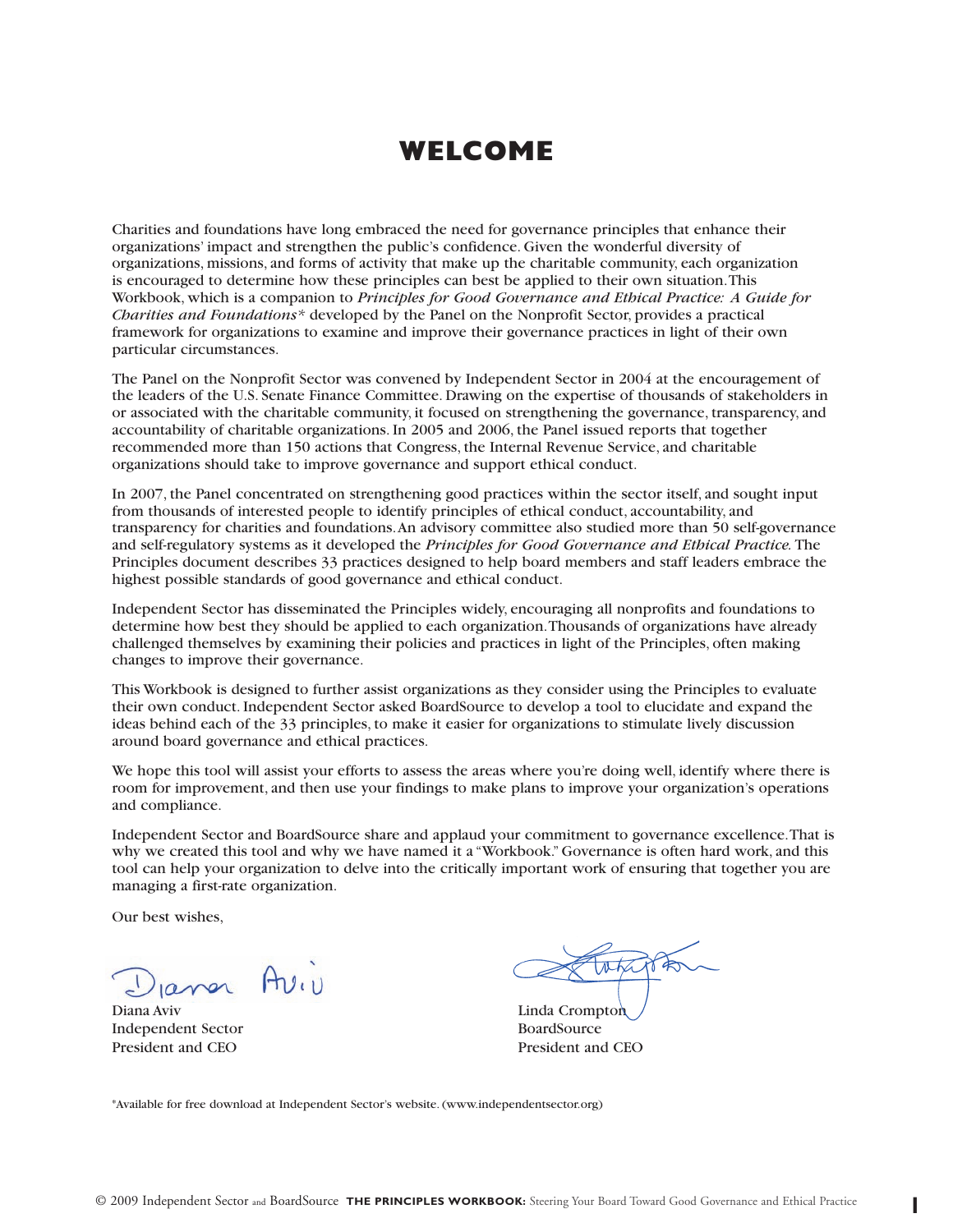# WELCOME

Charities and foundations have long embraced the need for governance principles that enhance their organizations' impact and strengthen the public's confidence. Given the wonderful diversity of organizations, missions, and forms of activity that make up the charitable community, each organization is encouraged to determine how these principles can best be applied to their own situation. This Workbook, which is a companion to *Principles for Good Governance and Ethical Practice: A Guide for Charities and Foundations** developed by the Panel on the Nonprofit Sector, provides a practical framework for organizations to examine and improve their governance practices in light of their own particular circumstances.

The Panel on the Nonprofit Sector was convened by Independent Sector in 2004 at the encouragement of the leaders of the U.S. Senate Finance Committee. Drawing on the expertise of thousands of stakeholders in or associated with the charitable community, it focused on strengthening the governance, transparency, and accountability of charitable organizations. In 2005 and 2006, the Panel issued reports that together recommended more than 150 actions that Congress, the Internal Revenue Service, and charitable organizations should take to improve governance and support ethical conduct.

In 2007, the Panel concentrated on strengthening good practices within the sector itself, and sought input from thousands of interested people to identify principles of ethical conduct, accountability, and transparency for charities and foundations. An advisory committee also studied more than 50 self-governance and self-regulatory systems as it developed the *Principles for Good Governance and Ethical Practice.* The Principles document describes 33 practices designed to help board members and staff leaders embrace the highest possible standards of good governance and ethical conduct.

Independent Sector has disseminated the Principles widely, encouraging all nonprofits and foundations to determine how best they should be applied to each organization. Thousands of organizations have already challenged themselves by examining their policies and practices in light of the Principles, often making changes to improve their governance.

This Workbook is designed to further assist organizations as they consider using the Principles to evaluate their own conduct. Independent Sector asked BoardSource to develop a tool to elucidate and expand the ideas behind each of the 33 principles, to make it easier for organizations to stimulate lively discussion around board governance and ethical practices.

We hope this tool will assist your efforts to assess the areas where you're doing well, identify where there is room for improvement, and then use your findings to make plans to improve your organization's operations and compliance.

Independent Sector and BoardSource share and applaud your commitment to governance excellence. That is why we created this tool and why we have named it a "Workbook." Governance is often hard work, and this tool can help your organization to delve into the critically important work of ensuring that together you are managing a first-rate organization.

Our best wishes,

Diana Aviv
Independent Sector
President and CEO

Linda Crompton
BoardSource
President and CEO

*Available for free download at Independent Sector's website. (www.independentsector.org)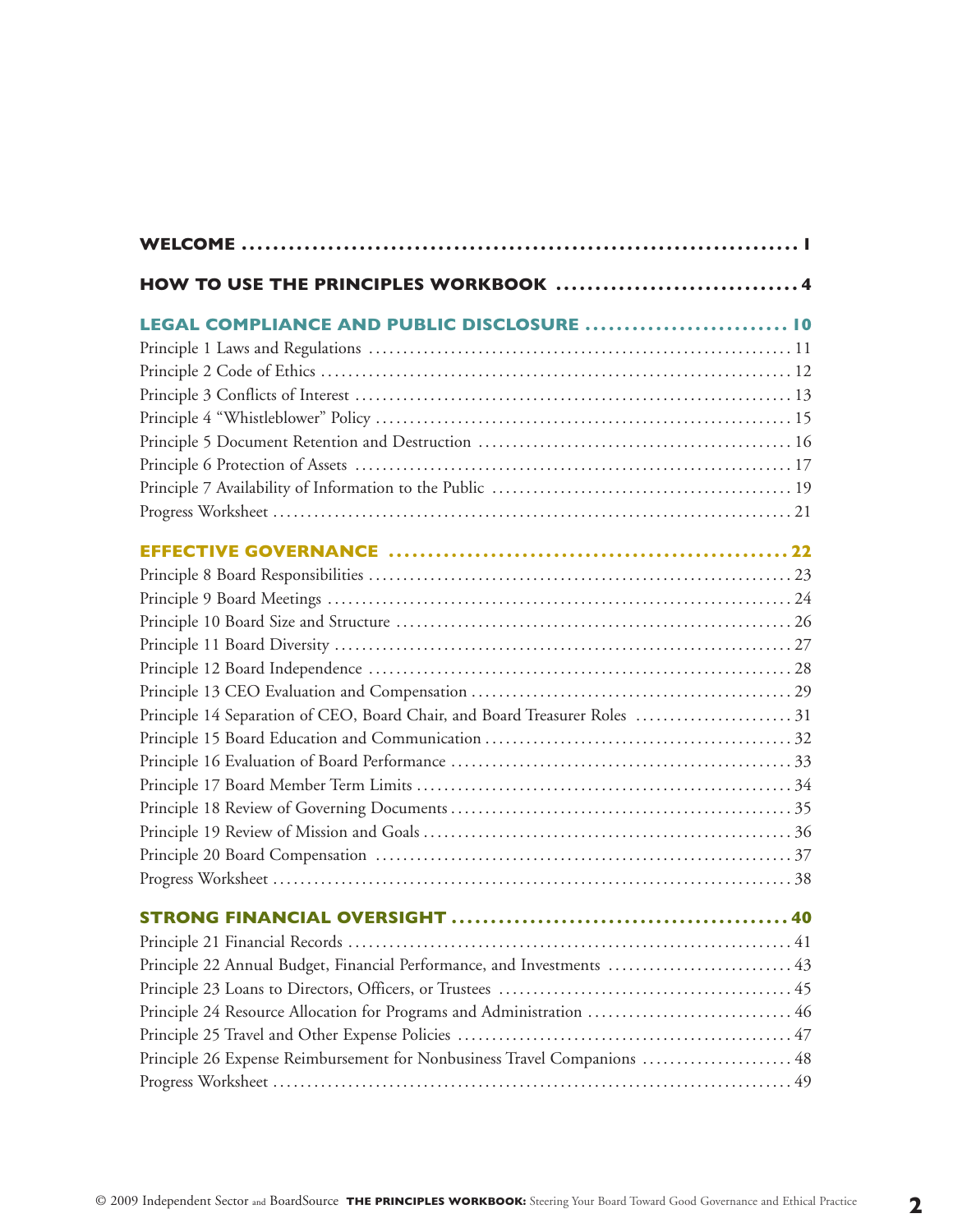**WELCOME** ........................................................................ 1

**HOW TO USE THE PRINCIPLES WORKBOOK** ............................... 4

**LEGAL COMPLIANCE AND PUBLIC DISCLOSURE** ......................... 10

Principle 1 Laws and Regulations ............................................................. 11

Principle 2 Code of Ethics ........................................................................ 12

Principle 3 Conflicts of Interest ................................................................ 13

Principle 4 "Whistleblower" Policy ............................................................ 15

Principle 5 Document Retention and Destruction ............................................. 16

Principle 6 Protection of Assets ................................................................ 17

Principle 7 Availability of Information to the Public ........................................... 19

Progress Worksheet ................................................................................ 21

**EFFECTIVE GOVERNANCE** ..................................................... 22

Principle 8 Board Responsibilities ............................................................... 23

Principle 9 Board Meetings ....................................................................... 24

Principle 10 Board Size and Structure .......................................................... 26

Principle 11 Board Diversity ...................................................................... 27

Principle 12 Board Independence ............................................................... 28

Principle 13 CEO Evaluation and Compensation .............................................. 29

Principle 14 Separation of CEO, Board Chair, and Board Treasurer Roles ....................... 31

Principle 15 Board Education and Communication ............................................ 32

Principle 16 Evaluation of Board Performance ................................................. 33

Principle 17 Board Member Term Limits ....................................................... 34

Principle 18 Review of Governing Documents .................................................. 35

Principle 19 Review of Mission and Goals ...................................................... 36

Principle 20 Board Compensation ............................................................... 37

Progress Worksheet ................................................................................ 38

**STRONG FINANCIAL OVERSIGHT** ........................................... 40

Principle 21 Financial Records ................................................................... 41

Principle 22 Annual Budget, Financial Performance, and Investments ........................... 43

Principle 23 Loans to Directors, Officers, or Trustees ........................................... 45

Principle 24 Resource Allocation for Programs and Administration .............................. 46

Principle 25 Travel and Other Expense Policies ................................................. 47

Principle 26 Expense Reimbursement for Nonbusiness Travel Companions ...................... 48

Progress Worksheet ................................................................................ 49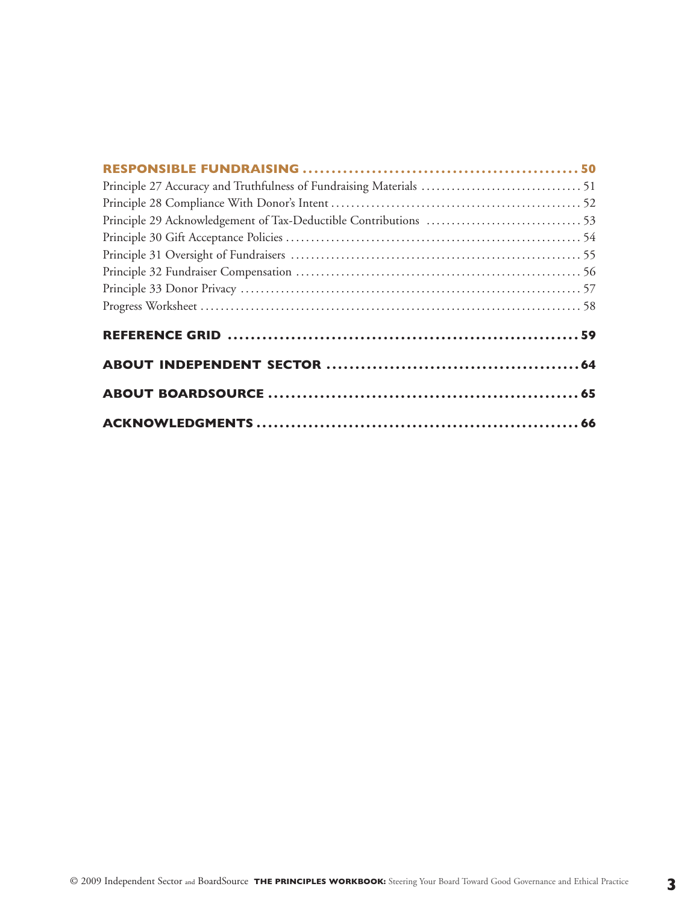**RESPONSIBLE FUNDRAISING .............................................. 50**

Principle 27 Accuracy and Truthfulness of Fundraising Materials ............................... 51

Principle 28 Compliance With Donor's Intent ................................................. 52

Principle 29 Acknowledgement of Tax-Deductible Contributions .............................. 53

Principle 30 Gift Acceptance Policies ........................................................ 54

Principle 31 Oversight of Fundraisers ....................................................... 55

Principle 32 Fundraiser Compensation ...................................................... 56

Principle 33 Donor Privacy ................................................................. 57

Progress Worksheet ......................................................................... 58

**REFERENCE GRID ............................................................. 59**

**ABOUT INDEPENDENT SECTOR ........................................... 64**

**ABOUT BOARDSOURCE ...................................................... 65**

**ACKNOWLEDGMENTS ........................................................ 66**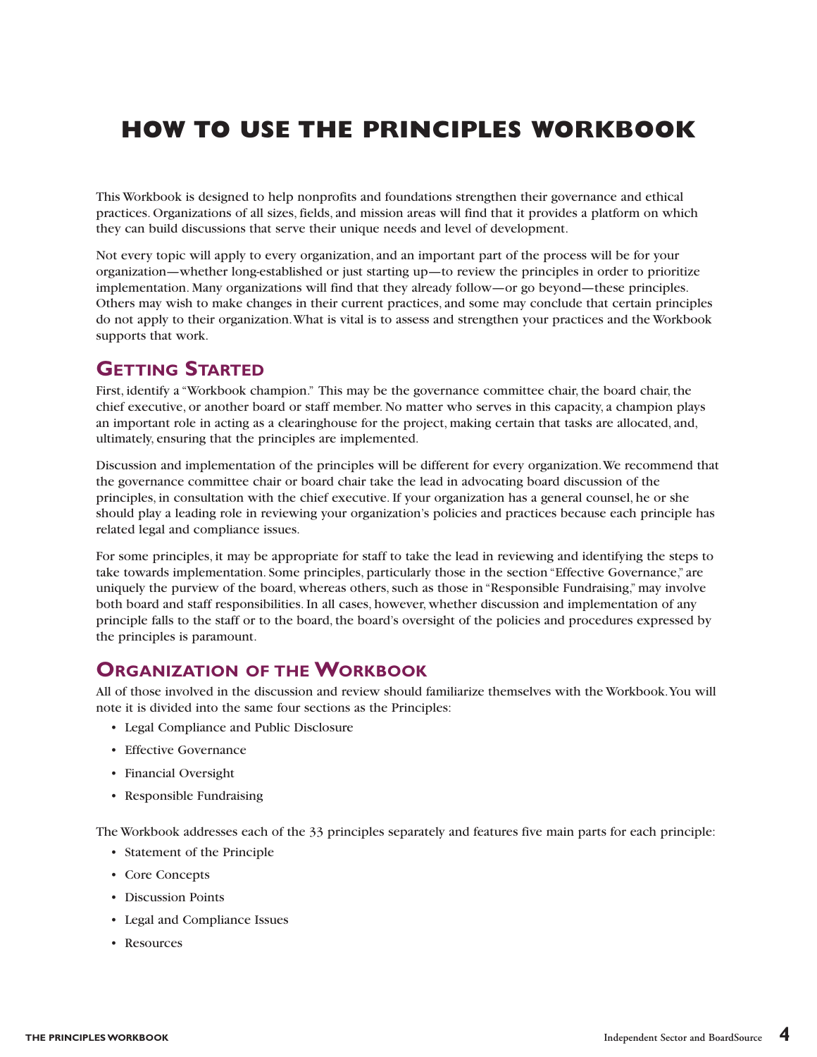# HOW TO USE THE PRINCIPLES WORKBOOK

This Workbook is designed to help nonprofits and foundations strengthen their governance and ethical practices. Organizations of all sizes, fields, and mission areas will find that it provides a platform on which they can build discussions that serve their unique needs and level of development.

Not every topic will apply to every organization, and an important part of the process will be for your organization—whether long-established or just starting up—to review the principles in order to prioritize implementation. Many organizations will find that they already follow—or go beyond—these principles. Others may wish to make changes in their current practices, and some may conclude that certain principles do not apply to their organization. What is vital is to assess and strengthen your practices and the Workbook supports that work.

## Getting Started

First, identify a "Workbook champion." This may be the governance committee chair, the board chair, the chief executive, or another board or staff member. No matter who serves in this capacity, a champion plays an important role in acting as a clearinghouse for the project, making certain that tasks are allocated, and, ultimately, ensuring that the principles are implemented.

Discussion and implementation of the principles will be different for every organization. We recommend that the governance committee chair or board chair take the lead in advocating board discussion of the principles, in consultation with the chief executive. If your organization has a general counsel, he or she should play a leading role in reviewing your organization's policies and practices because each principle has related legal and compliance issues.

For some principles, it may be appropriate for staff to take the lead in reviewing and identifying the steps to take towards implementation. Some principles, particularly those in the section "Effective Governance," are uniquely the purview of the board, whereas others, such as those in "Responsible Fundraising," may involve both board and staff responsibilities. In all cases, however, whether discussion and implementation of any principle falls to the staff or to the board, the board's oversight of the policies and procedures expressed by the principles is paramount.

## Organization of the Workbook

All of those involved in the discussion and review should familiarize themselves with the Workbook. You will note it is divided into the same four sections as the Principles:

- Legal Compliance and Public Disclosure
- Effective Governance
- Financial Oversight
- Responsible Fundraising

The Workbook addresses each of the 33 principles separately and features five main parts for each principle:

- Statement of the Principle
- Core Concepts
- Discussion Points
- Legal and Compliance Issues
- Resources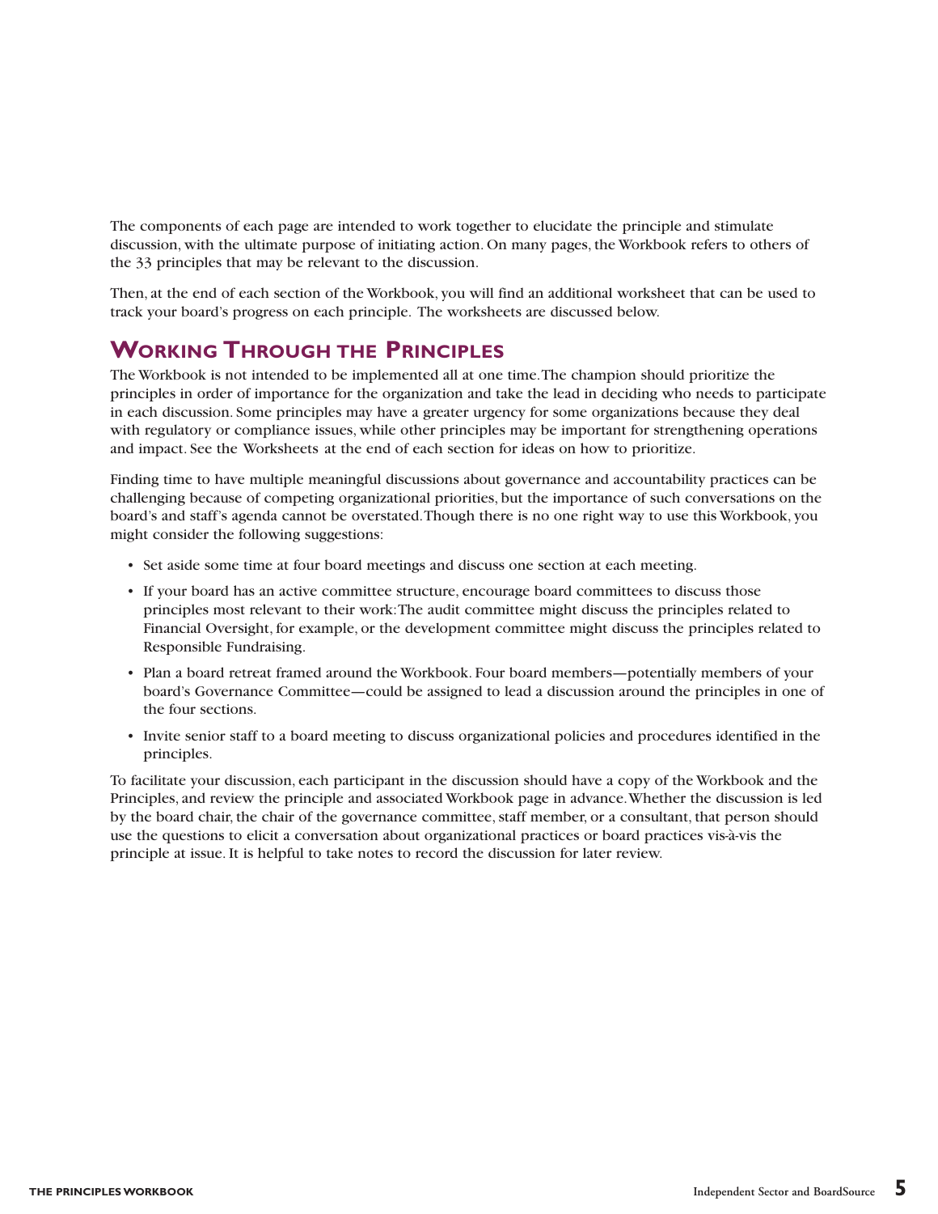The components of each page are intended to work together to elucidate the principle and stimulate discussion, with the ultimate purpose of initiating action. On many pages, the Workbook refers to others of the 33 principles that may be relevant to the discussion.

Then, at the end of each section of the Workbook, you will find an additional worksheet that can be used to track your board's progress on each principle. The worksheets are discussed below.

## Working Through the Principles

The Workbook is not intended to be implemented all at one time. The champion should prioritize the principles in order of importance for the organization and take the lead in deciding who needs to participate in each discussion. Some principles may have a greater urgency for some organizations because they deal with regulatory or compliance issues, while other principles may be important for strengthening operations and impact. See the Worksheets at the end of each section for ideas on how to prioritize.

Finding time to have multiple meaningful discussions about governance and accountability practices can be challenging because of competing organizational priorities, but the importance of such conversations on the board's and staff's agenda cannot be overstated. Though there is no one right way to use this Workbook, you might consider the following suggestions:

- Set aside some time at four board meetings and discuss one section at each meeting.
- If your board has an active committee structure, encourage board committees to discuss those principles most relevant to their work: The audit committee might discuss the principles related to Financial Oversight, for example, or the development committee might discuss the principles related to Responsible Fundraising.
- Plan a board retreat framed around the Workbook. Four board members—potentially members of your board's Governance Committee—could be assigned to lead a discussion around the principles in one of the four sections.
- Invite senior staff to a board meeting to discuss organizational policies and procedures identified in the principles.

To facilitate your discussion, each participant in the discussion should have a copy of the Workbook and the Principles, and review the principle and associated Workbook page in advance. Whether the discussion is led by the board chair, the chair of the governance committee, staff member, or a consultant, that person should use the questions to elicit a conversation about organizational practices or board practices vis-à-vis the principle at issue. It is helpful to take notes to record the discussion for later review.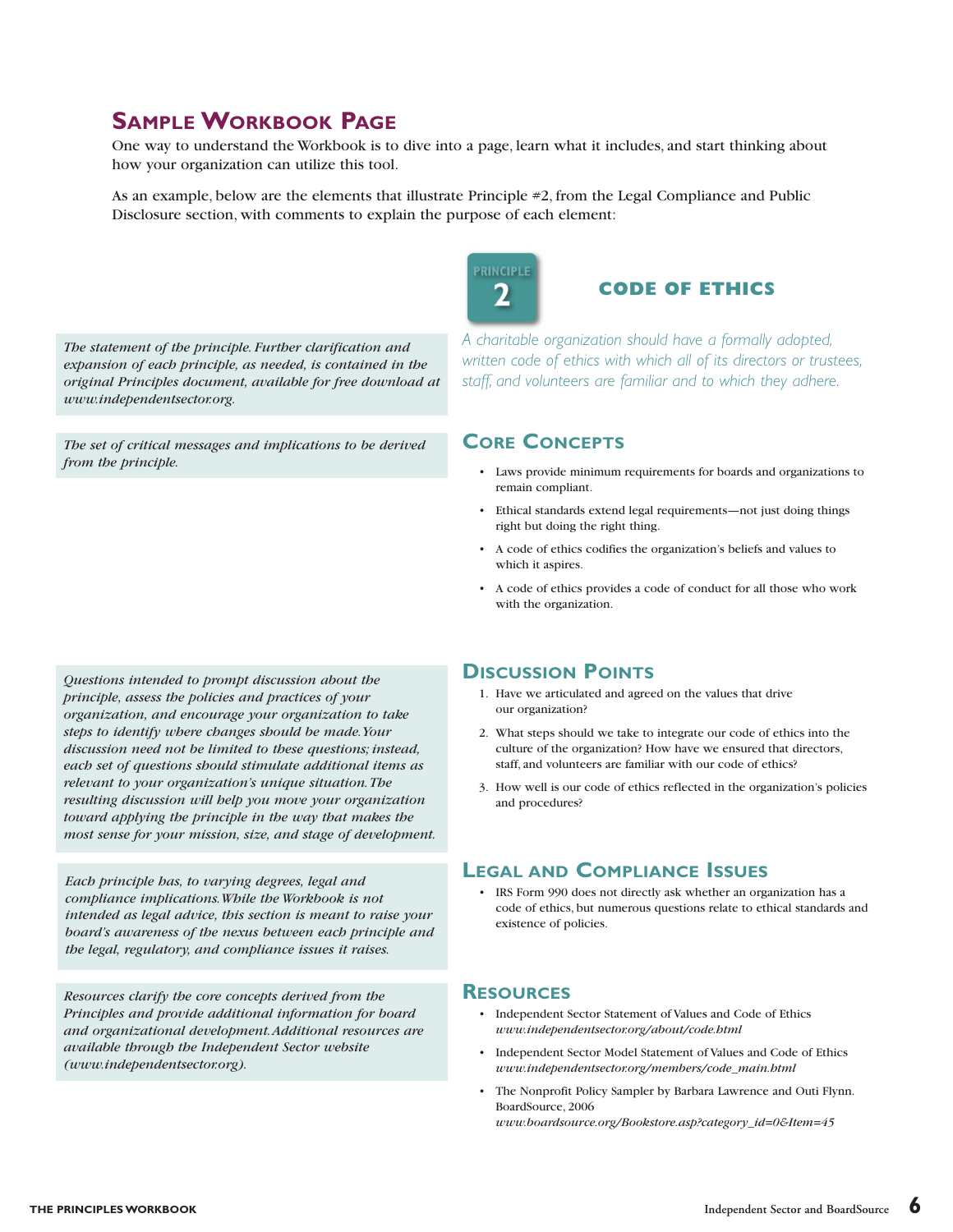## Sample Workbook Page

One way to understand the Workbook is to dive into a page, learn what it includes, and start thinking about how your organization can utilize this tool.

As an example, below are the elements that illustrate Principle #2, from the Legal Compliance and Public Disclosure section, with comments to explain the purpose of each element:

### PRINCIPLE 2 — CODE OF ETHICS

*The statement of the principle. Further clarification and expansion of each principle, as needed, is contained in the original Principles document, available for free download at www.independentsector.org.*

*A charitable organization should have a formally adopted, written code of ethics with which all of its directors or trustees, staff, and volunteers are familiar and to which they adhere.*

*The set of critical messages and implications to be derived from the principle.*

### Core Concepts

- Laws provide minimum requirements for boards and organizations to remain compliant.
- Ethical standards extend legal requirements—not just doing things right but doing the right thing.
- A code of ethics codifies the organization's beliefs and values to which it aspires.
- A code of ethics provides a code of conduct for all those who work with the organization.

*Questions intended to prompt discussion about the principle, assess the policies and practices of your organization, and encourage your organization to take steps to identify where changes should be made. Your discussion need not be limited to these questions; instead, each set of questions should stimulate additional items as relevant to your organization's unique situation. The resulting discussion will help you move your organization toward applying the principle in the way that makes the most sense for your mission, size, and stage of development.*

### Discussion Points

1. Have we articulated and agreed on the values that drive our organization?
2. What steps should we take to integrate our code of ethics into the culture of the organization? How have we ensured that directors, staff, and volunteers are familiar with our code of ethics?
3. How well is our code of ethics reflected in the organization's policies and procedures?

*Each principle has, to varying degrees, legal and compliance implications. While the Workbook is not intended as legal advice, this section is meant to raise your board's awareness of the nexus between each principle and the legal, regulatory, and compliance issues it raises.*

### Legal and Compliance Issues

- IRS Form 990 does not directly ask whether an organization has a code of ethics, but numerous questions relate to ethical standards and existence of policies.

*Resources clarify the core concepts derived from the Principles and provide additional information for board and organizational development. Additional resources are available through the Independent Sector website (www.independentsector.org).*

### Resources

- Independent Sector Statement of Values and Code of Ethics
  *www.independentsector.org/about/code.html*
- Independent Sector Model Statement of Values and Code of Ethics
  *www.independentsector.org/members/code_main.html*
- The Nonprofit Policy Sampler by Barbara Lawrence and Outi Flynn. BoardSource, 2006
  *www.boardsource.org/Bookstore.asp?category_id=0&Item=45*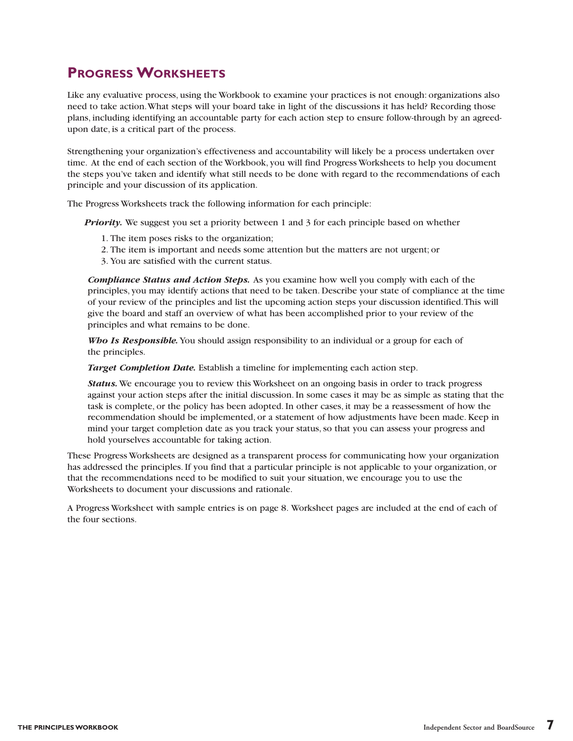## Progress Worksheets

Like any evaluative process, using the Workbook to examine your practices is not enough: organizations also need to take action. What steps will your board take in light of the discussions it has held? Recording those plans, including identifying an accountable party for each action step to ensure follow-through by an agreed-upon date, is a critical part of the process.

Strengthening your organization's effectiveness and accountability will likely be a process undertaken over time. At the end of each section of the Workbook, you will find Progress Worksheets to help you document the steps you've taken and identify what still needs to be done with regard to the recommendations of each principle and your discussion of its application.

The Progress Worksheets track the following information for each principle:

***Priority.*** We suggest you set a priority between 1 and 3 for each principle based on whether

1. The item poses risks to the organization;
2. The item is important and needs some attention but the matters are not urgent; or
3. You are satisfied with the current status.

***Compliance Status and Action Steps.*** As you examine how well you comply with each of the principles, you may identify actions that need to be taken. Describe your state of compliance at the time of your review of the principles and list the upcoming action steps your discussion identified. This will give the board and staff an overview of what has been accomplished prior to your review of the principles and what remains to be done.

***Who Is Responsible.*** You should assign responsibility to an individual or a group for each of the principles.

***Target Completion Date.*** Establish a timeline for implementing each action step.

***Status.*** We encourage you to review this Worksheet on an ongoing basis in order to track progress against your action steps after the initial discussion. In some cases it may be as simple as stating that the task is complete, or the policy has been adopted. In other cases, it may be a reassessment of how the recommendation should be implemented, or a statement of how adjustments have been made. Keep in mind your target completion date as you track your status, so that you can assess your progress and hold yourselves accountable for taking action.

These Progress Worksheets are designed as a transparent process for communicating how your organization has addressed the principles. If you find that a particular principle is not applicable to your organization, or that the recommendations need to be modified to suit your situation, we encourage you to use the Worksheets to document your discussions and rationale.

A Progress Worksheet with sample entries is on page 8. Worksheet pages are included at the end of each of the four sections.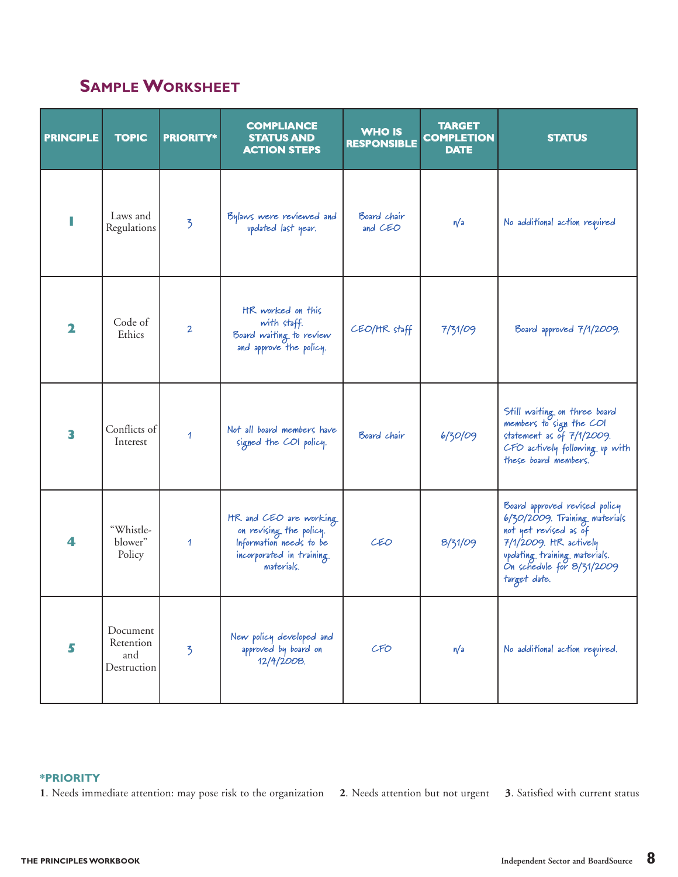## Sample Worksheet

| PRINCIPLE | TOPIC | PRIORITY* | COMPLIANCE STATUS AND ACTION STEPS | WHO IS RESPONSIBLE | TARGET COMPLETION DATE | STATUS |
|---|---|---|---|---|---|---|
| 1 | Laws and Regulations | 3 | Bylaws were reviewed and updated last year. | Board chair and CEO | n/a | No additional action required |
| 2 | Code of Ethics | 2 | HR worked on this with staff. Board waiting to review and approve the policy. | CEO/HR staff | 7/31/09 | Board approved 7/1/2009. |
| 3 | Conflicts of Interest | 1 | Not all board members have signed the COI policy. | Board chair | 6/30/09 | Still waiting on three board members to sign the COI statement as of 7/1/2009. CFO actively following up with these board members. |
| 4 | "Whistle-blower" Policy | 1 | HR and CEO are working on revising the policy. Information needs to be incorporated in training materials. | CEO | 8/31/09 | Board approved revised policy 6/30/2009. Training materials not yet revised as of 7/1/2009. HR actively updating training materials. On schedule for 8/31/2009 target date. |
| 5 | Document Retention and Destruction | 3 | New policy developed and approved by board on 12/4/2008. | CFO | n/a | No additional action required. |

**\*PRIORITY**

**1**. Needs immediate attention: may pose risk to the organization **2**. Needs attention but not urgent **3**. Satisfied with current status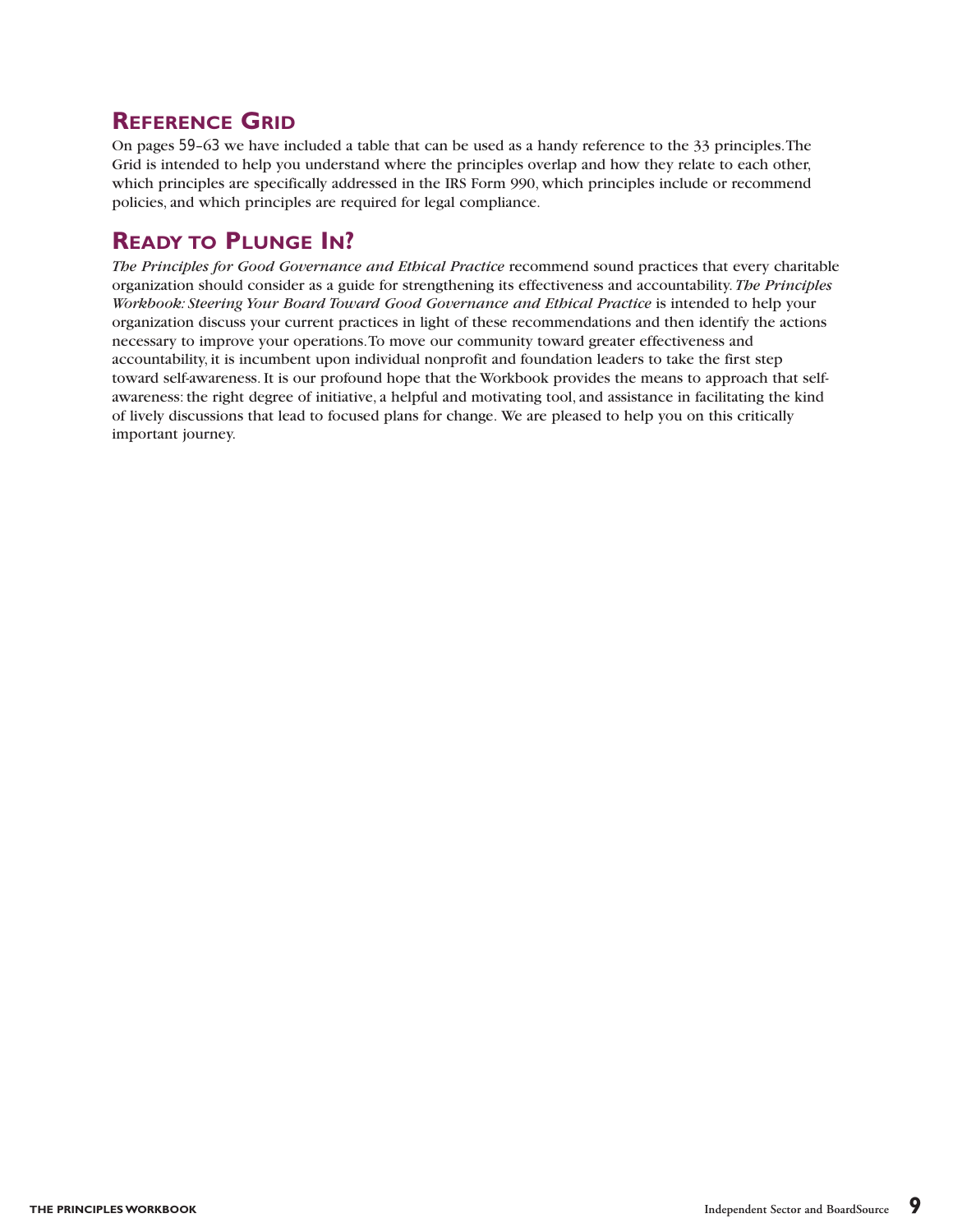## Reference Grid

On pages 59–63 we have included a table that can be used as a handy reference to the 33 principles. The Grid is intended to help you understand where the principles overlap and how they relate to each other, which principles are specifically addressed in the IRS Form 990, which principles include or recommend policies, and which principles are required for legal compliance.

## Ready to Plunge In?

*The Principles for Good Governance and Ethical Practice* recommend sound practices that every charitable organization should consider as a guide for strengthening its effectiveness and accountability. *The Principles Workbook: Steering Your Board Toward Good Governance and Ethical Practice* is intended to help your organization discuss your current practices in light of these recommendations and then identify the actions necessary to improve your operations. To move our community toward greater effectiveness and accountability, it is incumbent upon individual nonprofit and foundation leaders to take the first step toward self-awareness. It is our profound hope that the Workbook provides the means to approach that self-awareness: the right degree of initiative, a helpful and motivating tool, and assistance in facilitating the kind of lively discussions that lead to focused plans for change. We are pleased to help you on this critically important journey.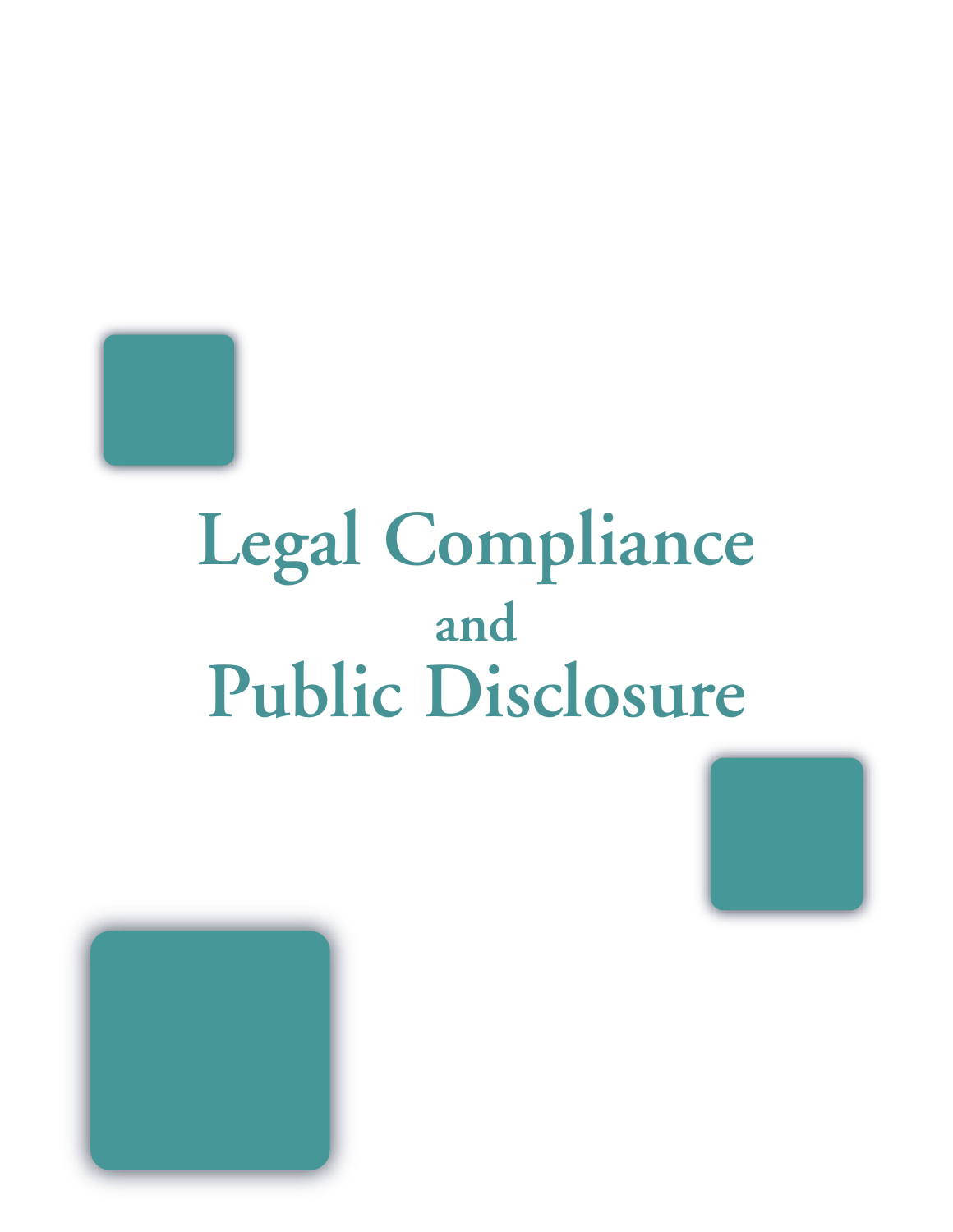# Legal Compliance and Public Disclosure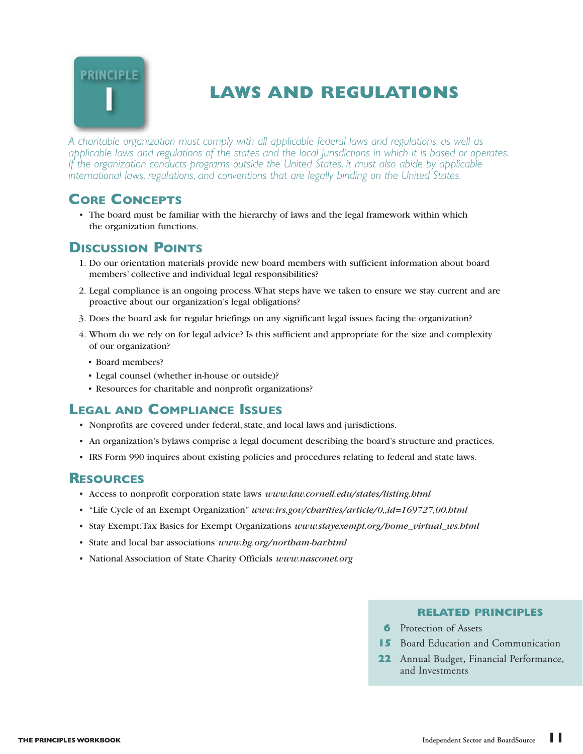PRINCIPLE 1

# LAWS AND REGULATIONS

*A charitable organization must comply with all applicable federal laws and regulations, as well as applicable laws and regulations of the states and the local jurisdictions in which it is based or operates. If the organization conducts programs outside the United States, it must also abide by applicable international laws, regulations, and conventions that are legally binding on the United States.*

## Core Concepts

- The board must be familiar with the hierarchy of laws and the legal framework within which the organization functions.

## Discussion Points

1. Do our orientation materials provide new board members with sufficient information about board members' collective and individual legal responsibilities?
2. Legal compliance is an ongoing process. What steps have we taken to ensure we stay current and are proactive about our organization's legal obligations?
3. Does the board ask for regular briefings on any significant legal issues facing the organization?
4. Whom do we rely on for legal advice? Is this sufficient and appropriate for the size and complexity of our organization?
   - Board members?
   - Legal counsel (whether in-house or outside)?
   - Resources for charitable and nonprofit organizations?

## Legal and Compliance Issues

- Nonprofits are covered under federal, state, and local laws and jurisdictions.
- An organization's bylaws comprise a legal document describing the board's structure and practices.
- IRS Form 990 inquires about existing policies and procedures relating to federal and state laws.

## Resources

- Access to nonprofit corporation state laws *www.law.cornell.edu/states/listing.html*
- "Life Cycle of an Exempt Organization" *www.irs.gov/charities/article/0,,id=169727,00.html*
- Stay Exempt: Tax Basics for Exempt Organizations *www.stayexempt.org/home_virtual_ws.html*
- State and local bar associations *www.hg.org/northam-bar.html*
- National Association of State Charity Officials *www.nasconet.org*

### RELATED PRINCIPLES

- **6** Protection of Assets
- **15** Board Education and Communication
- **22** Annual Budget, Financial Performance, and Investments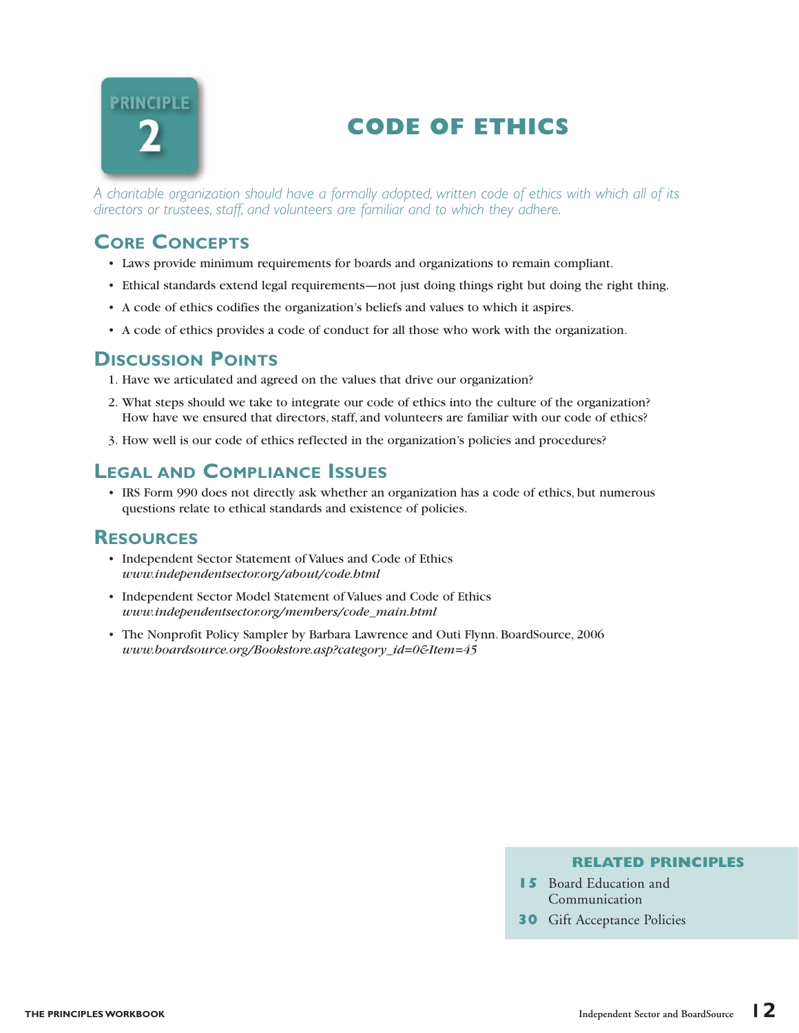# PRINCIPLE 2

# CODE OF ETHICS

*A charitable organization should have a formally adopted, written code of ethics with which all of its directors or trustees, staff, and volunteers are familiar and to which they adhere.*

## Core Concepts

- Laws provide minimum requirements for boards and organizations to remain compliant.
- Ethical standards extend legal requirements—not just doing things right but doing the right thing.
- A code of ethics codifies the organization's beliefs and values to which it aspires.
- A code of ethics provides a code of conduct for all those who work with the organization.

## Discussion Points

1. Have we articulated and agreed on the values that drive our organization?
2. What steps should we take to integrate our code of ethics into the culture of the organization? How have we ensured that directors, staff, and volunteers are familiar with our code of ethics?
3. How well is our code of ethics reflected in the organization's policies and procedures?

## Legal and Compliance Issues

- IRS Form 990 does not directly ask whether an organization has a code of ethics, but numerous questions relate to ethical standards and existence of policies.

## Resources

- Independent Sector Statement of Values and Code of Ethics
  *www.independentsector.org/about/code.html*
- Independent Sector Model Statement of Values and Code of Ethics
  *www.independentsector.org/members/code_main.html*
- The Nonprofit Policy Sampler by Barbara Lawrence and Outi Flynn. BoardSource, 2006
  *www.boardsource.org/Bookstore.asp?category_id=0&Item=45*

### Related Principles

**15** Board Education and Communication

**30** Gift Acceptance Policies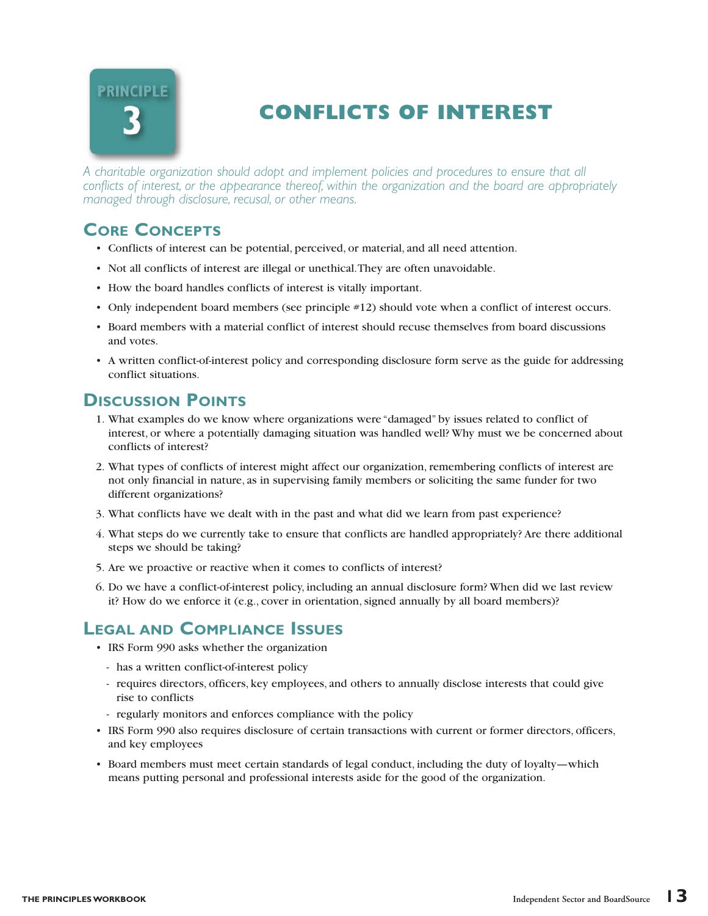PRINCIPLE 3

# CONFLICTS OF INTEREST

*A charitable organization should adopt and implement policies and procedures to ensure that all conflicts of interest, or the appearance thereof, within the organization and the board are appropriately managed through disclosure, recusal, or other means.*

## Core Concepts

- Conflicts of interest can be potential, perceived, or material, and all need attention.
- Not all conflicts of interest are illegal or unethical. They are often unavoidable.
- How the board handles conflicts of interest is vitally important.
- Only independent board members (see principle #12) should vote when a conflict of interest occurs.
- Board members with a material conflict of interest should recuse themselves from board discussions and votes.
- A written conflict-of-interest policy and corresponding disclosure form serve as the guide for addressing conflict situations.

## Discussion Points

1. What examples do we know where organizations were "damaged" by issues related to conflict of interest, or where a potentially damaging situation was handled well? Why must we be concerned about conflicts of interest?
2. What types of conflicts of interest might affect our organization, remembering conflicts of interest are not only financial in nature, as in supervising family members or soliciting the same funder for two different organizations?
3. What conflicts have we dealt with in the past and what did we learn from past experience?
4. What steps do we currently take to ensure that conflicts are handled appropriately? Are there additional steps we should be taking?
5. Are we proactive or reactive when it comes to conflicts of interest?
6. Do we have a conflict-of-interest policy, including an annual disclosure form? When did we last review it? How do we enforce it (e.g., cover in orientation, signed annually by all board members)?

## Legal and Compliance Issues

- IRS Form 990 asks whether the organization
  - has a written conflict-of-interest policy
  - requires directors, officers, key employees, and others to annually disclose interests that could give rise to conflicts
  - regularly monitors and enforces compliance with the policy
- IRS Form 990 also requires disclosure of certain transactions with current or former directors, officers, and key employees
- Board members must meet certain standards of legal conduct, including the duty of loyalty—which means putting personal and professional interests aside for the good of the organization.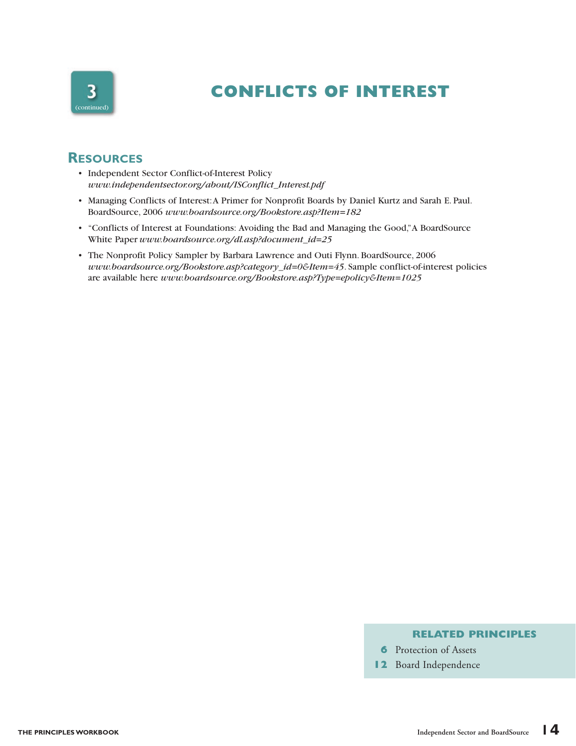# 3 (continued) CONFLICTS OF INTEREST

## Resources

- Independent Sector Conflict-of-Interest Policy
  *www.independentsector.org/about/ISConflict_Interest.pdf*
- Managing Conflicts of Interest: A Primer for Nonprofit Boards by Daniel Kurtz and Sarah E. Paul. BoardSource, 2006 *www.boardsource.org/Bookstore.asp?Item=182*
- "Conflicts of Interest at Foundations: Avoiding the Bad and Managing the Good," A BoardSource White Paper *www.boardsource.org/dl.asp?document_id=25*
- The Nonprofit Policy Sampler by Barbara Lawrence and Outi Flynn. BoardSource, 2006 *www.boardsource.org/Bookstore.asp?category_id=0&Item=45*. Sample conflict-of-interest policies are available here *www.boardsource.org/Bookstore.asp?Type=epolicy&Item=1025*

### RELATED PRINCIPLES

**6** Protection of Assets

**12** Board Independence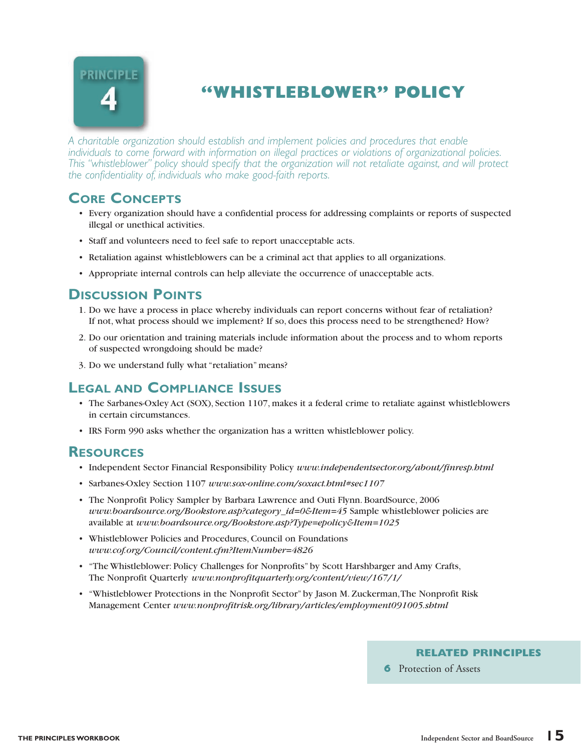# PRINCIPLE 4

# "WHISTLEBLOWER" POLICY

*A charitable organization should establish and implement policies and procedures that enable individuals to come forward with information on illegal practices or violations of organizational policies. This "whistleblower" policy should specify that the organization will not retaliate against, and will protect the confidentiality of, individuals who make good-faith reports.*

## Core Concepts

- Every organization should have a confidential process for addressing complaints or reports of suspected illegal or unethical activities.
- Staff and volunteers need to feel safe to report unacceptable acts.
- Retaliation against whistleblowers can be a criminal act that applies to all organizations.
- Appropriate internal controls can help alleviate the occurrence of unacceptable acts.

## Discussion Points

1. Do we have a process in place whereby individuals can report concerns without fear of retaliation? If not, what process should we implement? If so, does this process need to be strengthened? How?
2. Do our orientation and training materials include information about the process and to whom reports of suspected wrongdoing should be made?
3. Do we understand fully what "retaliation" means?

## Legal and Compliance Issues

- The Sarbanes-Oxley Act (SOX), Section 1107, makes it a federal crime to retaliate against whistleblowers in certain circumstances.
- IRS Form 990 asks whether the organization has a written whistleblower policy.

## Resources

- Independent Sector Financial Responsibility Policy *www.independentsector.org/about/finresp.html*
- Sarbanes-Oxley Section 1107 *www.sox-online.com/soxact.html#sec1107*
- The Nonprofit Policy Sampler by Barbara Lawrence and Outi Flynn. BoardSource, 2006 *www.boardsource.org/Bookstore.asp?category_id=0&Item=45* Sample whistleblower policies are available at *www.boardsource.org/Bookstore.asp?Type=epolicy&Item=1025*
- Whistleblower Policies and Procedures, Council on Foundations *www.cof.org/Council/content.cfm?ItemNumber=4826*
- "The Whistleblower: Policy Challenges for Nonprofits" by Scott Harshbarger and Amy Crafts, The Nonprofit Quarterly *www.nonprofitquarterly.org/content/view/167/1/*
- "Whistleblower Protections in the Nonprofit Sector" by Jason M. Zuckerman, The Nonprofit Risk Management Center *www.nonprofitrisk.org/library/articles/employment091005.shtml*

### RELATED PRINCIPLES

**6** Protection of Assets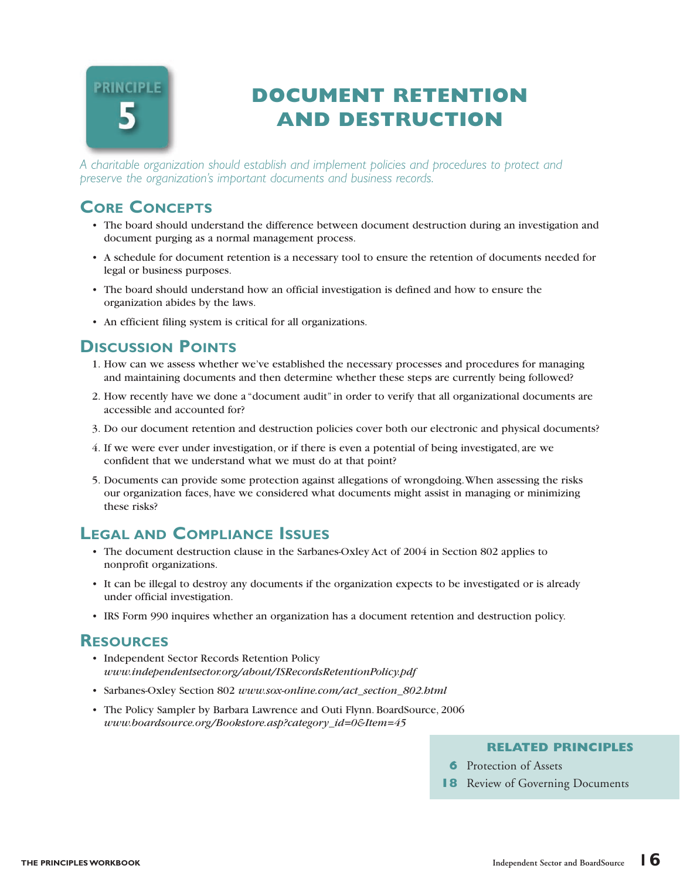# PRINCIPLE 5

# DOCUMENT RETENTION AND DESTRUCTION

*A charitable organization should establish and implement policies and procedures to protect and preserve the organization's important documents and business records.*

## Core Concepts

- The board should understand the difference between document destruction during an investigation and document purging as a normal management process.
- A schedule for document retention is a necessary tool to ensure the retention of documents needed for legal or business purposes.
- The board should understand how an official investigation is defined and how to ensure the organization abides by the laws.
- An efficient filing system is critical for all organizations.

## Discussion Points

1. How can we assess whether we've established the necessary processes and procedures for managing and maintaining documents and then determine whether these steps are currently being followed?
2. How recently have we done a "document audit" in order to verify that all organizational documents are accessible and accounted for?
3. Do our document retention and destruction policies cover both our electronic and physical documents?
4. If we were ever under investigation, or if there is even a potential of being investigated, are we confident that we understand what we must do at that point?
5. Documents can provide some protection against allegations of wrongdoing. When assessing the risks our organization faces, have we considered what documents might assist in managing or minimizing these risks?

## Legal and Compliance Issues

- The document destruction clause in the Sarbanes-Oxley Act of 2004 in Section 802 applies to nonprofit organizations.
- It can be illegal to destroy any documents if the organization expects to be investigated or is already under official investigation.
- IRS Form 990 inquires whether an organization has a document retention and destruction policy.

## Resources

- Independent Sector Records Retention Policy *www.independentsector.org/about/ISRecordsRetentionPolicy.pdf*
- Sarbanes-Oxley Section 802 *www.sox-online.com/act_section_802.html*
- The Policy Sampler by Barbara Lawrence and Outi Flynn. BoardSource, 2006 *www.boardsource.org/Bookstore.asp?category_id=0&Item=45*

### RELATED PRINCIPLES

**6** Protection of Assets

**18** Review of Governing Documents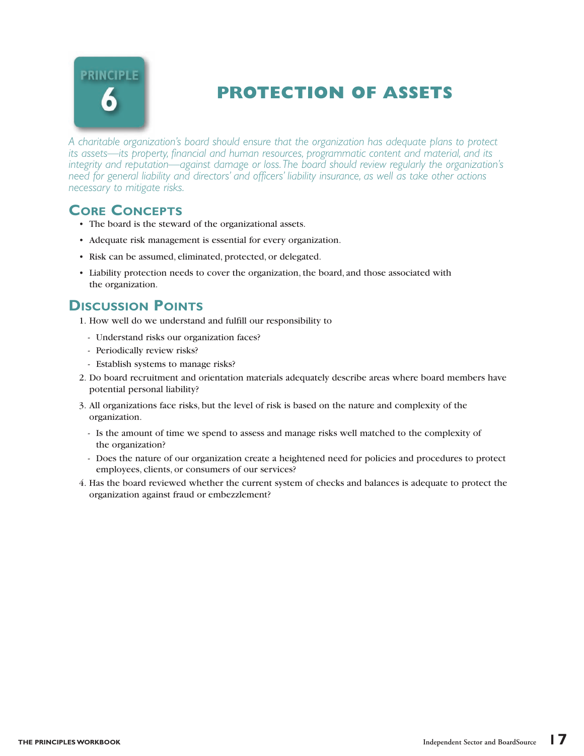# PRINCIPLE 6

# PROTECTION OF ASSETS

*A charitable organization's board should ensure that the organization has adequate plans to protect its assets—its property, financial and human resources, programmatic content and material, and its integrity and reputation—against damage or loss. The board should review regularly the organization's need for general liability and directors' and officers' liability insurance, as well as take other actions necessary to mitigate risks.*

## Core Concepts

- The board is the steward of the organizational assets.
- Adequate risk management is essential for every organization.
- Risk can be assumed, eliminated, protected, or delegated.
- Liability protection needs to cover the organization, the board, and those associated with the organization.

## Discussion Points

1. How well do we understand and fulfill our responsibility to
   - Understand risks our organization faces?
   - Periodically review risks?
   - Establish systems to manage risks?
2. Do board recruitment and orientation materials adequately describe areas where board members have potential personal liability?
3. All organizations face risks, but the level of risk is based on the nature and complexity of the organization.
   - Is the amount of time we spend to assess and manage risks well matched to the complexity of the organization?
   - Does the nature of our organization create a heightened need for policies and procedures to protect employees, clients, or consumers of our services?
4. Has the board reviewed whether the current system of checks and balances is adequate to protect the organization against fraud or embezzlement?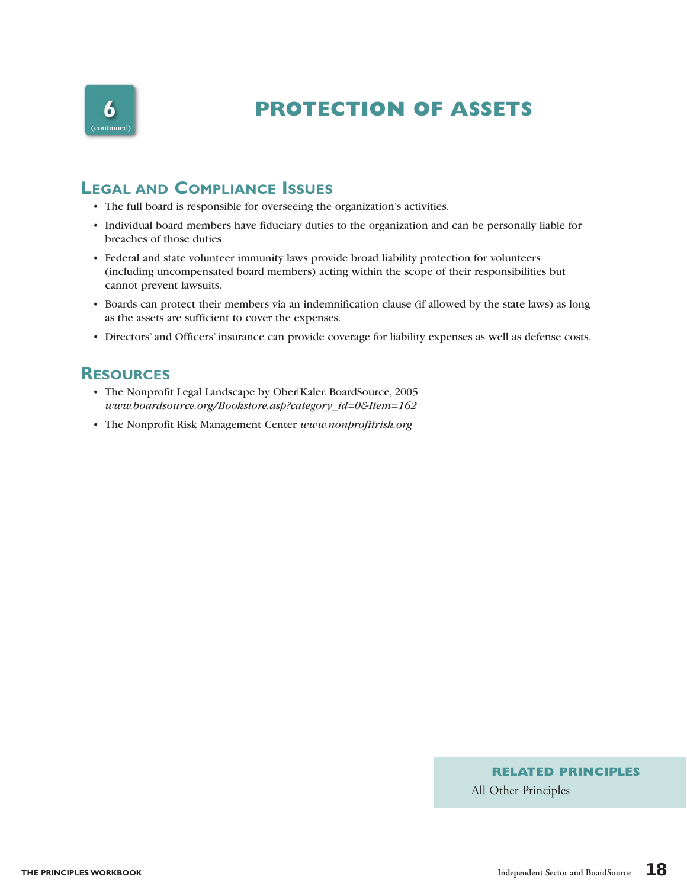6
(continued)

# PROTECTION OF ASSETS

## Legal and Compliance Issues

- The full board is responsible for overseeing the organization's activities.
- Individual board members have fiduciary duties to the organization and can be personally liable for breaches of those duties.
- Federal and state volunteer immunity laws provide broad liability protection for volunteers (including uncompensated board members) acting within the scope of their responsibilities but cannot prevent lawsuits.
- Boards can protect their members via an indemnification clause (if allowed by the state laws) as long as the assets are sufficient to cover the expenses.
- Directors' and Officers' insurance can provide coverage for liability expenses as well as defense costs.

## Resources

- The Nonprofit Legal Landscape by Ober|Kaler. BoardSource, 2005 *www.boardsource.org/Bookstore.asp?category_id=0&Item=162*
- The Nonprofit Risk Management Center *www.nonprofitrisk.org*

**RELATED PRINCIPLES**

All Other Principles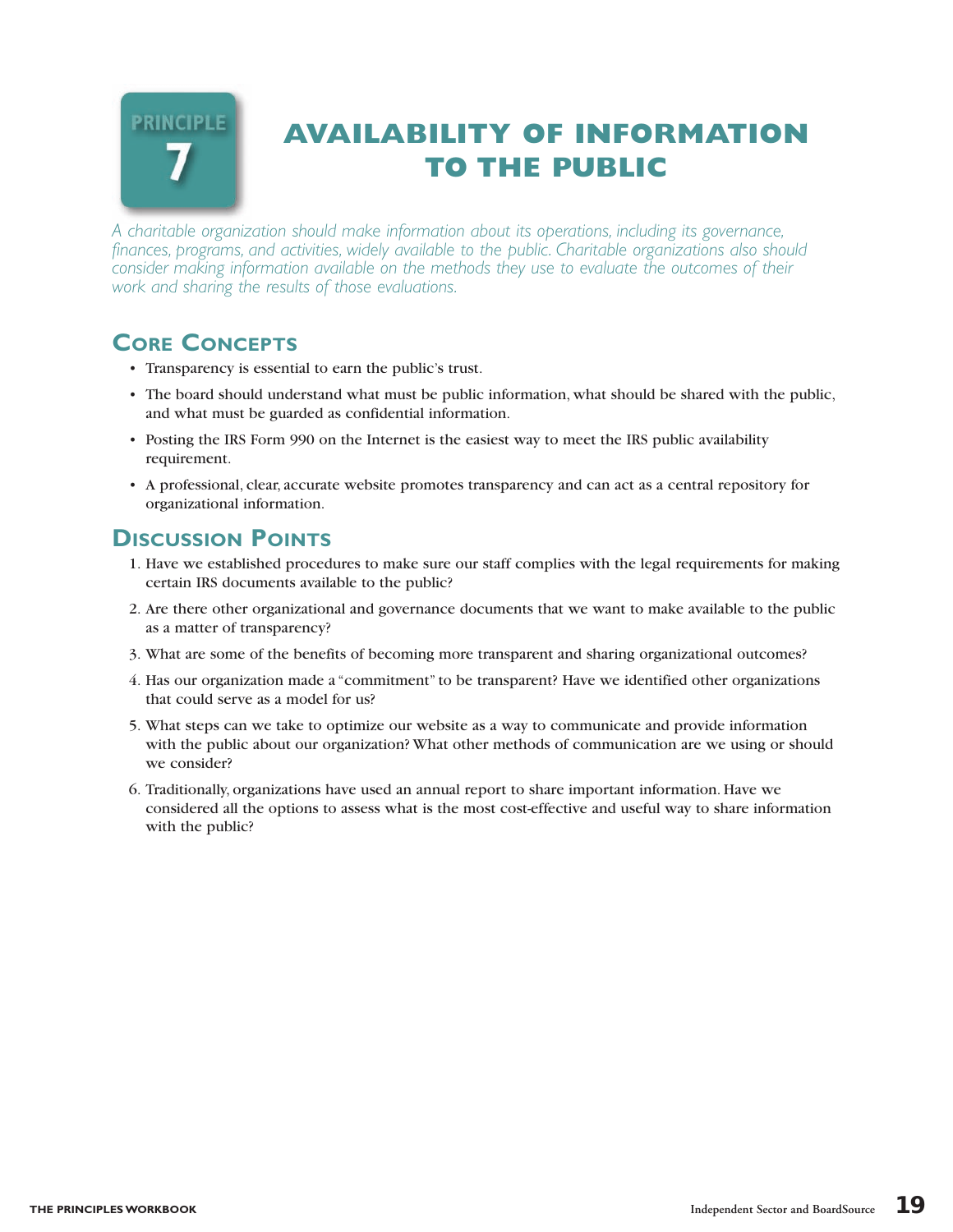# PRINCIPLE 7

# AVAILABILITY OF INFORMATION TO THE PUBLIC

*A charitable organization should make information about its operations, including its governance, finances, programs, and activities, widely available to the public. Charitable organizations also should consider making information available on the methods they use to evaluate the outcomes of their work and sharing the results of those evaluations.*

## Core Concepts

- Transparency is essential to earn the public's trust.
- The board should understand what must be public information, what should be shared with the public, and what must be guarded as confidential information.
- Posting the IRS Form 990 on the Internet is the easiest way to meet the IRS public availability requirement.
- A professional, clear, accurate website promotes transparency and can act as a central repository for organizational information.

## Discussion Points

1. Have we established procedures to make sure our staff complies with the legal requirements for making certain IRS documents available to the public?
2. Are there other organizational and governance documents that we want to make available to the public as a matter of transparency?
3. What are some of the benefits of becoming more transparent and sharing organizational outcomes?
4. Has our organization made a "commitment" to be transparent? Have we identified other organizations that could serve as a model for us?
5. What steps can we take to optimize our website as a way to communicate and provide information with the public about our organization? What other methods of communication are we using or should we consider?
6. Traditionally, organizations have used an annual report to share important information. Have we considered all the options to assess what is the most cost-effective and useful way to share information with the public?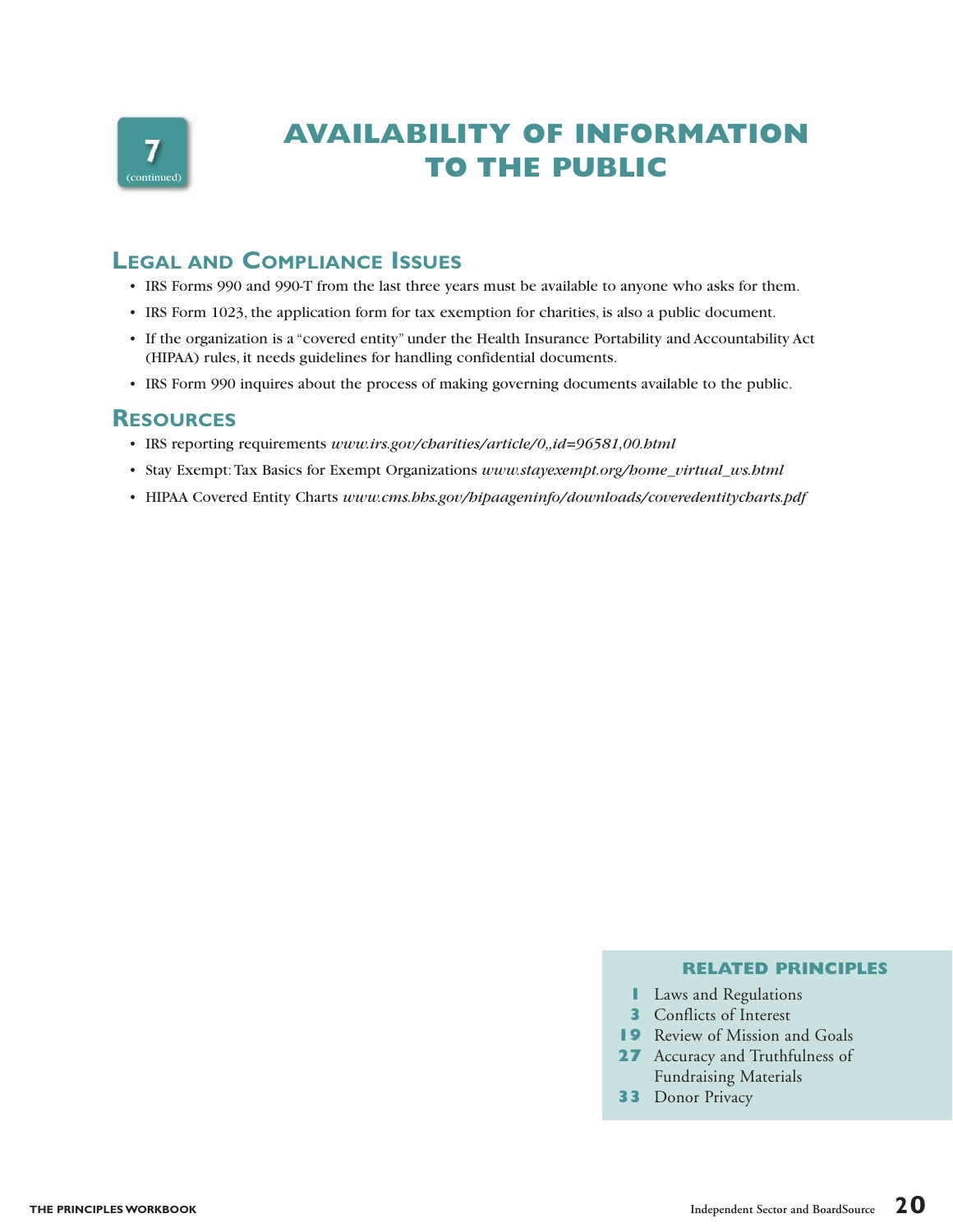7 (continued)

# AVAILABILITY OF INFORMATION TO THE PUBLIC

## Legal and Compliance Issues

- IRS Forms 990 and 990-T from the last three years must be available to anyone who asks for them.
- IRS Form 1023, the application form for tax exemption for charities, is also a public document.
- If the organization is a "covered entity" under the Health Insurance Portability and Accountability Act (HIPAA) rules, it needs guidelines for handling confidential documents.
- IRS Form 990 inquires about the process of making governing documents available to the public.

## Resources

- IRS reporting requirements *www.irs.gov/charities/article/0,,id=96581,00.html*
- Stay Exempt: Tax Basics for Exempt Organizations *www.stayexempt.org/home_virtual_ws.html*
- HIPAA Covered Entity Charts *www.cms.hhs.gov/hipaageninfo/downloads/coveredentitycharts.pdf*

### RELATED PRINCIPLES

- **1** Laws and Regulations
- **3** Conflicts of Interest
- **19** Review of Mission and Goals
- **27** Accuracy and Truthfulness of Fundraising Materials
- **33** Donor Privacy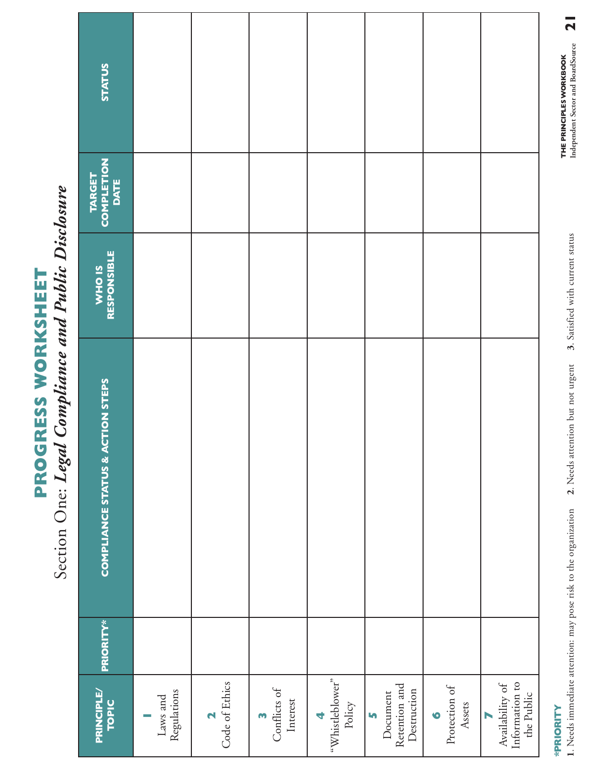# PROGRESS WORKSHEET

## Section One: *Legal Compliance and Public Disclosure*

| PRINCIPLE/ TOPIC | PRIORITY* | COMPLIANCE STATUS & ACTION STEPS | WHO IS RESPONSIBLE | TARGET COMPLETION DATE | STATUS |
|---|---|---|---|---|---|
| **1** Laws and Regulations | | | | | |
| **2** Code of Ethics | | | | | |
| **3** Conflicts of Interest | | | | | |
| **4** "Whistleblower" Policy | | | | | |
| **5** Document Retention and Destruction | | | | | |
| **6** Protection of Assets | | | | | |
| **7** Availability of Information to the Public | | | | | |

***PRIORITY**

**1**. Needs immediate attention: may pose risk to the organization **2**. Needs attention but not urgent **3**. Satisfied with current status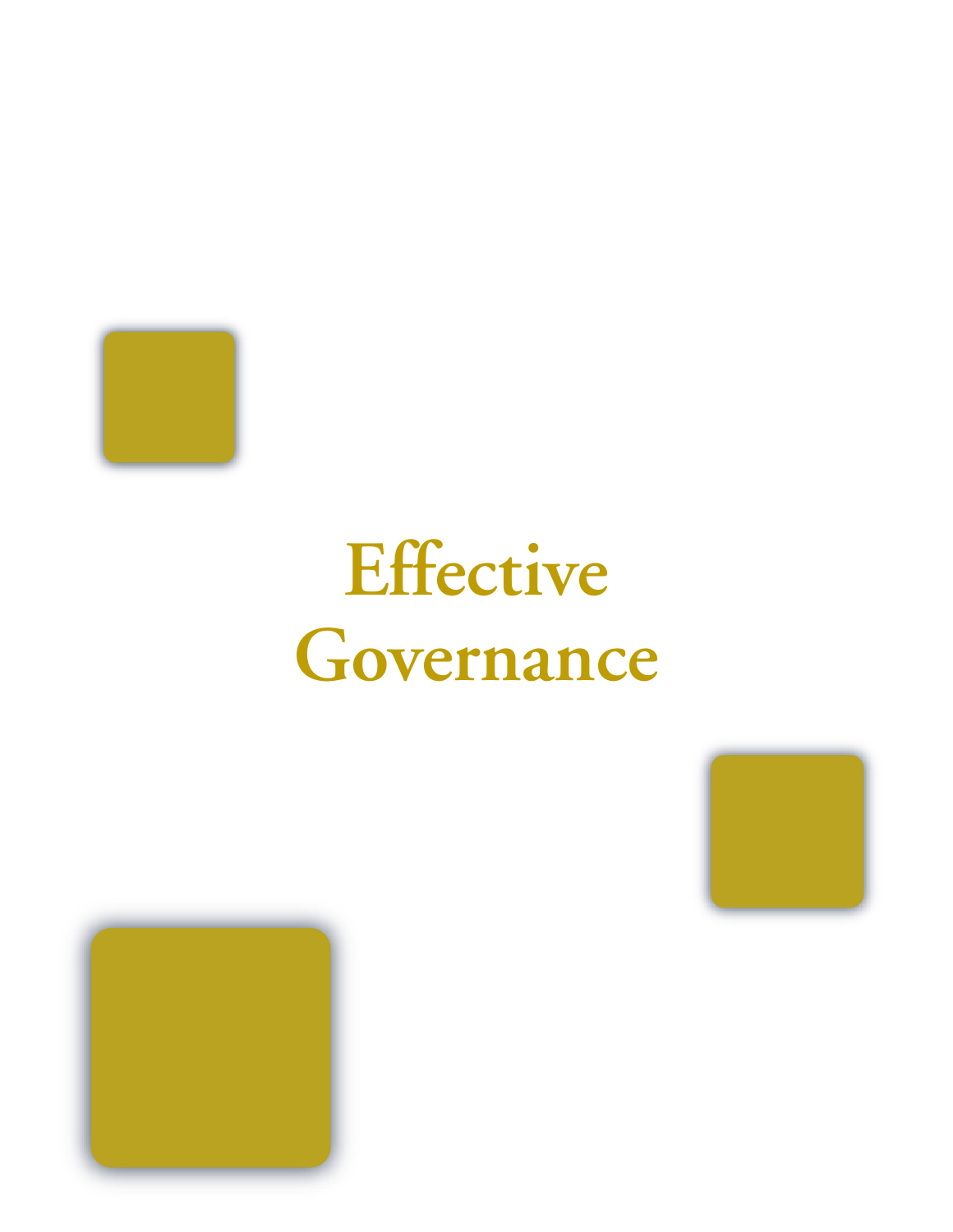# Effective Governance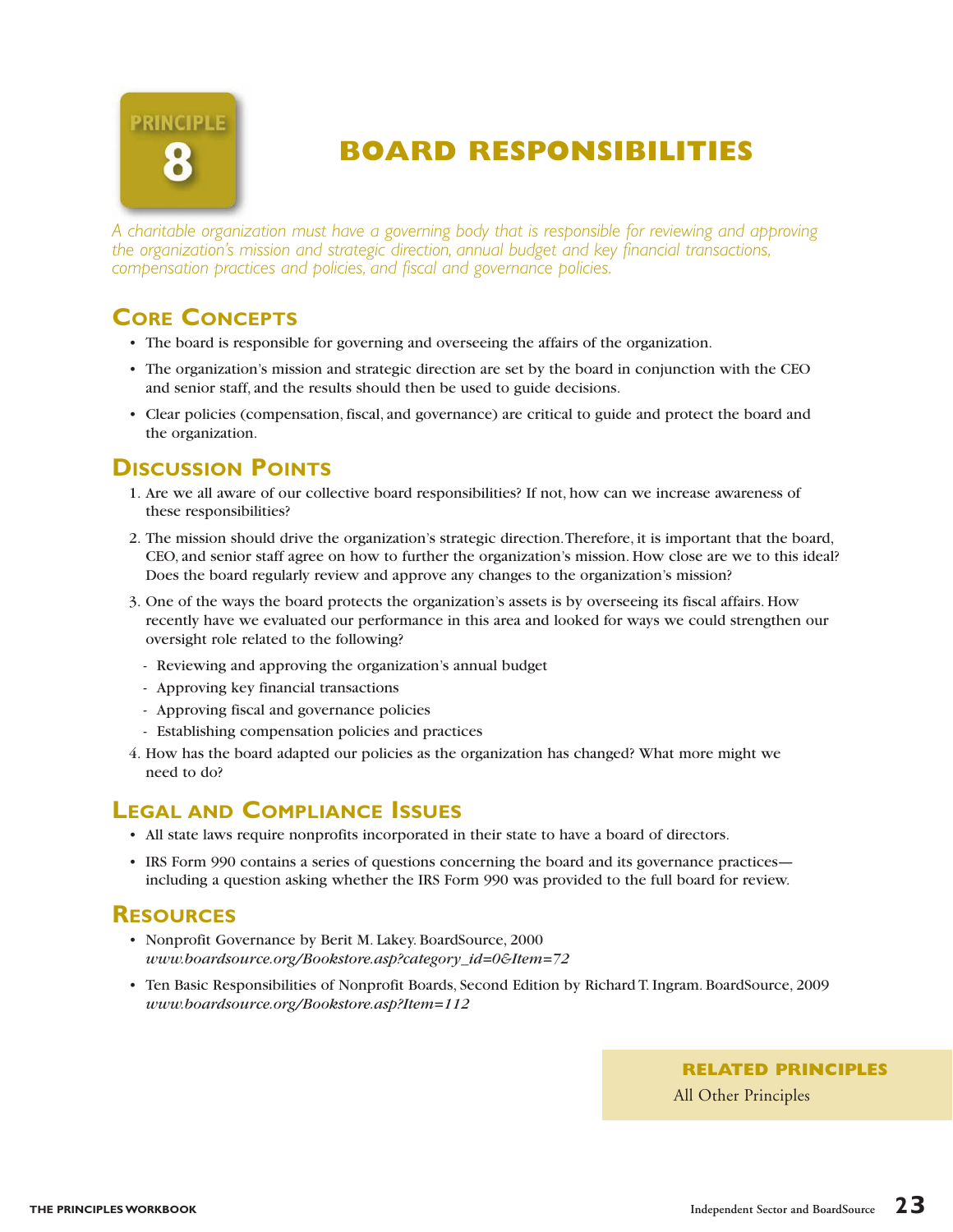PRINCIPLE 8

# BOARD RESPONSIBILITIES

*A charitable organization must have a governing body that is responsible for reviewing and approving the organization's mission and strategic direction, annual budget and key financial transactions, compensation practices and policies, and fiscal and governance policies.*

## Core Concepts

- The board is responsible for governing and overseeing the affairs of the organization.
- The organization's mission and strategic direction are set by the board in conjunction with the CEO and senior staff, and the results should then be used to guide decisions.
- Clear policies (compensation, fiscal, and governance) are critical to guide and protect the board and the organization.

## Discussion Points

1. Are we all aware of our collective board responsibilities? If not, how can we increase awareness of these responsibilities?
2. The mission should drive the organization's strategic direction. Therefore, it is important that the board, CEO, and senior staff agree on how to further the organization's mission. How close are we to this ideal? Does the board regularly review and approve any changes to the organization's mission?
3. One of the ways the board protects the organization's assets is by overseeing its fiscal affairs. How recently have we evaluated our performance in this area and looked for ways we could strengthen our oversight role related to the following?
   - Reviewing and approving the organization's annual budget
   - Approving key financial transactions
   - Approving fiscal and governance policies
   - Establishing compensation policies and practices
4. How has the board adapted our policies as the organization has changed? What more might we need to do?

## Legal and Compliance Issues

- All state laws require nonprofits incorporated in their state to have a board of directors.
- IRS Form 990 contains a series of questions concerning the board and its governance practices—including a question asking whether the IRS Form 990 was provided to the full board for review.

## Resources

- Nonprofit Governance by Berit M. Lakey. BoardSource, 2000
  *www.boardsource.org/Bookstore.asp?category_id=0&Item=72*
- Ten Basic Responsibilities of Nonprofit Boards, Second Edition by Richard T. Ingram. BoardSource, 2009
  *www.boardsource.org/Bookstore.asp?Item=112*

**RELATED PRINCIPLES**

All Other Principles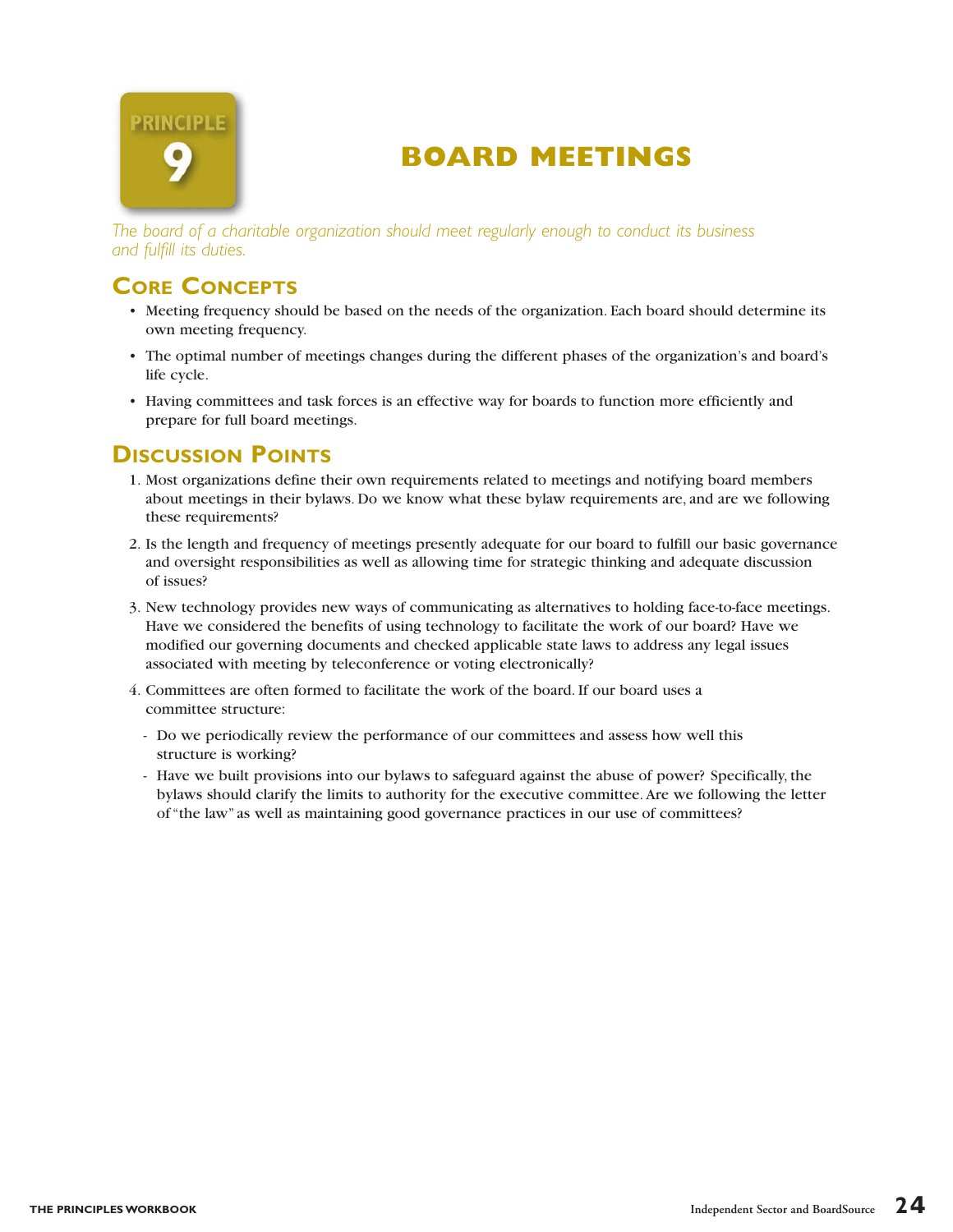PRINCIPLE 9

# BOARD MEETINGS

*The board of a charitable organization should meet regularly enough to conduct its business and fulfill its duties.*

## Core Concepts

- Meeting frequency should be based on the needs of the organization. Each board should determine its own meeting frequency.
- The optimal number of meetings changes during the different phases of the organization's and board's life cycle.
- Having committees and task forces is an effective way for boards to function more efficiently and prepare for full board meetings.

## Discussion Points

1. Most organizations define their own requirements related to meetings and notifying board members about meetings in their bylaws. Do we know what these bylaw requirements are, and are we following these requirements?
2. Is the length and frequency of meetings presently adequate for our board to fulfill our basic governance and oversight responsibilities as well as allowing time for strategic thinking and adequate discussion of issues?
3. New technology provides new ways of communicating as alternatives to holding face-to-face meetings. Have we considered the benefits of using technology to facilitate the work of our board? Have we modified our governing documents and checked applicable state laws to address any legal issues associated with meeting by teleconference or voting electronically?
4. Committees are often formed to facilitate the work of the board. If our board uses a committee structure:
   - Do we periodically review the performance of our committees and assess how well this structure is working?
   - Have we built provisions into our bylaws to safeguard against the abuse of power? Specifically, the bylaws should clarify the limits to authority for the executive committee. Are we following the letter of "the law" as well as maintaining good governance practices in our use of committees?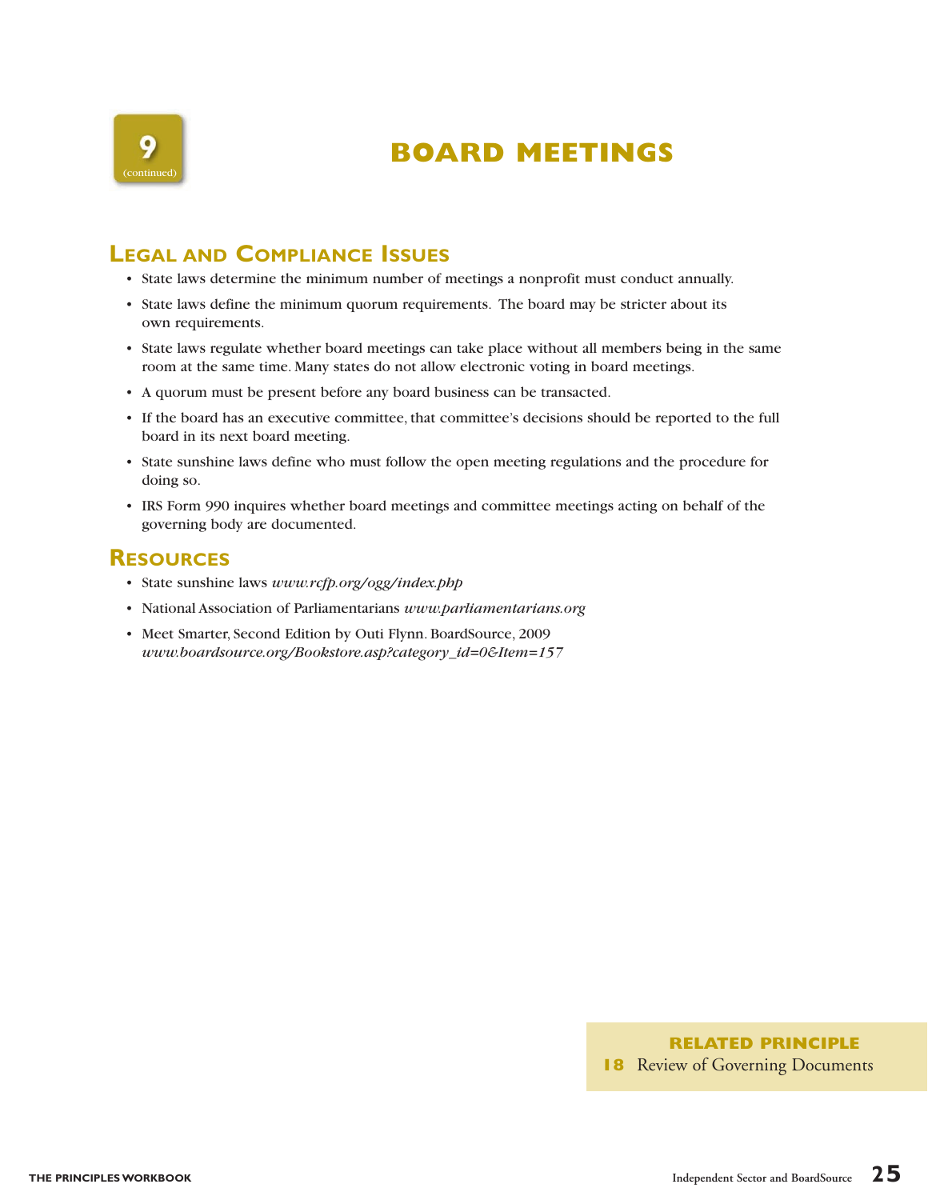9 (continued)

# BOARD MEETINGS

## Legal and Compliance Issues

- State laws determine the minimum number of meetings a nonprofit must conduct annually.
- State laws define the minimum quorum requirements. The board may be stricter about its own requirements.
- State laws regulate whether board meetings can take place without all members being in the same room at the same time. Many states do not allow electronic voting in board meetings.
- A quorum must be present before any board business can be transacted.
- If the board has an executive committee, that committee's decisions should be reported to the full board in its next board meeting.
- State sunshine laws define who must follow the open meeting regulations and the procedure for doing so.
- IRS Form 990 inquires whether board meetings and committee meetings acting on behalf of the governing body are documented.

## Resources

- State sunshine laws *www.rcfp.org/ogg/index.php*
- National Association of Parliamentarians *www.parliamentarians.org*
- Meet Smarter, Second Edition by Outi Flynn. BoardSource, 2009 *www.boardsource.org/Bookstore.asp?category_id=0&Item=157*

**RELATED PRINCIPLE**

**18** Review of Governing Documents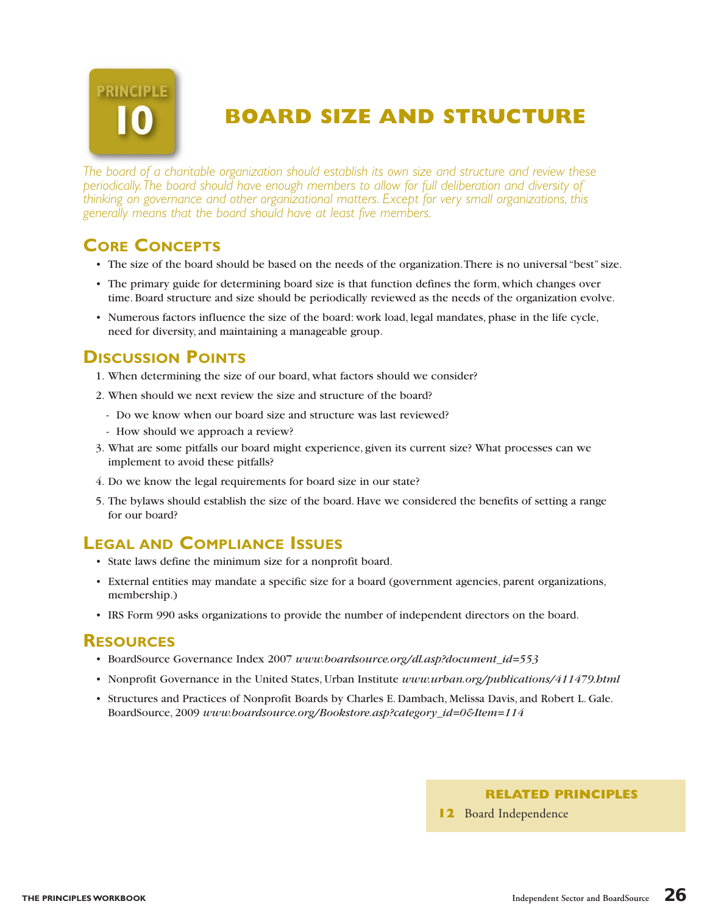# PRINCIPLE 10

# BOARD SIZE AND STRUCTURE

*The board of a charitable organization should establish its own size and structure and review these periodically. The board should have enough members to allow for full deliberation and diversity of thinking on governance and other organizational matters. Except for very small organizations, this generally means that the board should have at least five members.*

## Core Concepts

- The size of the board should be based on the needs of the organization. There is no universal "best" size.
- The primary guide for determining board size is that function defines the form, which changes over time. Board structure and size should be periodically reviewed as the needs of the organization evolve.
- Numerous factors influence the size of the board: work load, legal mandates, phase in the life cycle, need for diversity, and maintaining a manageable group.

## Discussion Points

1. When determining the size of our board, what factors should we consider?
2. When should we next review the size and structure of the board?
   - Do we know when our board size and structure was last reviewed?
   - How should we approach a review?
3. What are some pitfalls our board might experience, given its current size? What processes can we implement to avoid these pitfalls?
4. Do we know the legal requirements for board size in our state?
5. The bylaws should establish the size of the board. Have we considered the benefits of setting a range for our board?

## Legal and Compliance Issues

- State laws define the minimum size for a nonprofit board.
- External entities may mandate a specific size for a board (government agencies, parent organizations, membership.)
- IRS Form 990 asks organizations to provide the number of independent directors on the board.

## Resources

- BoardSource Governance Index 2007 *www.boardsource.org/dl.asp?document_id=553*
- Nonprofit Governance in the United States, Urban Institute *www.urban.org/publications/411479.html*
- Structures and Practices of Nonprofit Boards by Charles E. Dambach, Melissa Davis, and Robert L. Gale. BoardSource, 2009 *www.boardsource.org/Bookstore.asp?category_id=0&Item=114*

**RELATED PRINCIPLES**

**12** Board Independence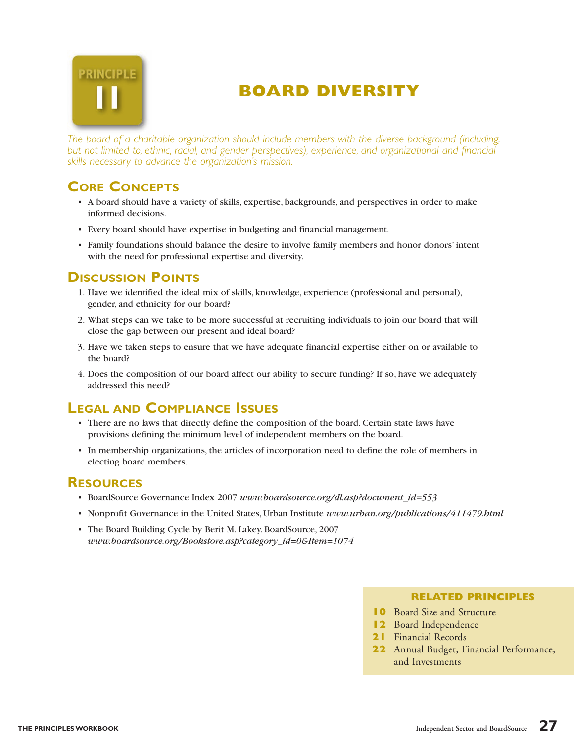PRINCIPLE 11

# BOARD DIVERSITY

*The board of a charitable organization should include members with the diverse background (including, but not limited to, ethnic, racial, and gender perspectives), experience, and organizational and financial skills necessary to advance the organization's mission.*

## Core Concepts

- A board should have a variety of skills, expertise, backgrounds, and perspectives in order to make informed decisions.
- Every board should have expertise in budgeting and financial management.
- Family foundations should balance the desire to involve family members and honor donors' intent with the need for professional expertise and diversity.

## Discussion Points

1. Have we identified the ideal mix of skills, knowledge, experience (professional and personal), gender, and ethnicity for our board?
2. What steps can we take to be more successful at recruiting individuals to join our board that will close the gap between our present and ideal board?
3. Have we taken steps to ensure that we have adequate financial expertise either on or available to the board?
4. Does the composition of our board affect our ability to secure funding? If so, have we adequately addressed this need?

## Legal and Compliance Issues

- There are no laws that directly define the composition of the board. Certain state laws have provisions defining the minimum level of independent members on the board.
- In membership organizations, the articles of incorporation need to define the role of members in electing board members.

## Resources

- BoardSource Governance Index 2007 *www.boardsource.org/dl.asp?document_id=553*
- Nonprofit Governance in the United States, Urban Institute *www.urban.org/publications/411479.html*
- The Board Building Cycle by Berit M. Lakey. BoardSource, 2007 *www.boardsource.org/Bookstore.asp?category_id=0&Item=1074*

### RELATED PRINCIPLES

- **10** Board Size and Structure
- **12** Board Independence
- **21** Financial Records
- **22** Annual Budget, Financial Performance, and Investments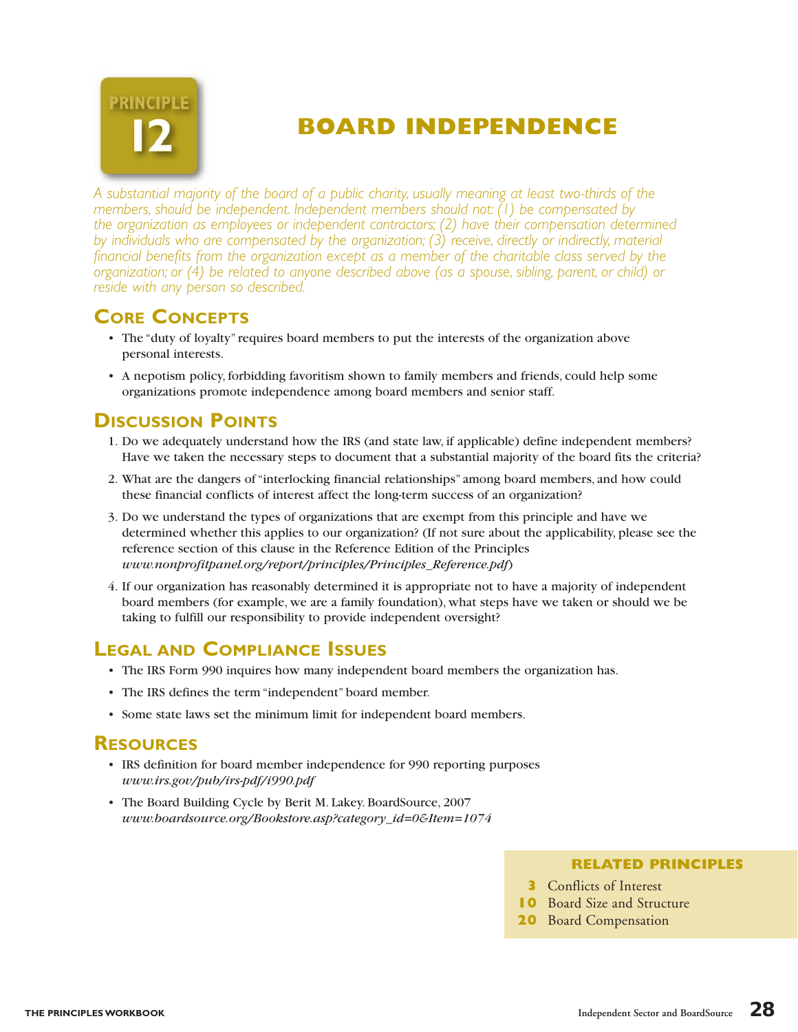# PRINCIPLE 12

# BOARD INDEPENDENCE

*A substantial majority of the board of a public charity, usually meaning at least two-thirds of the members, should be independent. Independent members should not: (1) be compensated by the organization as employees or independent contractors; (2) have their compensation determined by individuals who are compensated by the organization; (3) receive, directly or indirectly, material financial benefits from the organization except as a member of the charitable class served by the organization; or (4) be related to anyone described above (as a spouse, sibling, parent, or child) or reside with any person so described.*

## Core Concepts

- The "duty of loyalty" requires board members to put the interests of the organization above personal interests.
- A nepotism policy, forbidding favoritism shown to family members and friends, could help some organizations promote independence among board members and senior staff.

## Discussion Points

1. Do we adequately understand how the IRS (and state law, if applicable) define independent members? Have we taken the necessary steps to document that a substantial majority of the board fits the criteria?
2. What are the dangers of "interlocking financial relationships" among board members, and how could these financial conflicts of interest affect the long-term success of an organization?
3. Do we understand the types of organizations that are exempt from this principle and have we determined whether this applies to our organization? (If not sure about the applicability, please see the reference section of this clause in the Reference Edition of the Principles *www.nonprofitpanel.org/report/principles/Principles_Reference.pdf*)
4. If our organization has reasonably determined it is appropriate not to have a majority of independent board members (for example, we are a family foundation), what steps have we taken or should we be taking to fulfill our responsibility to provide independent oversight?

## Legal and Compliance Issues

- The IRS Form 990 inquires how many independent board members the organization has.
- The IRS defines the term "independent" board member.
- Some state laws set the minimum limit for independent board members.

## Resources

- IRS definition for board member independence for 990 reporting purposes *www.irs.gov/pub/irs-pdf/i990.pdf*
- The Board Building Cycle by Berit M. Lakey. BoardSource, 2007 *www.boardsource.org/Bookstore.asp?category_id=0&Item=1074*

### RELATED PRINCIPLES

- **3** Conflicts of Interest
- **10** Board Size and Structure
- **20** Board Compensation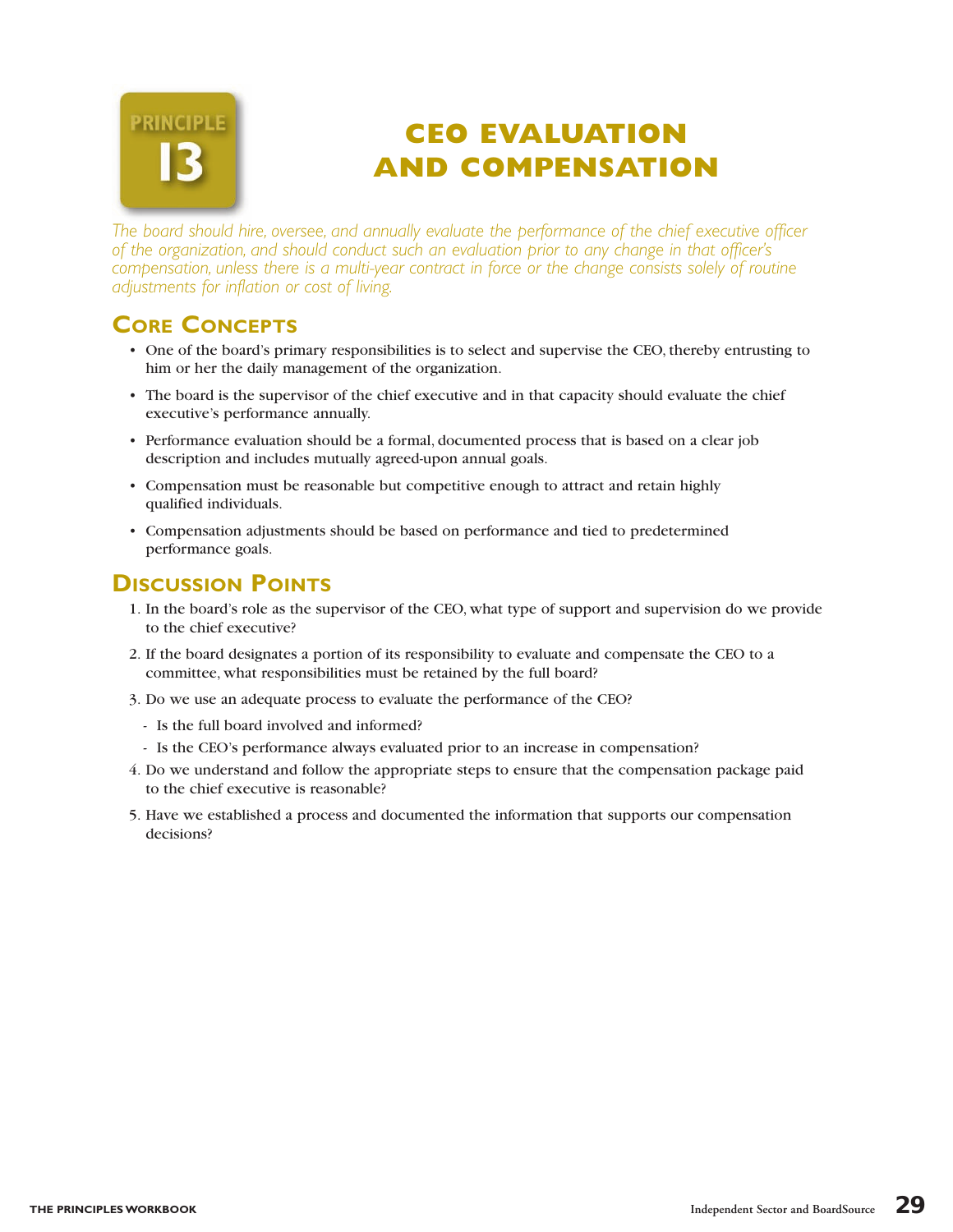PRINCIPLE 13

# CEO EVALUATION AND COMPENSATION

*The board should hire, oversee, and annually evaluate the performance of the chief executive officer of the organization, and should conduct such an evaluation prior to any change in that officer's compensation, unless there is a multi-year contract in force or the change consists solely of routine adjustments for inflation or cost of living.*

## Core Concepts

- One of the board's primary responsibilities is to select and supervise the CEO, thereby entrusting to him or her the daily management of the organization.
- The board is the supervisor of the chief executive and in that capacity should evaluate the chief executive's performance annually.
- Performance evaluation should be a formal, documented process that is based on a clear job description and includes mutually agreed-upon annual goals.
- Compensation must be reasonable but competitive enough to attract and retain highly qualified individuals.
- Compensation adjustments should be based on performance and tied to predetermined performance goals.

## Discussion Points

1. In the board's role as the supervisor of the CEO, what type of support and supervision do we provide to the chief executive?
2. If the board designates a portion of its responsibility to evaluate and compensate the CEO to a committee, what responsibilities must be retained by the full board?
3. Do we use an adequate process to evaluate the performance of the CEO?
   - Is the full board involved and informed?
   - Is the CEO's performance always evaluated prior to an increase in compensation?
4. Do we understand and follow the appropriate steps to ensure that the compensation package paid to the chief executive is reasonable?
5. Have we established a process and documented the information that supports our compensation decisions?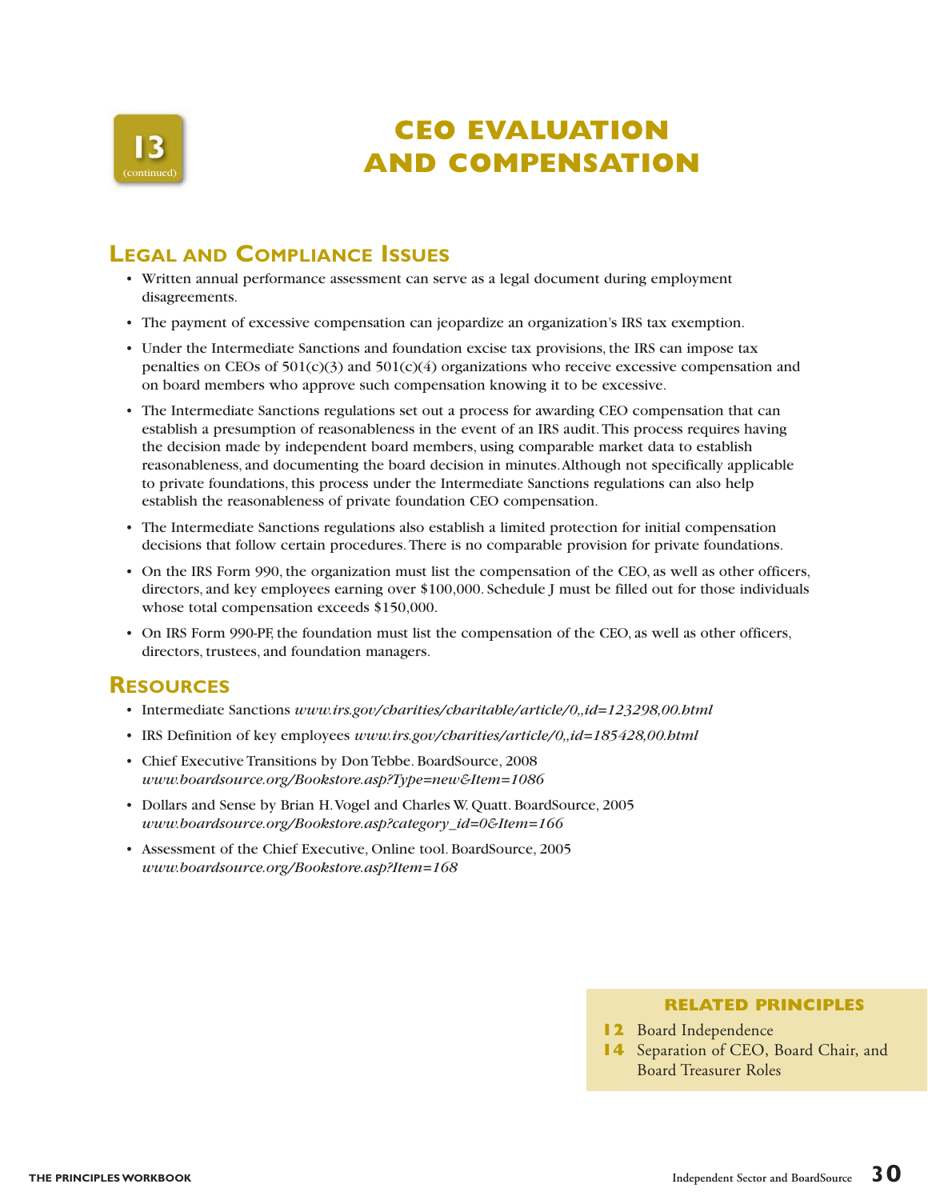13 (continued)

# CEO EVALUATION AND COMPENSATION

## Legal and Compliance Issues

- Written annual performance assessment can serve as a legal document during employment disagreements.
- The payment of excessive compensation can jeopardize an organization's IRS tax exemption.
- Under the Intermediate Sanctions and foundation excise tax provisions, the IRS can impose tax penalties on CEOs of 501(c)(3) and 501(c)(4) organizations who receive excessive compensation and on board members who approve such compensation knowing it to be excessive.
- The Intermediate Sanctions regulations set out a process for awarding CEO compensation that can establish a presumption of reasonableness in the event of an IRS audit. This process requires having the decision made by independent board members, using comparable market data to establish reasonableness, and documenting the board decision in minutes. Although not specifically applicable to private foundations, this process under the Intermediate Sanctions regulations can also help establish the reasonableness of private foundation CEO compensation.
- The Intermediate Sanctions regulations also establish a limited protection for initial compensation decisions that follow certain procedures. There is no comparable provision for private foundations.
- On the IRS Form 990, the organization must list the compensation of the CEO, as well as other officers, directors, and key employees earning over $100,000. Schedule J must be filled out for those individuals whose total compensation exceeds $150,000.
- On IRS Form 990-PF, the foundation must list the compensation of the CEO, as well as other officers, directors, trustees, and foundation managers.

## Resources

- Intermediate Sanctions *www.irs.gov/charities/charitable/article/0,,id=123298,00.html*
- IRS Definition of key employees *www.irs.gov/charities/article/0,,id=185428,00.html*
- Chief Executive Transitions by Don Tebbe. BoardSource, 2008 *www.boardsource.org/Bookstore.asp?Type=new&Item=1086*
- Dollars and Sense by Brian H. Vogel and Charles W. Quatt. BoardSource, 2005 *www.boardsource.org/Bookstore.asp?category_id=0&Item=166*
- Assessment of the Chief Executive, Online tool. BoardSource, 2005 *www.boardsource.org/Bookstore.asp?Item=168*

### RELATED PRINCIPLES

**12** Board Independence
**14** Separation of CEO, Board Chair, and Board Treasurer Roles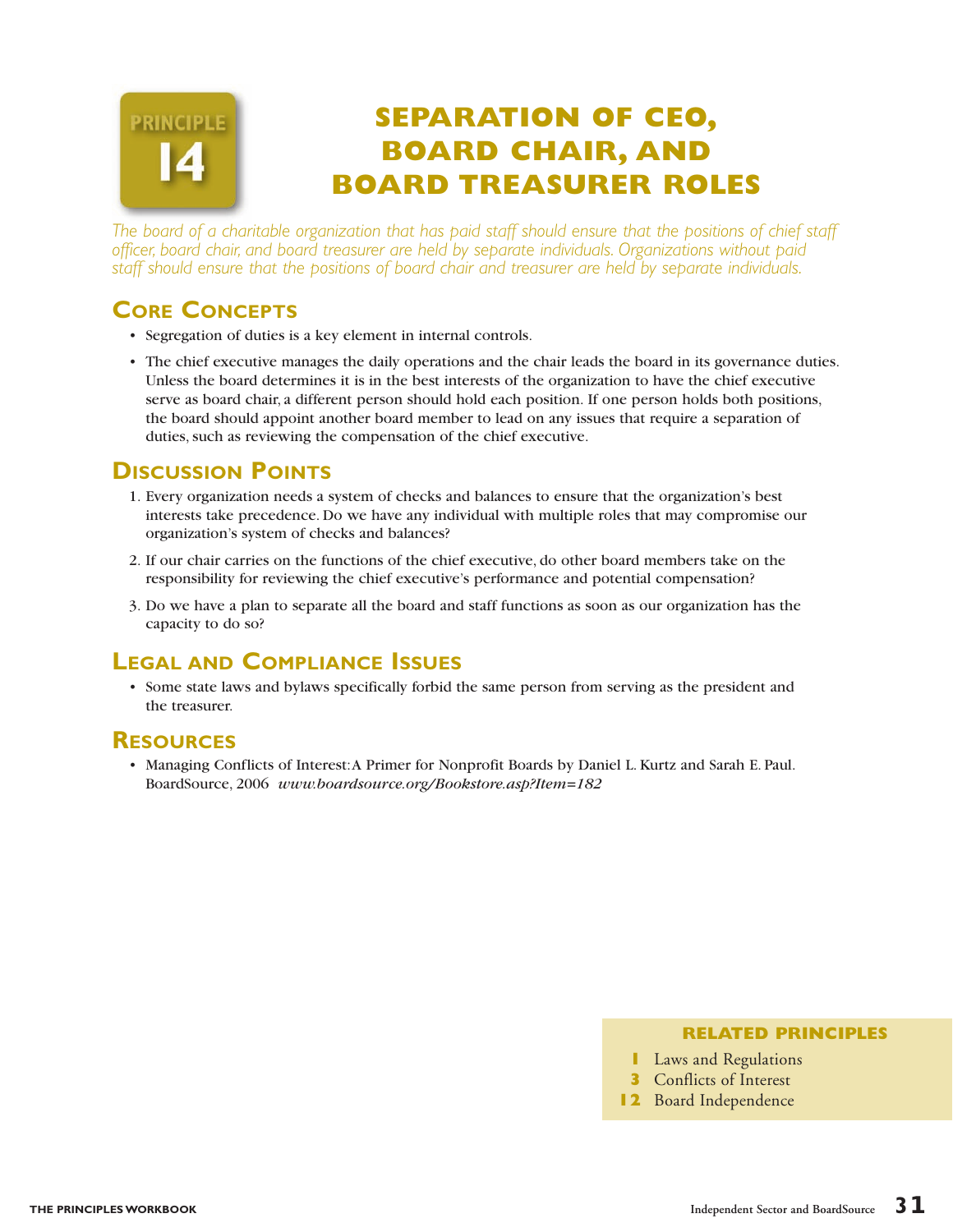# PRINCIPLE 14

# SEPARATION OF CEO, BOARD CHAIR, AND BOARD TREASURER ROLES

*The board of a charitable organization that has paid staff should ensure that the positions of chief staff officer, board chair, and board treasurer are held by separate individuals. Organizations without paid staff should ensure that the positions of board chair and treasurer are held by separate individuals.*

## Core Concepts

- Segregation of duties is a key element in internal controls.
- The chief executive manages the daily operations and the chair leads the board in its governance duties. Unless the board determines it is in the best interests of the organization to have the chief executive serve as board chair, a different person should hold each position. If one person holds both positions, the board should appoint another board member to lead on any issues that require a separation of duties, such as reviewing the compensation of the chief executive.

## Discussion Points

1. Every organization needs a system of checks and balances to ensure that the organization's best interests take precedence. Do we have any individual with multiple roles that may compromise our organization's system of checks and balances?
2. If our chair carries on the functions of the chief executive, do other board members take on the responsibility for reviewing the chief executive's performance and potential compensation?
3. Do we have a plan to separate all the board and staff functions as soon as our organization has the capacity to do so?

## Legal and Compliance Issues

- Some state laws and bylaws specifically forbid the same person from serving as the president and the treasurer.

## Resources

- Managing Conflicts of Interest: A Primer for Nonprofit Boards by Daniel L. Kurtz and Sarah E. Paul. BoardSource, 2006 *www.boardsource.org/Bookstore.asp?Item=182*

### RELATED PRINCIPLES

- **1** Laws and Regulations
- **3** Conflicts of Interest
- **12** Board Independence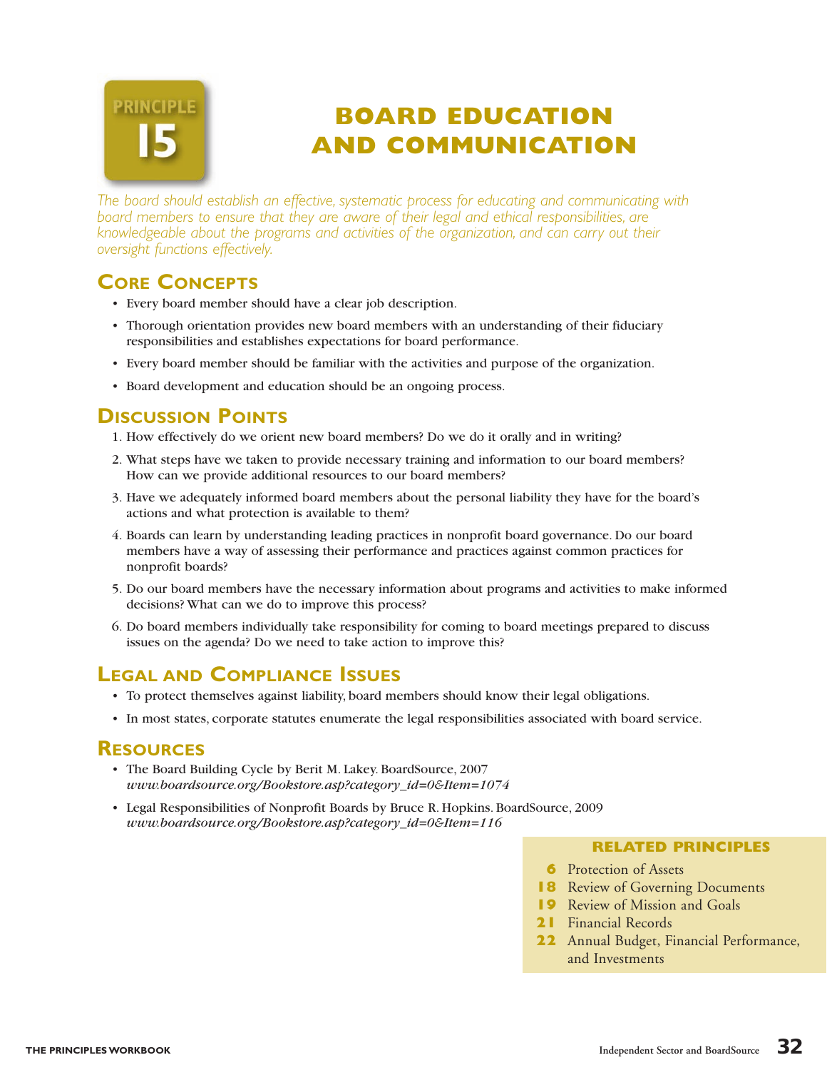# PRINCIPLE 15

# BOARD EDUCATION AND COMMUNICATION

*The board should establish an effective, systematic process for educating and communicating with board members to ensure that they are aware of their legal and ethical responsibilities, are knowledgeable about the programs and activities of the organization, and can carry out their oversight functions effectively.*

## Core Concepts

- Every board member should have a clear job description.
- Thorough orientation provides new board members with an understanding of their fiduciary responsibilities and establishes expectations for board performance.
- Every board member should be familiar with the activities and purpose of the organization.
- Board development and education should be an ongoing process.

## Discussion Points

1. How effectively do we orient new board members? Do we do it orally and in writing?
2. What steps have we taken to provide necessary training and information to our board members? How can we provide additional resources to our board members?
3. Have we adequately informed board members about the personal liability they have for the board's actions and what protection is available to them?
4. Boards can learn by understanding leading practices in nonprofit board governance. Do our board members have a way of assessing their performance and practices against common practices for nonprofit boards?
5. Do our board members have the necessary information about programs and activities to make informed decisions? What can we do to improve this process?
6. Do board members individually take responsibility for coming to board meetings prepared to discuss issues on the agenda? Do we need to take action to improve this?

## Legal and Compliance Issues

- To protect themselves against liability, board members should know their legal obligations.
- In most states, corporate statutes enumerate the legal responsibilities associated with board service.

## Resources

- The Board Building Cycle by Berit M. Lakey. BoardSource, 2007
  *www.boardsource.org/Bookstore.asp?category_id=0&Item=1074*
- Legal Responsibilities of Nonprofit Boards by Bruce R. Hopkins. BoardSource, 2009
  *www.boardsource.org/Bookstore.asp?category_id=0&Item=116*

### RELATED PRINCIPLES

- **6** Protection of Assets
- **18** Review of Governing Documents
- **19** Review of Mission and Goals
- **21** Financial Records
- **22** Annual Budget, Financial Performance, and Investments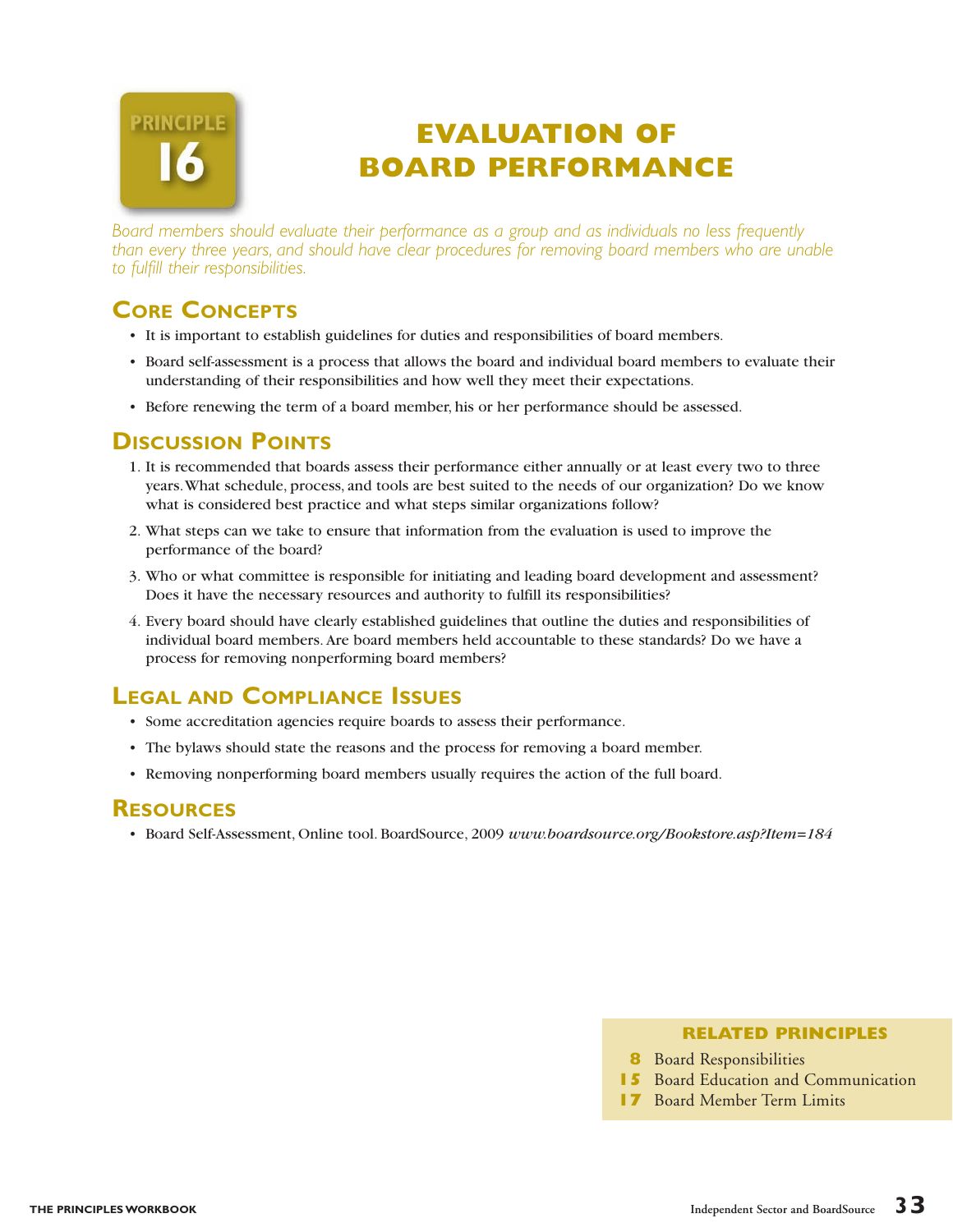# PRINCIPLE 16

# EVALUATION OF BOARD PERFORMANCE

*Board members should evaluate their performance as a group and as individuals no less frequently than every three years, and should have clear procedures for removing board members who are unable to fulfill their responsibilities.*

## Core Concepts

- It is important to establish guidelines for duties and responsibilities of board members.
- Board self-assessment is a process that allows the board and individual board members to evaluate their understanding of their responsibilities and how well they meet their expectations.
- Before renewing the term of a board member, his or her performance should be assessed.

## Discussion Points

1. It is recommended that boards assess their performance either annually or at least every two to three years. What schedule, process, and tools are best suited to the needs of our organization? Do we know what is considered best practice and what steps similar organizations follow?
2. What steps can we take to ensure that information from the evaluation is used to improve the performance of the board?
3. Who or what committee is responsible for initiating and leading board development and assessment? Does it have the necessary resources and authority to fulfill its responsibilities?
4. Every board should have clearly established guidelines that outline the duties and responsibilities of individual board members. Are board members held accountable to these standards? Do we have a process for removing nonperforming board members?

## Legal and Compliance Issues

- Some accreditation agencies require boards to assess their performance.
- The bylaws should state the reasons and the process for removing a board member.
- Removing nonperforming board members usually requires the action of the full board.

## Resources

- Board Self-Assessment, Online tool. BoardSource, 2009 *www.boardsource.org/Bookstore.asp?Item=184*

### RELATED PRINCIPLES

- **8** Board Responsibilities
- **15** Board Education and Communication
- **17** Board Member Term Limits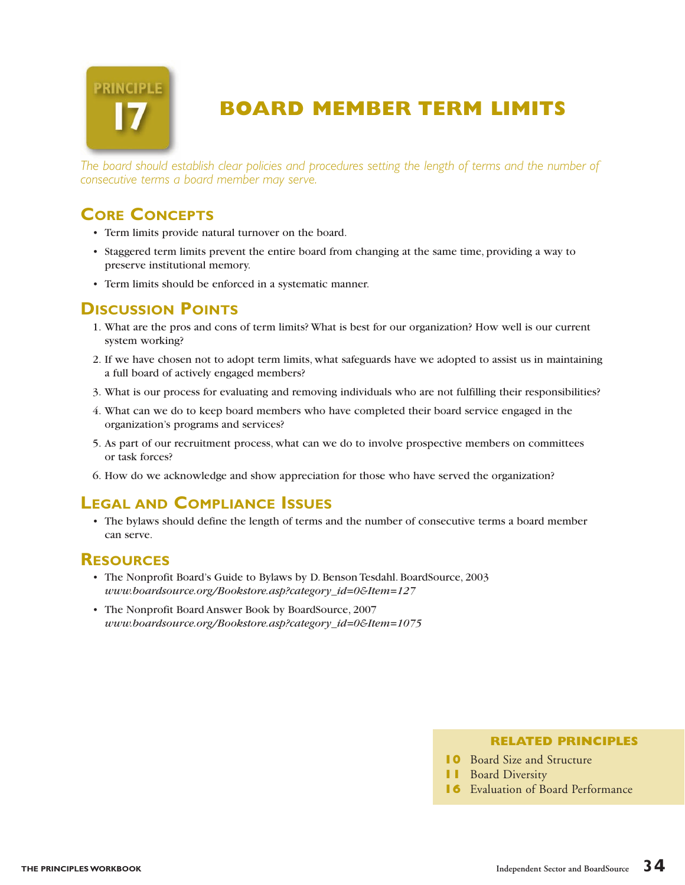# PRINCIPLE 17

# BOARD MEMBER TERM LIMITS

*The board should establish clear policies and procedures setting the length of terms and the number of consecutive terms a board member may serve.*

## Core Concepts

- Term limits provide natural turnover on the board.
- Staggered term limits prevent the entire board from changing at the same time, providing a way to preserve institutional memory.
- Term limits should be enforced in a systematic manner.

## Discussion Points

1. What are the pros and cons of term limits? What is best for our organization? How well is our current system working?
2. If we have chosen not to adopt term limits, what safeguards have we adopted to assist us in maintaining a full board of actively engaged members?
3. What is our process for evaluating and removing individuals who are not fulfilling their responsibilities?
4. What can we do to keep board members who have completed their board service engaged in the organization's programs and services?
5. As part of our recruitment process, what can we do to involve prospective members on committees or task forces?
6. How do we acknowledge and show appreciation for those who have served the organization?

## Legal and Compliance Issues

- The bylaws should define the length of terms and the number of consecutive terms a board member can serve.

## Resources

- The Nonprofit Board's Guide to Bylaws by D. Benson Tesdahl. BoardSource, 2003
  *www.boardsource.org/Bookstore.asp?category_id=0&Item=127*
- The Nonprofit Board Answer Book by BoardSource, 2007
  *www.boardsource.org/Bookstore.asp?category_id=0&Item=1075*

### RELATED PRINCIPLES

**10** Board Size and Structure
**11** Board Diversity
**16** Evaluation of Board Performance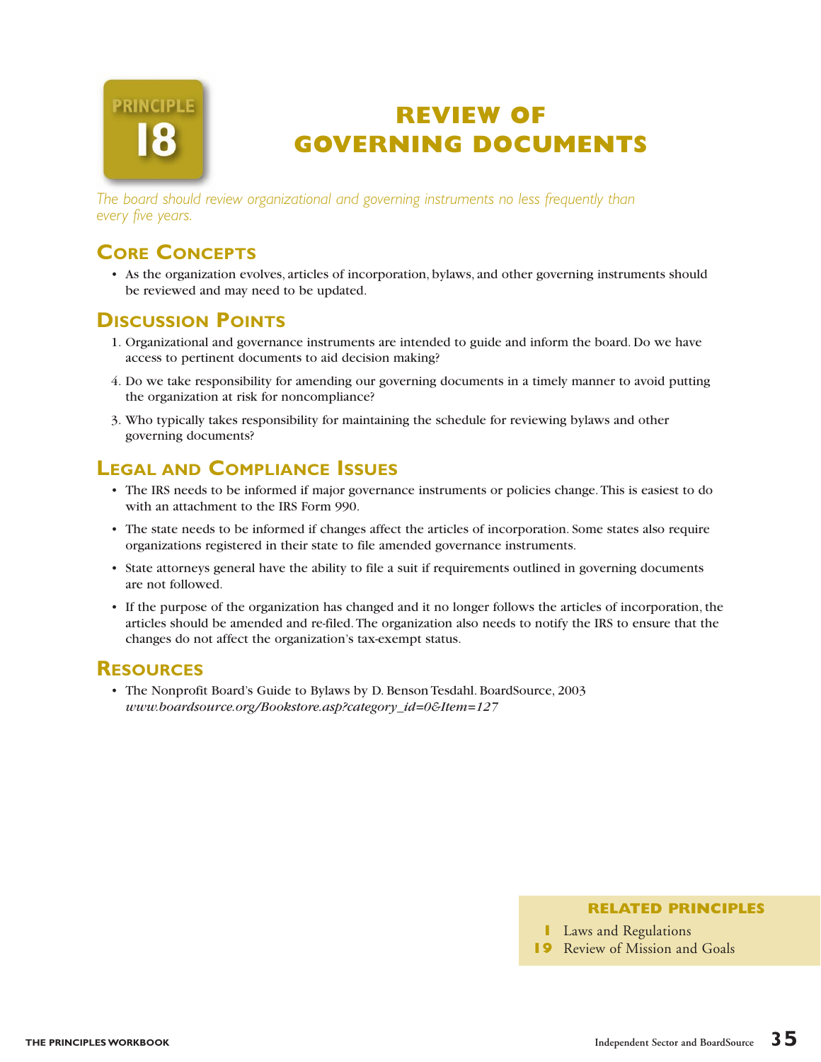# PRINCIPLE 18

# REVIEW OF GOVERNING DOCUMENTS

*The board should review organizational and governing instruments no less frequently than every five years.*

## Core Concepts

- As the organization evolves, articles of incorporation, bylaws, and other governing instruments should be reviewed and may need to be updated.

## Discussion Points

1. Organizational and governance instruments are intended to guide and inform the board. Do we have access to pertinent documents to aid decision making?
4. Do we take responsibility for amending our governing documents in a timely manner to avoid putting the organization at risk for noncompliance?
3. Who typically takes responsibility for maintaining the schedule for reviewing bylaws and other governing documents?

## Legal and Compliance Issues

- The IRS needs to be informed if major governance instruments or policies change. This is easiest to do with an attachment to the IRS Form 990.
- The state needs to be informed if changes affect the articles of incorporation. Some states also require organizations registered in their state to file amended governance instruments.
- State attorneys general have the ability to file a suit if requirements outlined in governing documents are not followed.
- If the purpose of the organization has changed and it no longer follows the articles of incorporation, the articles should be amended and re-filed. The organization also needs to notify the IRS to ensure that the changes do not affect the organization's tax-exempt status.

## Resources

- The Nonprofit Board's Guide to Bylaws by D. Benson Tesdahl. BoardSource, 2003
  *www.boardsource.org/Bookstore.asp?category_id=0&Item=127*

### RELATED PRINCIPLES

**1** Laws and Regulations
**19** Review of Mission and Goals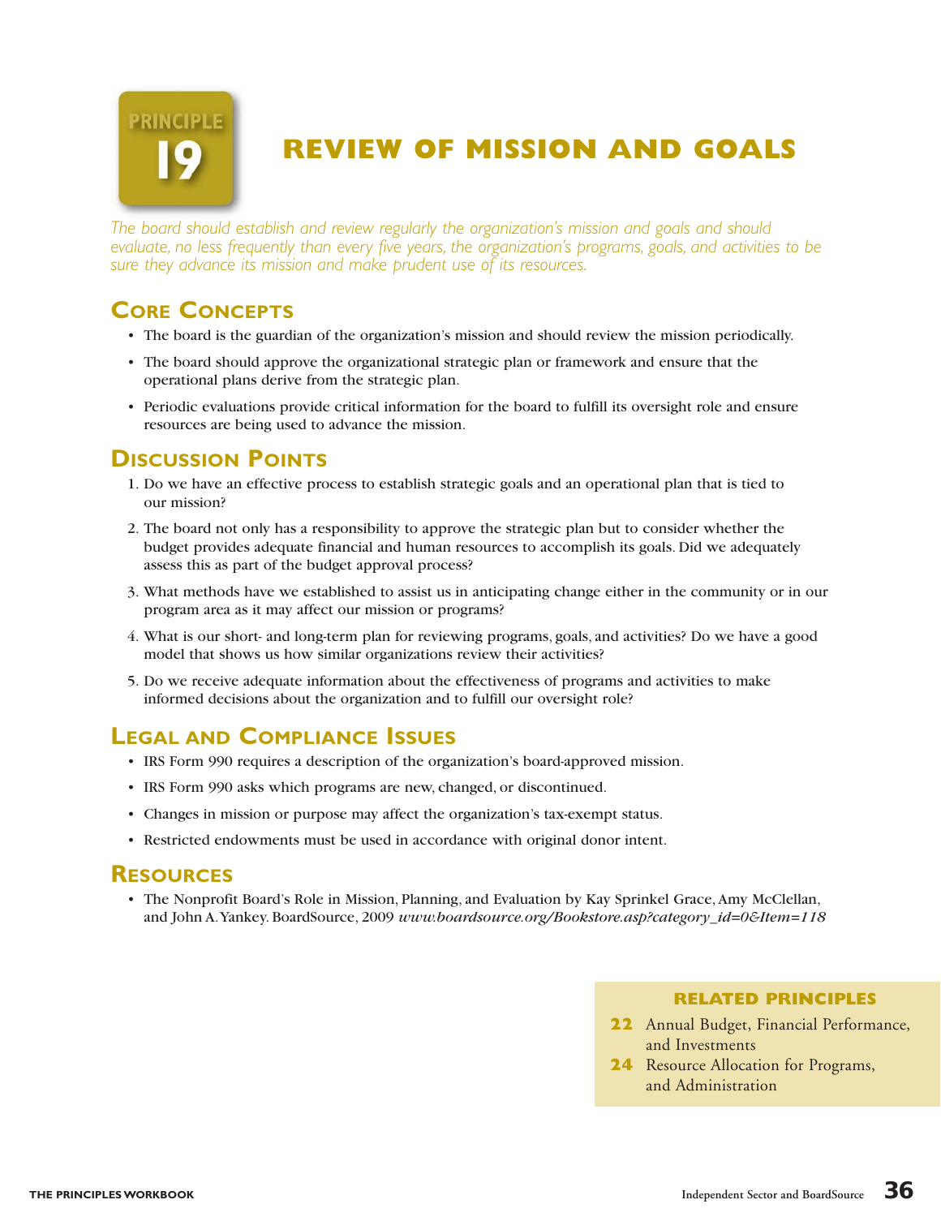# PRINCIPLE 19

# REVIEW OF MISSION AND GOALS

*The board should establish and review regularly the organization's mission and goals and should evaluate, no less frequently than every five years, the organization's programs, goals, and activities to be sure they advance its mission and make prudent use of its resources.*

## Core Concepts

- The board is the guardian of the organization's mission and should review the mission periodically.
- The board should approve the organizational strategic plan or framework and ensure that the operational plans derive from the strategic plan.
- Periodic evaluations provide critical information for the board to fulfill its oversight role and ensure resources are being used to advance the mission.

## Discussion Points

1. Do we have an effective process to establish strategic goals and an operational plan that is tied to our mission?
2. The board not only has a responsibility to approve the strategic plan but to consider whether the budget provides adequate financial and human resources to accomplish its goals. Did we adequately assess this as part of the budget approval process?
3. What methods have we established to assist us in anticipating change either in the community or in our program area as it may affect our mission or programs?
4. What is our short- and long-term plan for reviewing programs, goals, and activities? Do we have a good model that shows us how similar organizations review their activities?
5. Do we receive adequate information about the effectiveness of programs and activities to make informed decisions about the organization and to fulfill our oversight role?

## Legal and Compliance Issues

- IRS Form 990 requires a description of the organization's board-approved mission.
- IRS Form 990 asks which programs are new, changed, or discontinued.
- Changes in mission or purpose may affect the organization's tax-exempt status.
- Restricted endowments must be used in accordance with original donor intent.

## Resources

- The Nonprofit Board's Role in Mission, Planning, and Evaluation by Kay Sprinkel Grace, Amy McClellan, and John A. Yankey. BoardSource, 2009 *www.boardsource.org/Bookstore.asp?category_id=0&Item=118*

### RELATED PRINCIPLES

**22** Annual Budget, Financial Performance, and Investments

**24** Resource Allocation for Programs, and Administration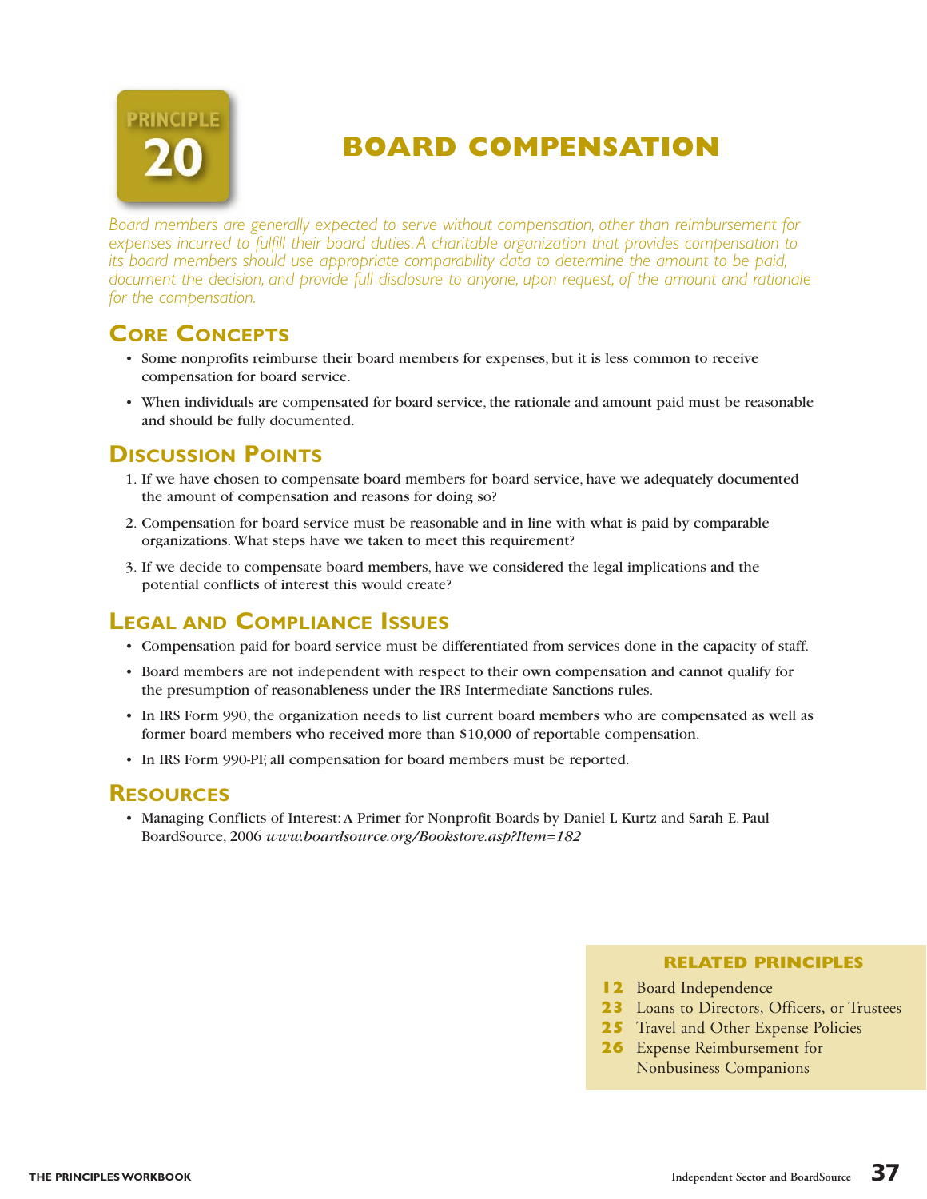# PRINCIPLE 20

# BOARD COMPENSATION

*Board members are generally expected to serve without compensation, other than reimbursement for expenses incurred to fulfill their board duties. A charitable organization that provides compensation to its board members should use appropriate comparability data to determine the amount to be paid, document the decision, and provide full disclosure to anyone, upon request, of the amount and rationale for the compensation.*

## Core Concepts

- Some nonprofits reimburse their board members for expenses, but it is less common to receive compensation for board service.
- When individuals are compensated for board service, the rationale and amount paid must be reasonable and should be fully documented.

## Discussion Points

1. If we have chosen to compensate board members for board service, have we adequately documented the amount of compensation and reasons for doing so?
2. Compensation for board service must be reasonable and in line with what is paid by comparable organizations. What steps have we taken to meet this requirement?
3. If we decide to compensate board members, have we considered the legal implications and the potential conflicts of interest this would create?

## Legal and Compliance Issues

- Compensation paid for board service must be differentiated from services done in the capacity of staff.
- Board members are not independent with respect to their own compensation and cannot qualify for the presumption of reasonableness under the IRS Intermediate Sanctions rules.
- In IRS Form 990, the organization needs to list current board members who are compensated as well as former board members who received more than $10,000 of reportable compensation.
- In IRS Form 990-PF, all compensation for board members must be reported.

## Resources

- Managing Conflicts of Interest: A Primer for Nonprofit Boards by Daniel L Kurtz and Sarah E. Paul BoardSource, 2006 *www.boardsource.org/Bookstore.asp?Item=182*

### RELATED PRINCIPLES

- **12** Board Independence
- **23** Loans to Directors, Officers, or Trustees
- **25** Travel and Other Expense Policies
- **26** Expense Reimbursement for Nonbusiness Companions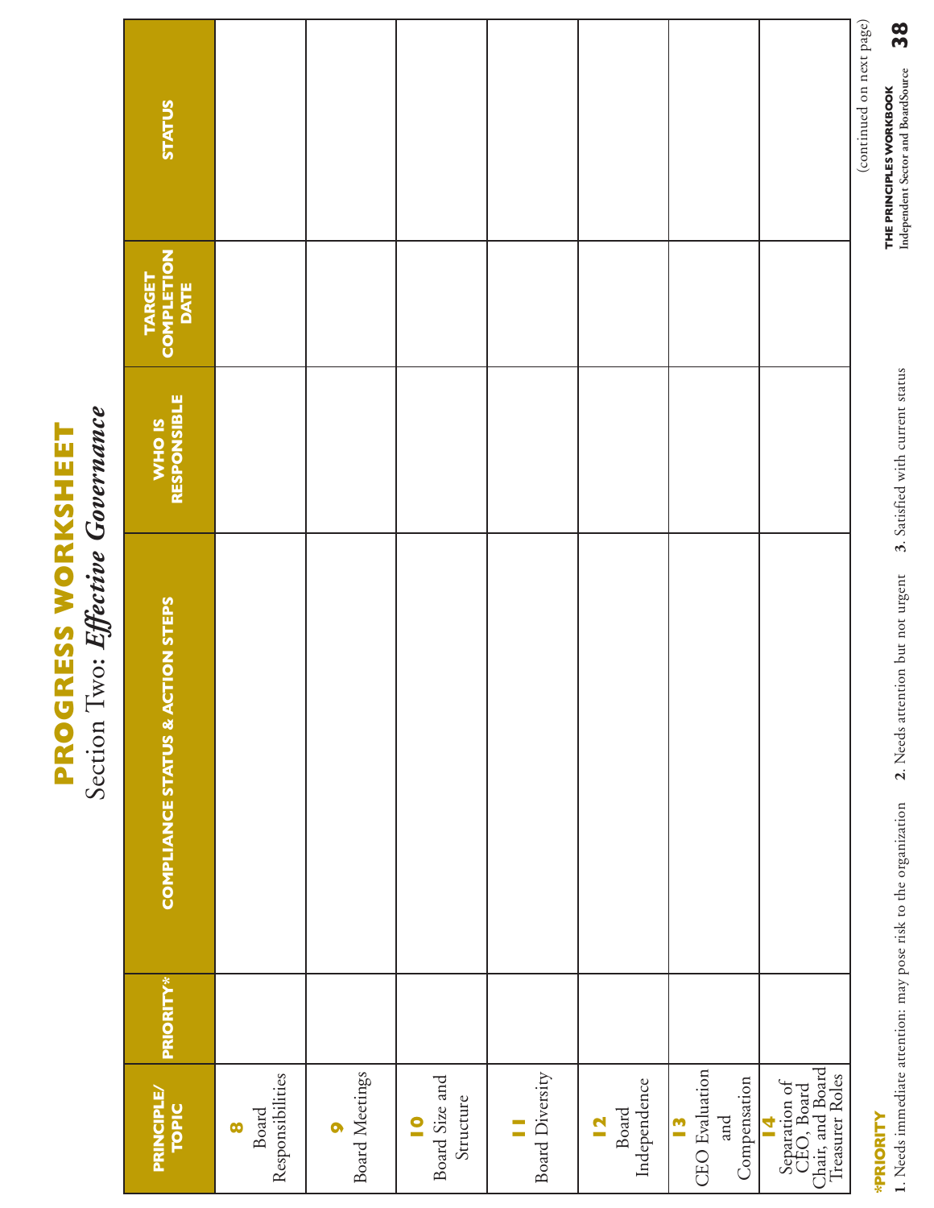# PROGRESS WORKSHEET

## Section Two: *Effective Governance*

| PRINCIPLE/ TOPIC | PRIORITY* | COMPLIANCE STATUS & ACTION STEPS | WHO IS RESPONSIBLE | TARGET COMPLETION DATE | STATUS |
|---|---|---|---|---|---|
| **8** Board Responsibilities | | | | | |
| **9** Board Meetings | | | | | |
| **10** Board Size and Structure | | | | | |
| **11** Board Diversity | | | | | |
| **12** Board Independence | | | | | |
| **13** CEO Evaluation and Compensation | | | | | |
| **14** Separation of CEO, Board Chair, and Board Treasurer Roles | | | | | |

**\*PRIORITY**

**1**. Needs immediate attention: may pose risk to the organization **2**. Needs attention but not urgent **3**. Satisfied with current status

(continued on next page)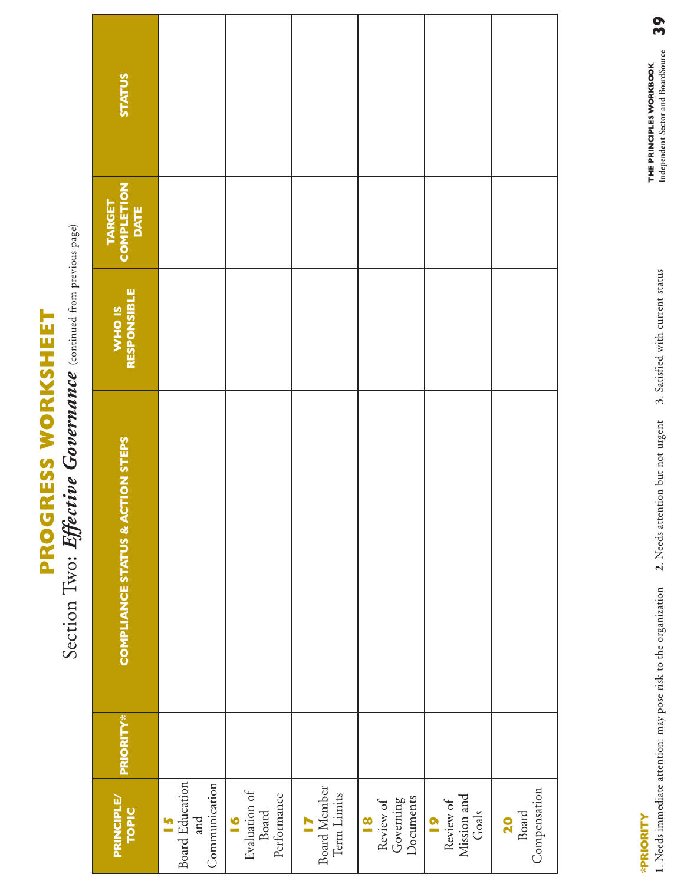# PROGRESS WORKSHEET

## Section Two: *Effective Governance* (continued from previous page)

| PRINCIPLE/ TOPIC | PRIORITY* | COMPLIANCE STATUS & ACTION STEPS | WHO IS RESPONSIBLE | TARGET COMPLETION DATE | STATUS |
|---|---|---|---|---|---|
| **15** Board Education and Communication | | | | | |
| **16** Evaluation of Board Performance | | | | | |
| **17** Board Member Term Limits | | | | | |
| **18** Review of Governing Documents | | | | | |
| **19** Review of Mission and Goals | | | | | |
| **20** Board Compensation | | | | | |

**\*PRIORITY**

**1**. Needs immediate attention: may pose risk to the organization **2**. Needs attention but not urgent **3**. Satisfied with current status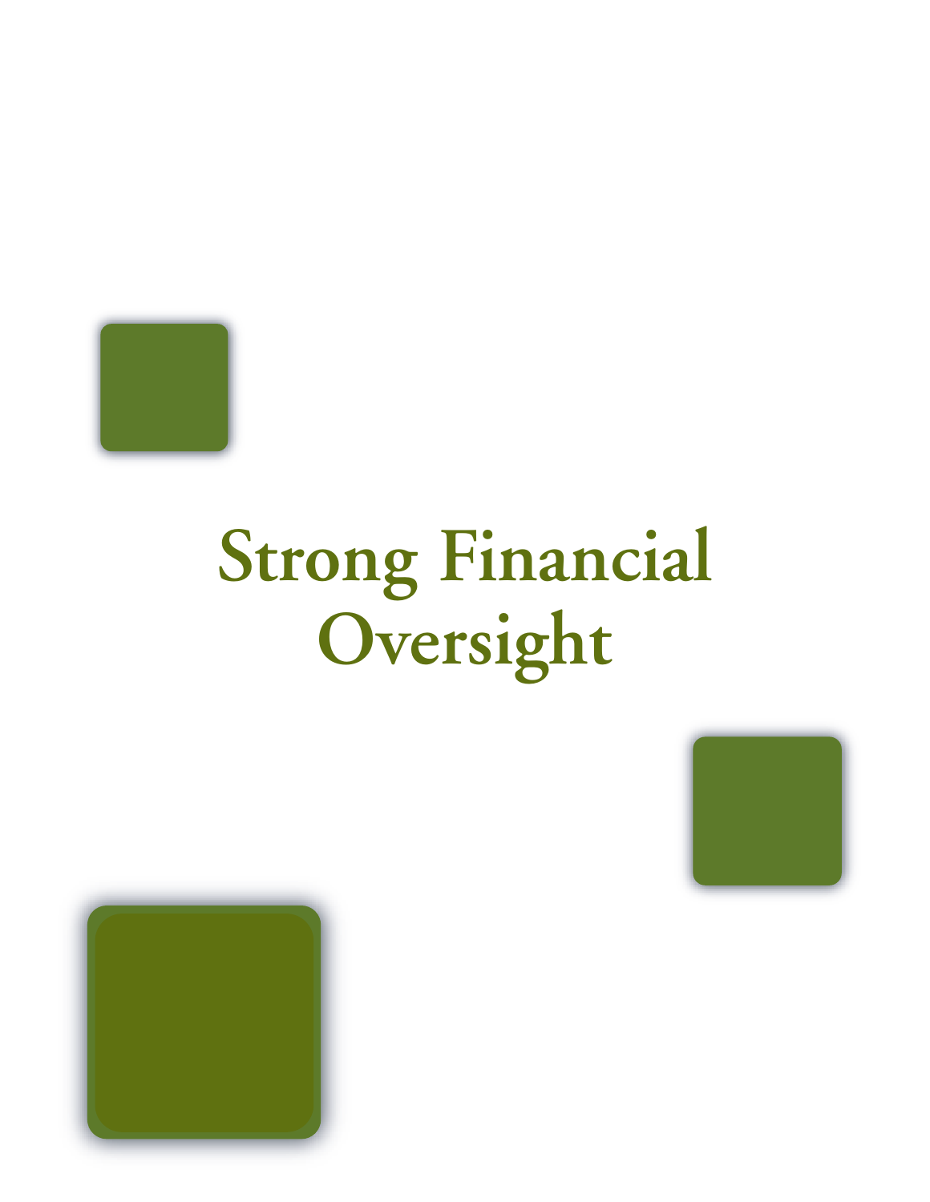# Strong Financial Oversight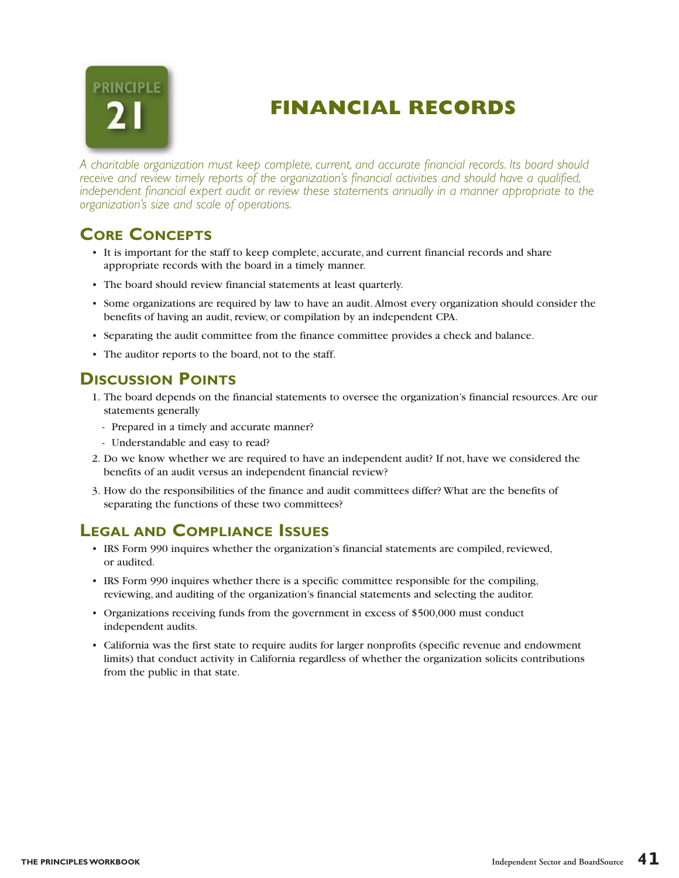# PRINCIPLE 21

# FINANCIAL RECORDS

*A charitable organization must keep complete, current, and accurate financial records. Its board should receive and review timely reports of the organization's financial activities and should have a qualified, independent financial expert audit or review these statements annually in a manner appropriate to the organization's size and scale of operations.*

## Core Concepts

- It is important for the staff to keep complete, accurate, and current financial records and share appropriate records with the board in a timely manner.
- The board should review financial statements at least quarterly.
- Some organizations are required by law to have an audit. Almost every organization should consider the benefits of having an audit, review, or compilation by an independent CPA.
- Separating the audit committee from the finance committee provides a check and balance.
- The auditor reports to the board, not to the staff.

## Discussion Points

1. The board depends on the financial statements to oversee the organization's financial resources. Are our statements generally
   - Prepared in a timely and accurate manner?
   - Understandable and easy to read?
2. Do we know whether we are required to have an independent audit? If not, have we considered the benefits of an audit versus an independent financial review?
3. How do the responsibilities of the finance and audit committees differ? What are the benefits of separating the functions of these two committees?

## Legal and Compliance Issues

- IRS Form 990 inquires whether the organization's financial statements are compiled, reviewed, or audited.
- IRS Form 990 inquires whether there is a specific committee responsible for the compiling, reviewing, and auditing of the organization's financial statements and selecting the auditor.
- Organizations receiving funds from the government in excess of $500,000 must conduct independent audits.
- California was the first state to require audits for larger nonprofits (specific revenue and endowment limits) that conduct activity in California regardless of whether the organization solicits contributions from the public in that state.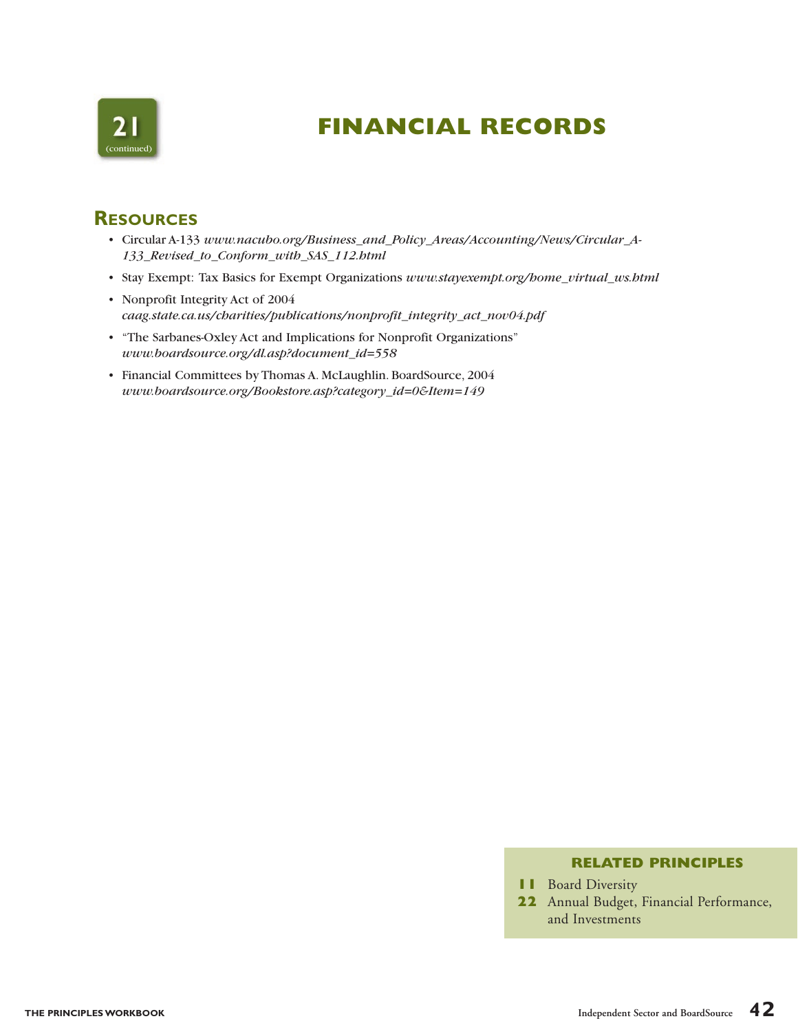# 21 (continued) FINANCIAL RECORDS

## Resources

- Circular A-133 *www.nacubo.org/Business_and_Policy_Areas/Accounting/News/Circular_A-133_Revised_to_Conform_with_SAS_112.html*
- Stay Exempt: Tax Basics for Exempt Organizations *www.stayexempt.org/home_virtual_ws.html*
- Nonprofit Integrity Act of 2004 *caag.state.ca.us/charities/publications/nonprofit_integrity_act_nov04.pdf*
- "The Sarbanes-Oxley Act and Implications for Nonprofit Organizations" *www.boardsource.org/dl.asp?document_id=558*
- Financial Committees by Thomas A. McLaughlin. BoardSource, 2004 *www.boardsource.org/Bookstore.asp?category_id=0&Item=149*

### RELATED PRINCIPLES

**11** Board Diversity
**22** Annual Budget, Financial Performance, and Investments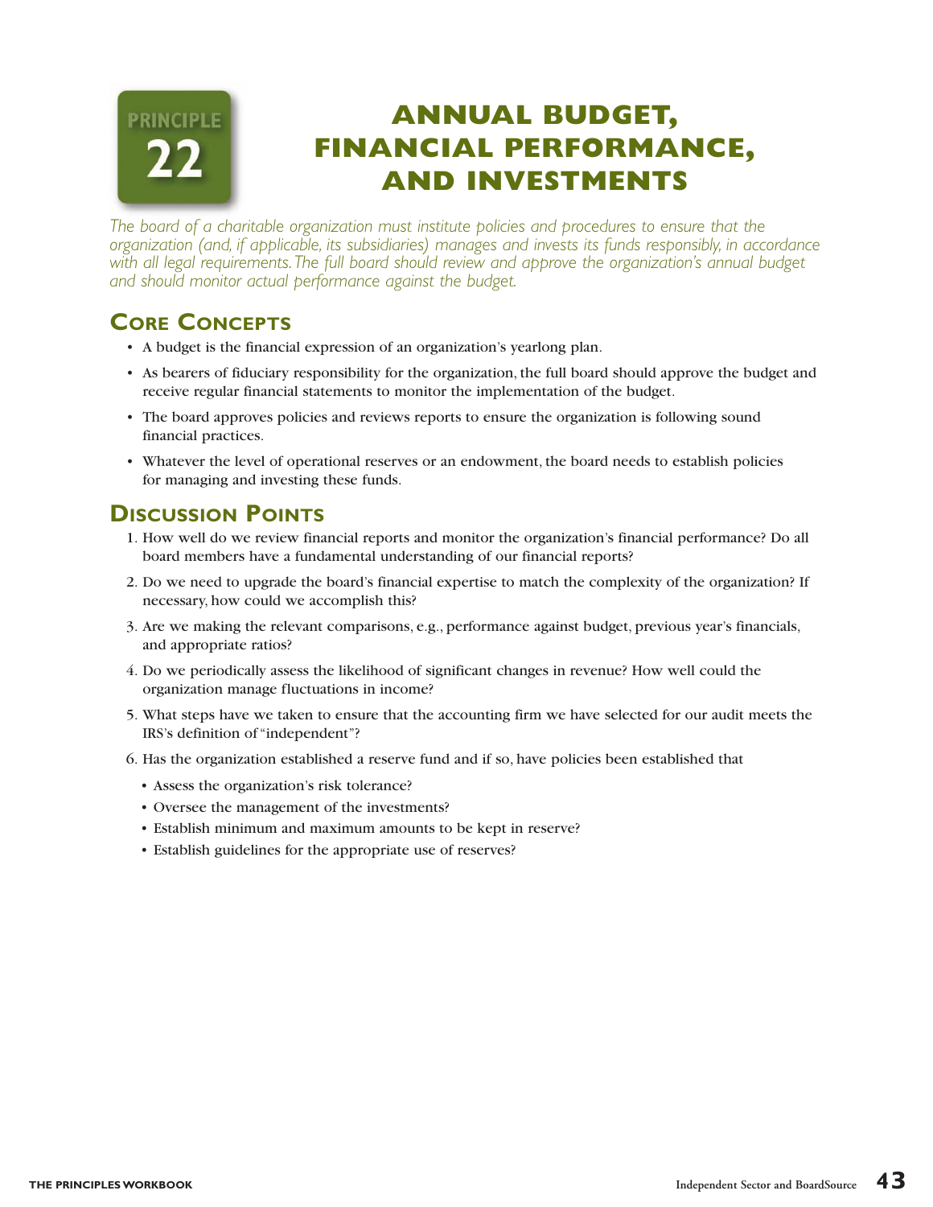# PRINCIPLE 22

# ANNUAL BUDGET, FINANCIAL PERFORMANCE, AND INVESTMENTS

*The board of a charitable organization must institute policies and procedures to ensure that the organization (and, if applicable, its subsidiaries) manages and invests its funds responsibly, in accordance with all legal requirements. The full board should review and approve the organization's annual budget and should monitor actual performance against the budget.*

## Core Concepts

- A budget is the financial expression of an organization's yearlong plan.
- As bearers of fiduciary responsibility for the organization, the full board should approve the budget and receive regular financial statements to monitor the implementation of the budget.
- The board approves policies and reviews reports to ensure the organization is following sound financial practices.
- Whatever the level of operational reserves or an endowment, the board needs to establish policies for managing and investing these funds.

## Discussion Points

1. How well do we review financial reports and monitor the organization's financial performance? Do all board members have a fundamental understanding of our financial reports?
2. Do we need to upgrade the board's financial expertise to match the complexity of the organization? If necessary, how could we accomplish this?
3. Are we making the relevant comparisons, e.g., performance against budget, previous year's financials, and appropriate ratios?
4. Do we periodically assess the likelihood of significant changes in revenue? How well could the organization manage fluctuations in income?
5. What steps have we taken to ensure that the accounting firm we have selected for our audit meets the IRS's definition of "independent"?
6. Has the organization established a reserve fund and if so, have policies been established that
   - Assess the organization's risk tolerance?
   - Oversee the management of the investments?
   - Establish minimum and maximum amounts to be kept in reserve?
   - Establish guidelines for the appropriate use of reserves?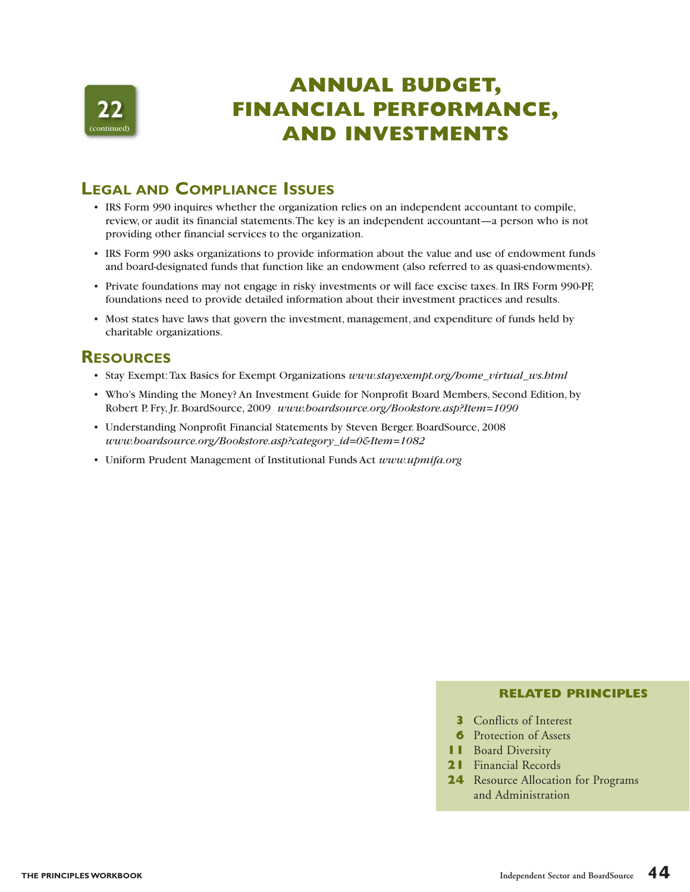22 (continued)

# ANNUAL BUDGET, FINANCIAL PERFORMANCE, AND INVESTMENTS

## Legal and Compliance Issues

- IRS Form 990 inquires whether the organization relies on an independent accountant to compile, review, or audit its financial statements. The key is an independent accountant—a person who is not providing other financial services to the organization.
- IRS Form 990 asks organizations to provide information about the value and use of endowment funds and board-designated funds that function like an endowment (also referred to as quasi-endowments).
- Private foundations may not engage in risky investments or will face excise taxes. In IRS Form 990-PF, foundations need to provide detailed information about their investment practices and results.
- Most states have laws that govern the investment, management, and expenditure of funds held by charitable organizations.

## Resources

- Stay Exempt: Tax Basics for Exempt Organizations *www.stayexempt.org/home_virtual_ws.html*
- Who's Minding the Money? An Investment Guide for Nonprofit Board Members, Second Edition, by Robert P. Fry, Jr. BoardSource, 2009 *www.boardsource.org/Bookstore.asp?Item=1090*
- Understanding Nonprofit Financial Statements by Steven Berger. BoardSource, 2008 *www.boardsource.org/Bookstore.asp?category_id=0&Item=1082*
- Uniform Prudent Management of Institutional Funds Act *www.upmifa.org*

### RELATED PRINCIPLES

- **3** Conflicts of Interest
- **6** Protection of Assets
- **11** Board Diversity
- **21** Financial Records
- **24** Resource Allocation for Programs and Administration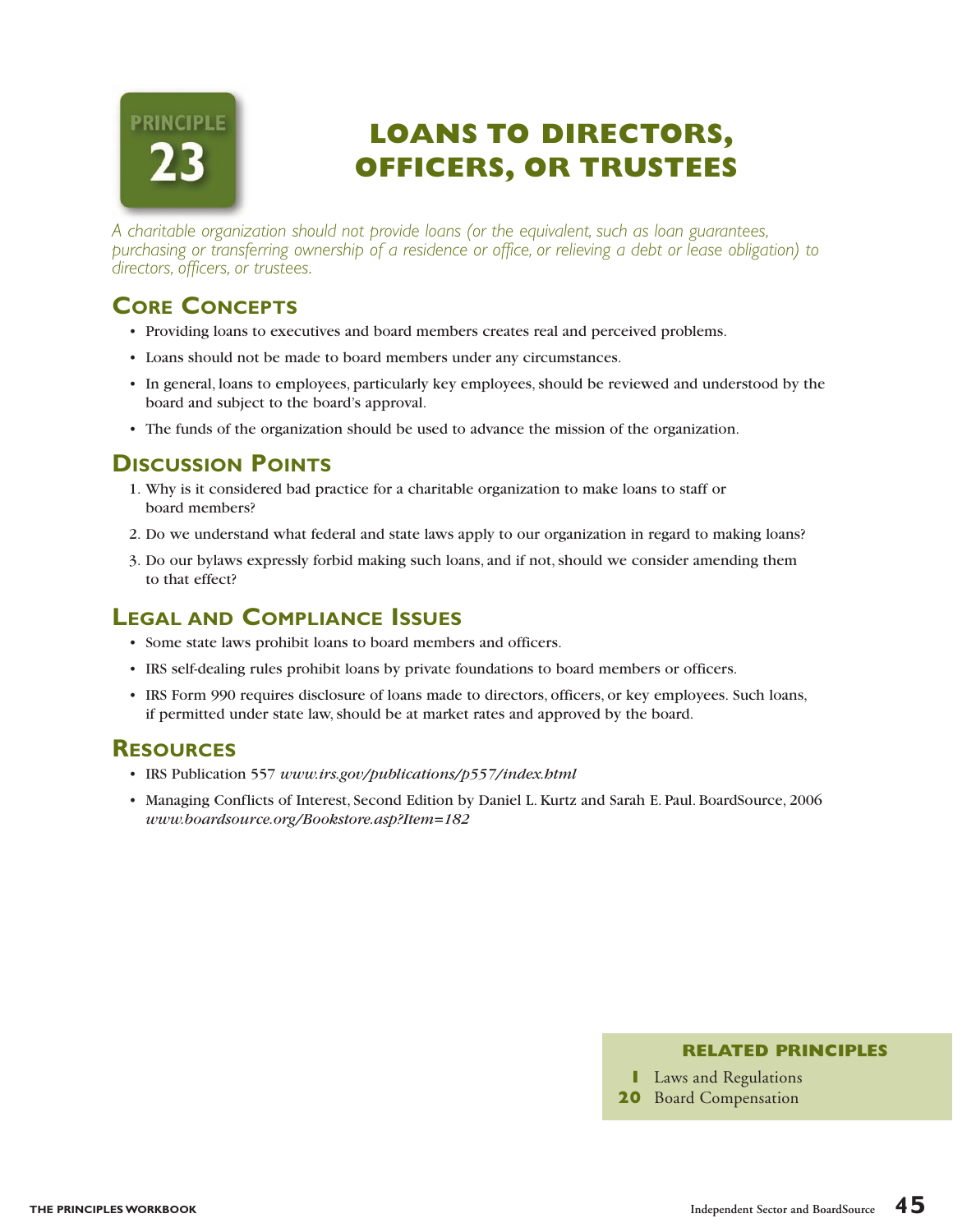# PRINCIPLE 23

# LOANS TO DIRECTORS, OFFICERS, OR TRUSTEES

*A charitable organization should not provide loans (or the equivalent, such as loan guarantees, purchasing or transferring ownership of a residence or office, or relieving a debt or lease obligation) to directors, officers, or trustees.*

## Core Concepts

- Providing loans to executives and board members creates real and perceived problems.
- Loans should not be made to board members under any circumstances.
- In general, loans to employees, particularly key employees, should be reviewed and understood by the board and subject to the board's approval.
- The funds of the organization should be used to advance the mission of the organization.

## Discussion Points

1. Why is it considered bad practice for a charitable organization to make loans to staff or board members?
2. Do we understand what federal and state laws apply to our organization in regard to making loans?
3. Do our bylaws expressly forbid making such loans, and if not, should we consider amending them to that effect?

## Legal and Compliance Issues

- Some state laws prohibit loans to board members and officers.
- IRS self-dealing rules prohibit loans by private foundations to board members or officers.
- IRS Form 990 requires disclosure of loans made to directors, officers, or key employees. Such loans, if permitted under state law, should be at market rates and approved by the board.

## Resources

- IRS Publication 557 *www.irs.gov/publications/p557/index.html*
- Managing Conflicts of Interest, Second Edition by Daniel L. Kurtz and Sarah E. Paul. BoardSource, 2006 *www.boardsource.org/Bookstore.asp?Item=182*

**RELATED PRINCIPLES**

**1** Laws and Regulations
**20** Board Compensation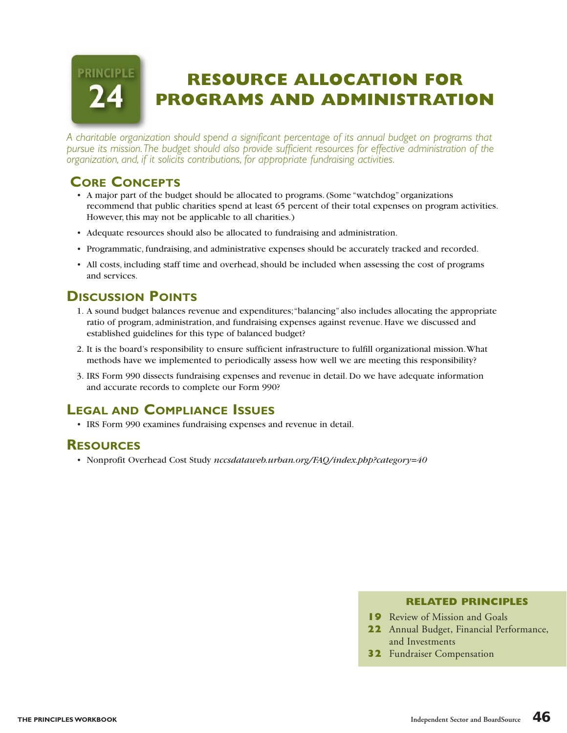# PRINCIPLE 24

# RESOURCE ALLOCATION FOR PROGRAMS AND ADMINISTRATION

*A charitable organization should spend a significant percentage of its annual budget on programs that pursue its mission. The budget should also provide sufficient resources for effective administration of the organization, and, if it solicits contributions, for appropriate fundraising activities.*

## Core Concepts

- A major part of the budget should be allocated to programs. (Some "watchdog" organizations recommend that public charities spend at least 65 percent of their total expenses on program activities. However, this may not be applicable to all charities.)
- Adequate resources should also be allocated to fundraising and administration.
- Programmatic, fundraising, and administrative expenses should be accurately tracked and recorded.
- All costs, including staff time and overhead, should be included when assessing the cost of programs and services.

## Discussion Points

1. A sound budget balances revenue and expenditures; "balancing" also includes allocating the appropriate ratio of program, administration, and fundraising expenses against revenue. Have we discussed and established guidelines for this type of balanced budget?
2. It is the board's responsibility to ensure sufficient infrastructure to fulfill organizational mission. What methods have we implemented to periodically assess how well we are meeting this responsibility?
3. IRS Form 990 dissects fundraising expenses and revenue in detail. Do we have adequate information and accurate records to complete our Form 990?

## Legal and Compliance Issues

- IRS Form 990 examines fundraising expenses and revenue in detail.

## Resources

- Nonprofit Overhead Cost Study *nccsdataweb.urban.org/FAQ/index.php?category=40*

### RELATED PRINCIPLES

**19** Review of Mission and Goals
**22** Annual Budget, Financial Performance, and Investments
**32** Fundraiser Compensation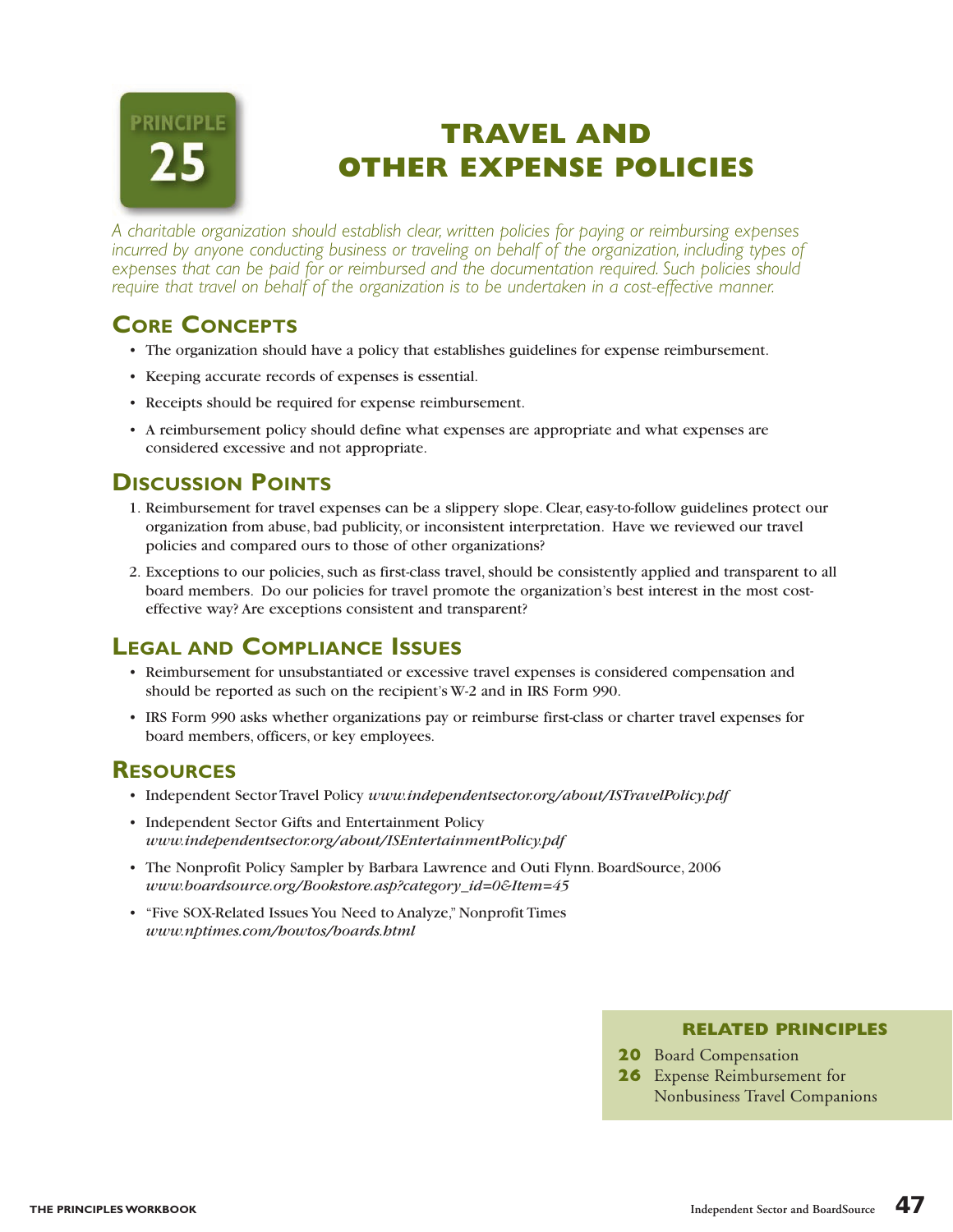# PRINCIPLE 25

# TRAVEL AND OTHER EXPENSE POLICIES

*A charitable organization should establish clear, written policies for paying or reimbursing expenses incurred by anyone conducting business or traveling on behalf of the organization, including types of expenses that can be paid for or reimbursed and the documentation required. Such policies should require that travel on behalf of the organization is to be undertaken in a cost-effective manner.*

## Core Concepts

- The organization should have a policy that establishes guidelines for expense reimbursement.
- Keeping accurate records of expenses is essential.
- Receipts should be required for expense reimbursement.
- A reimbursement policy should define what expenses are appropriate and what expenses are considered excessive and not appropriate.

## Discussion Points

1. Reimbursement for travel expenses can be a slippery slope. Clear, easy-to-follow guidelines protect our organization from abuse, bad publicity, or inconsistent interpretation. Have we reviewed our travel policies and compared ours to those of other organizations?
2. Exceptions to our policies, such as first-class travel, should be consistently applied and transparent to all board members. Do our policies for travel promote the organization's best interest in the most cost-effective way? Are exceptions consistent and transparent?

## Legal and Compliance Issues

- Reimbursement for unsubstantiated or excessive travel expenses is considered compensation and should be reported as such on the recipient's W-2 and in IRS Form 990.
- IRS Form 990 asks whether organizations pay or reimburse first-class or charter travel expenses for board members, officers, or key employees.

## Resources

- Independent Sector Travel Policy *www.independentsector.org/about/ISTravelPolicy.pdf*
- Independent Sector Gifts and Entertainment Policy *www.independentsector.org/about/ISEntertainmentPolicy.pdf*
- The Nonprofit Policy Sampler by Barbara Lawrence and Outi Flynn. BoardSource, 2006 *www.boardsource.org/Bookstore.asp?category_id=0&Item=45*
- "Five SOX-Related Issues You Need to Analyze," Nonprofit Times *www.nptimes.com/howtos/boards.html*

**RELATED PRINCIPLES**

**20** Board Compensation
**26** Expense Reimbursement for Nonbusiness Travel Companions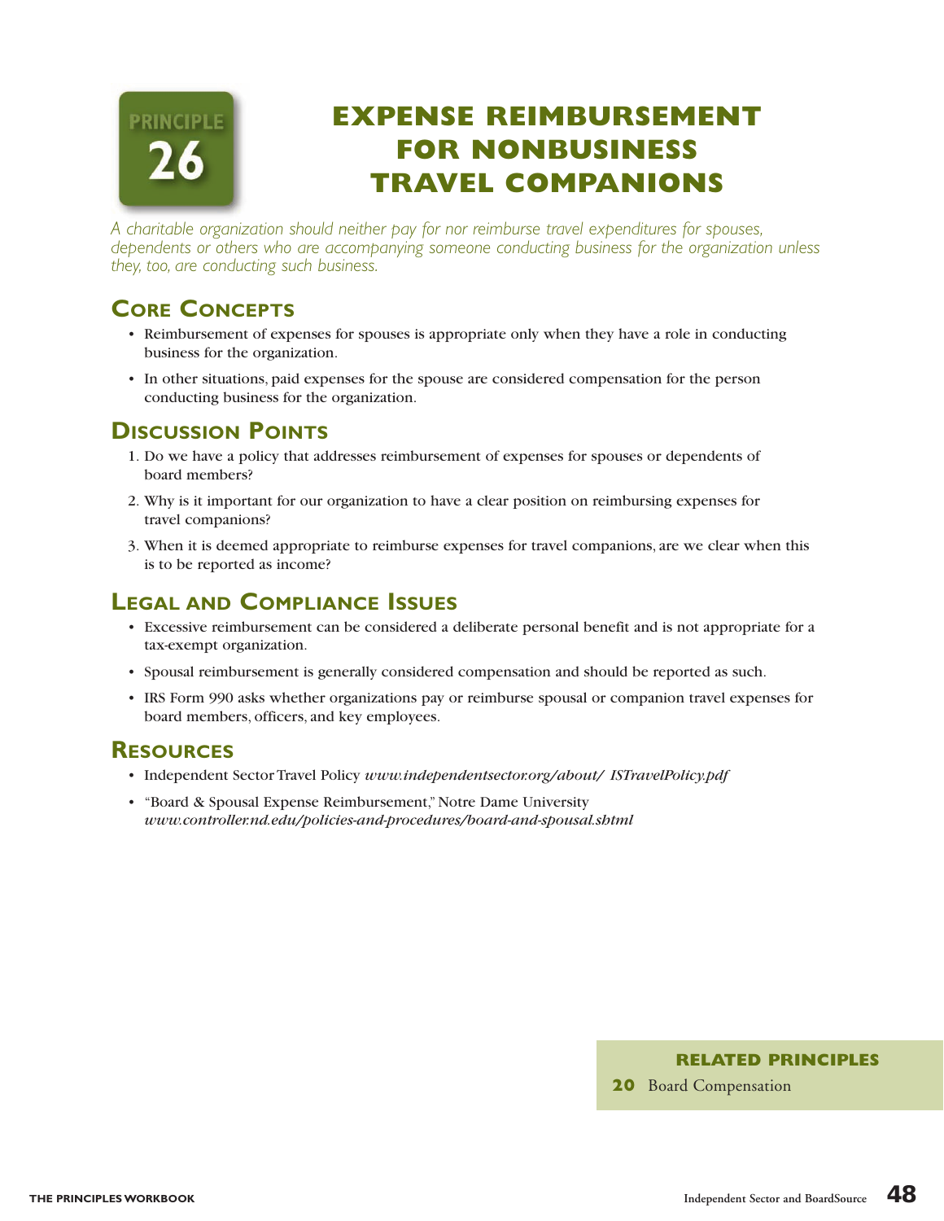# PRINCIPLE 26

# EXPENSE REIMBURSEMENT FOR NONBUSINESS TRAVEL COMPANIONS

*A charitable organization should neither pay for nor reimburse travel expenditures for spouses, dependents or others who are accompanying someone conducting business for the organization unless they, too, are conducting such business.*

## Core Concepts

- Reimbursement of expenses for spouses is appropriate only when they have a role in conducting business for the organization.
- In other situations, paid expenses for the spouse are considered compensation for the person conducting business for the organization.

## Discussion Points

1. Do we have a policy that addresses reimbursement of expenses for spouses or dependents of board members?
2. Why is it important for our organization to have a clear position on reimbursing expenses for travel companions?
3. When it is deemed appropriate to reimburse expenses for travel companions, are we clear when this is to be reported as income?

## Legal and Compliance Issues

- Excessive reimbursement can be considered a deliberate personal benefit and is not appropriate for a tax-exempt organization.
- Spousal reimbursement is generally considered compensation and should be reported as such.
- IRS Form 990 asks whether organizations pay or reimburse spousal or companion travel expenses for board members, officers, and key employees.

## Resources

- Independent Sector Travel Policy *www.independentsector.org/about/ ISTravelPolicy.pdf*
- "Board & Spousal Expense Reimbursement," Notre Dame University *www.controller.nd.edu/policies-and-procedures/board-and-spousal.shtml*

### RELATED PRINCIPLES

**20** Board Compensation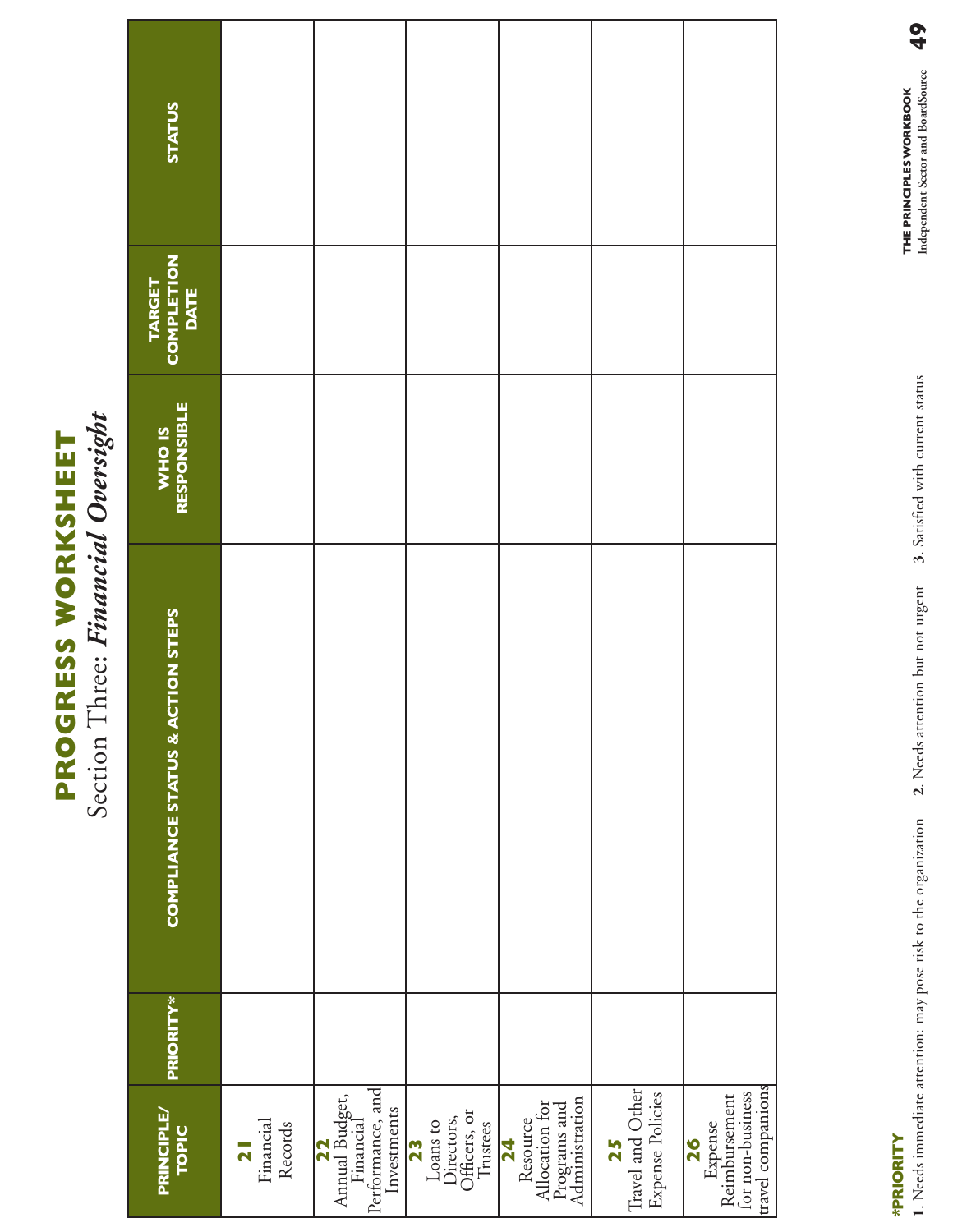# PROGRESS WORKSHEET

## Section Three: *Financial Oversight*

| PRINCIPLE/ TOPIC | PRIORITY* | COMPLIANCE STATUS & ACTION STEPS | WHO IS RESPONSIBLE | TARGET COMPLETION DATE | STATUS |
|---|---|---|---|---|---|
| **21** Financial Records | | | | | |
| **22** Annual Budget, Financial Performance, and Investments | | | | | |
| **23** Loans to Directors, Officers, or Trustees | | | | | |
| **24** Resource Allocation for Programs and Administration | | | | | |
| **25** Travel and Other Expense Policies | | | | | |
| **26** Expense Reimbursement for non-business travel companions | | | | | |

**\*PRIORITY**

**1**. Needs immediate attention: may pose risk to the organization **2**. Needs attention but not urgent **3**. Satisfied with current status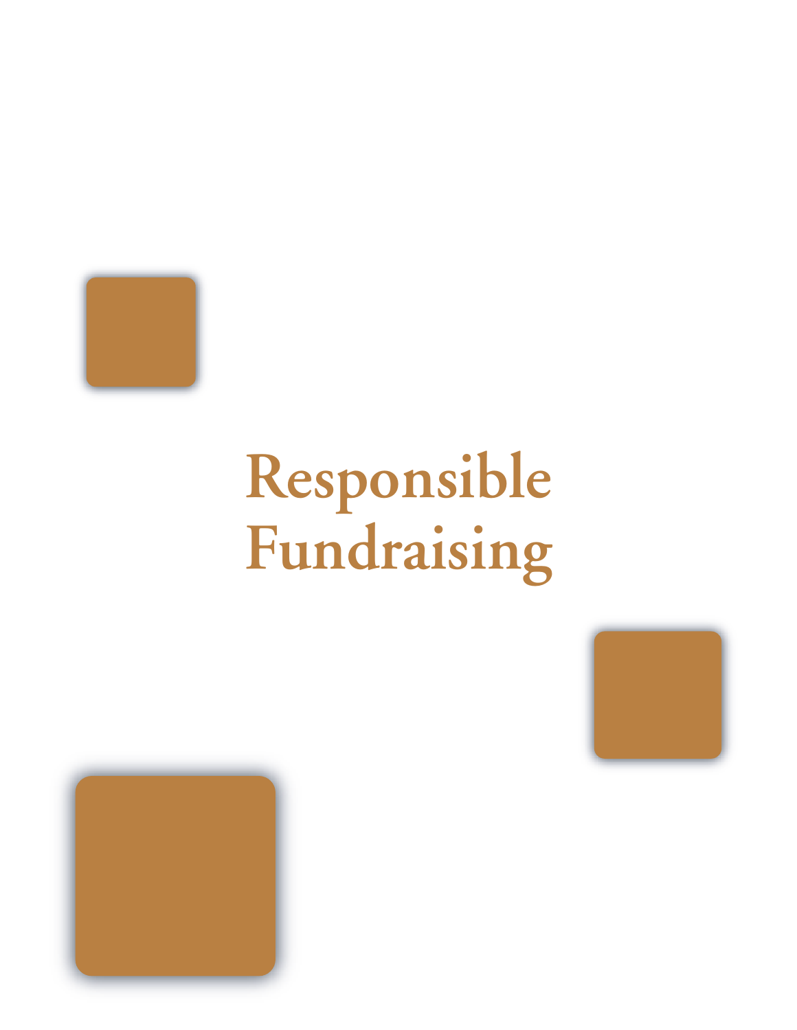# Responsible Fundraising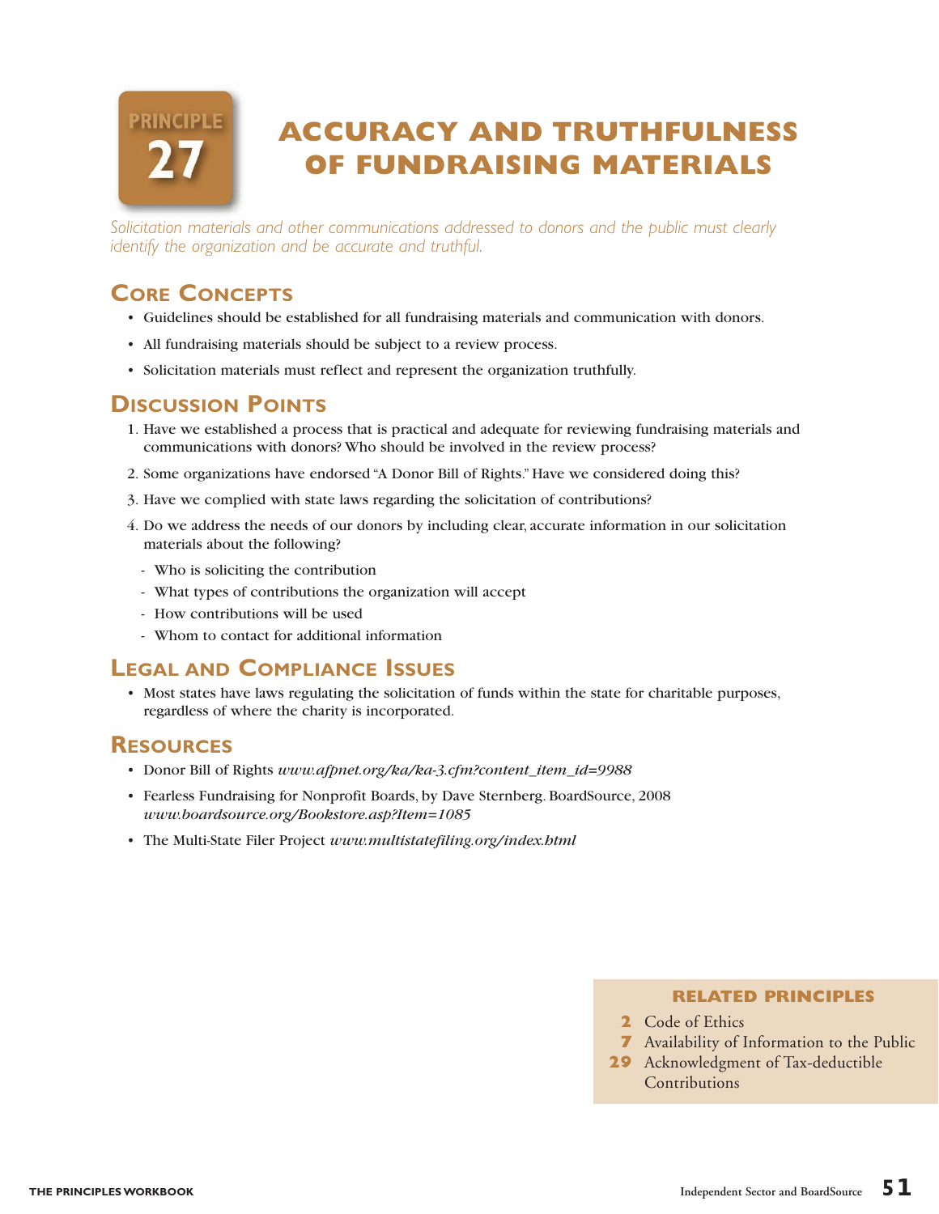# PRINCIPLE 27

# ACCURACY AND TRUTHFULNESS OF FUNDRAISING MATERIALS

*Solicitation materials and other communications addressed to donors and the public must clearly identify the organization and be accurate and truthful.*

## Core Concepts

- Guidelines should be established for all fundraising materials and communication with donors.
- All fundraising materials should be subject to a review process.
- Solicitation materials must reflect and represent the organization truthfully.

## Discussion Points

1. Have we established a process that is practical and adequate for reviewing fundraising materials and communications with donors? Who should be involved in the review process?
2. Some organizations have endorsed "A Donor Bill of Rights." Have we considered doing this?
3. Have we complied with state laws regarding the solicitation of contributions?
4. Do we address the needs of our donors by including clear, accurate information in our solicitation materials about the following?
   - Who is soliciting the contribution
   - What types of contributions the organization will accept
   - How contributions will be used
   - Whom to contact for additional information

## Legal and Compliance Issues

- Most states have laws regulating the solicitation of funds within the state for charitable purposes, regardless of where the charity is incorporated.

## Resources

- Donor Bill of Rights *www.afpnet.org/ka/ka-3.cfm?content_item_id=9988*
- Fearless Fundraising for Nonprofit Boards, by Dave Sternberg. BoardSource, 2008 *www.boardsource.org/Bookstore.asp?Item=1085*
- The Multi-State Filer Project *www.multistatefiling.org/index.html*

### RELATED PRINCIPLES

- **2** Code of Ethics
- **7** Availability of Information to the Public
- **29** Acknowledgment of Tax-deductible Contributions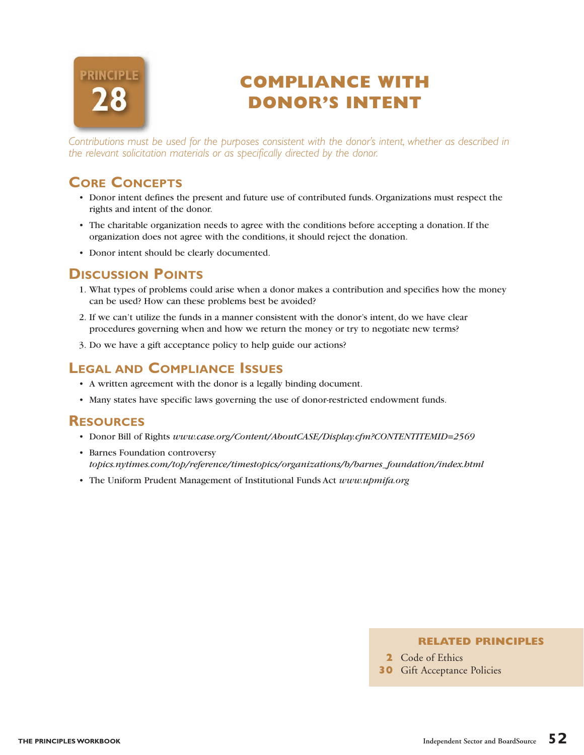# PRINCIPLE 28

# COMPLIANCE WITH DONOR'S INTENT

*Contributions must be used for the purposes consistent with the donor's intent, whether as described in the relevant solicitation materials or as specifically directed by the donor.*

## Core Concepts

- Donor intent defines the present and future use of contributed funds. Organizations must respect the rights and intent of the donor.
- The charitable organization needs to agree with the conditions before accepting a donation. If the organization does not agree with the conditions, it should reject the donation.
- Donor intent should be clearly documented.

## Discussion Points

1. What types of problems could arise when a donor makes a contribution and specifies how the money can be used? How can these problems best be avoided?
2. If we can't utilize the funds in a manner consistent with the donor's intent, do we have clear procedures governing when and how we return the money or try to negotiate new terms?
3. Do we have a gift acceptance policy to help guide our actions?

## Legal and Compliance Issues

- A written agreement with the donor is a legally binding document.
- Many states have specific laws governing the use of donor-restricted endowment funds.

## Resources

- Donor Bill of Rights *www.case.org/Content/AboutCASE/Display.cfm?CONTENTITEMID=2569*
- Barnes Foundation controversy *topics.nytimes.com/top/reference/timestopics/organizations/b/barnes_foundation/index.html*
- The Uniform Prudent Management of Institutional Funds Act *www.upmifa.org*

### RELATED PRINCIPLES

**2** Code of Ethics
**30** Gift Acceptance Policies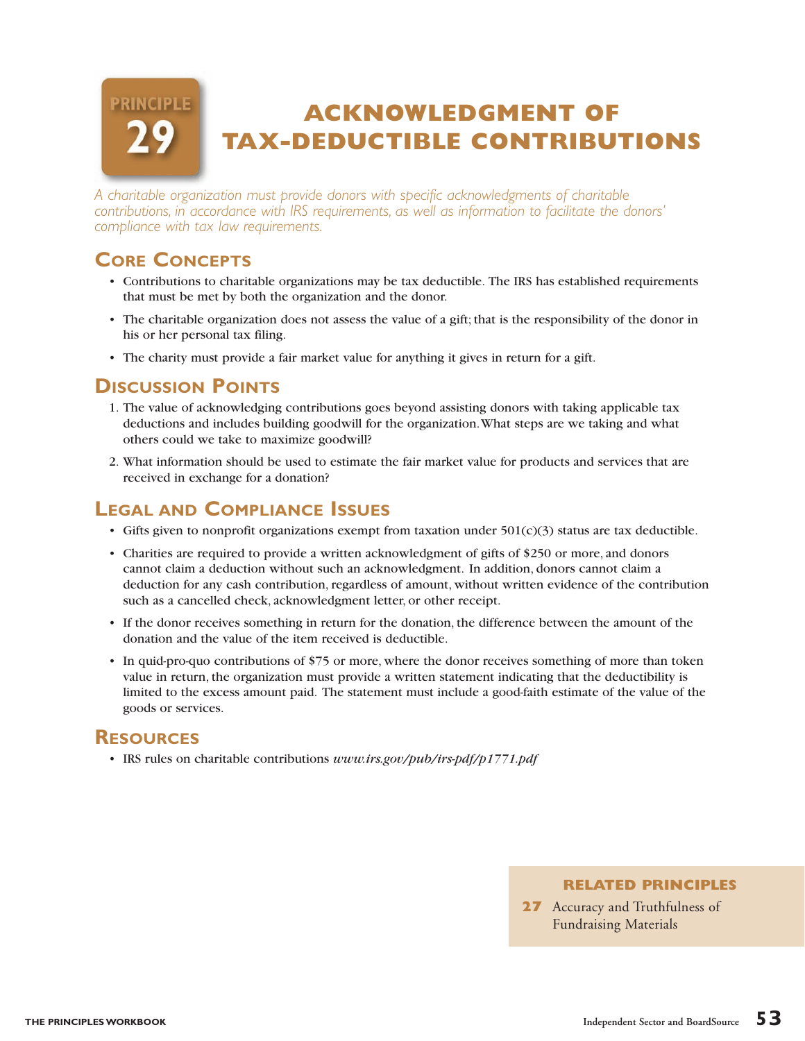# PRINCIPLE 29 ACKNOWLEDGMENT OF TAX-DEDUCTIBLE CONTRIBUTIONS

*A charitable organization must provide donors with specific acknowledgments of charitable contributions, in accordance with IRS requirements, as well as information to facilitate the donors' compliance with tax law requirements.*

## Core Concepts

- Contributions to charitable organizations may be tax deductible. The IRS has established requirements that must be met by both the organization and the donor.
- The charitable organization does not assess the value of a gift; that is the responsibility of the donor in his or her personal tax filing.
- The charity must provide a fair market value for anything it gives in return for a gift.

## Discussion Points

1. The value of acknowledging contributions goes beyond assisting donors with taking applicable tax deductions and includes building goodwill for the organization. What steps are we taking and what others could we take to maximize goodwill?
2. What information should be used to estimate the fair market value for products and services that are received in exchange for a donation?

## Legal and Compliance Issues

- Gifts given to nonprofit organizations exempt from taxation under 501(c)(3) status are tax deductible.
- Charities are required to provide a written acknowledgment of gifts of $250 or more, and donors cannot claim a deduction without such an acknowledgment. In addition, donors cannot claim a deduction for any cash contribution, regardless of amount, without written evidence of the contribution such as a cancelled check, acknowledgment letter, or other receipt.
- If the donor receives something in return for the donation, the difference between the amount of the donation and the value of the item received is deductible.
- In quid-pro-quo contributions of $75 or more, where the donor receives something of more than token value in return, the organization must provide a written statement indicating that the deductibility is limited to the excess amount paid. The statement must include a good-faith estimate of the value of the goods or services.

## Resources

- IRS rules on charitable contributions *www.irs.gov/pub/irs-pdf/p1771.pdf*

**RELATED PRINCIPLES**

**27** Accuracy and Truthfulness of Fundraising Materials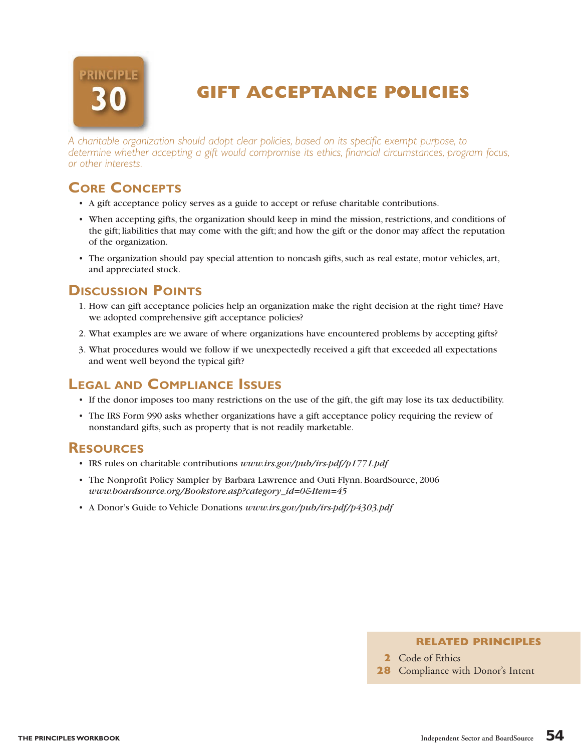# PRINCIPLE 30

# GIFT ACCEPTANCE POLICIES

*A charitable organization should adopt clear policies, based on its specific exempt purpose, to determine whether accepting a gift would compromise its ethics, financial circumstances, program focus, or other interests.*

## Core Concepts

- A gift acceptance policy serves as a guide to accept or refuse charitable contributions.
- When accepting gifts, the organization should keep in mind the mission, restrictions, and conditions of the gift; liabilities that may come with the gift; and how the gift or the donor may affect the reputation of the organization.
- The organization should pay special attention to noncash gifts, such as real estate, motor vehicles, art, and appreciated stock.

## Discussion Points

1. How can gift acceptance policies help an organization make the right decision at the right time? Have we adopted comprehensive gift acceptance policies?
2. What examples are we aware of where organizations have encountered problems by accepting gifts?
3. What procedures would we follow if we unexpectedly received a gift that exceeded all expectations and went well beyond the typical gift?

## Legal and Compliance Issues

- If the donor imposes too many restrictions on the use of the gift, the gift may lose its tax deductibility.
- The IRS Form 990 asks whether organizations have a gift acceptance policy requiring the review of nonstandard gifts, such as property that is not readily marketable.

## Resources

- IRS rules on charitable contributions *www.irs.gov/pub/irs-pdf/p1771.pdf*
- The Nonprofit Policy Sampler by Barbara Lawrence and Outi Flynn. BoardSource, 2006 *www.boardsource.org/Bookstore.asp?category_id=0&Item=45*
- A Donor's Guide to Vehicle Donations *www.irs.gov/pub/irs-pdf/p4303.pdf*

### RELATED PRINCIPLES

**2** Code of Ethics
**28** Compliance with Donor's Intent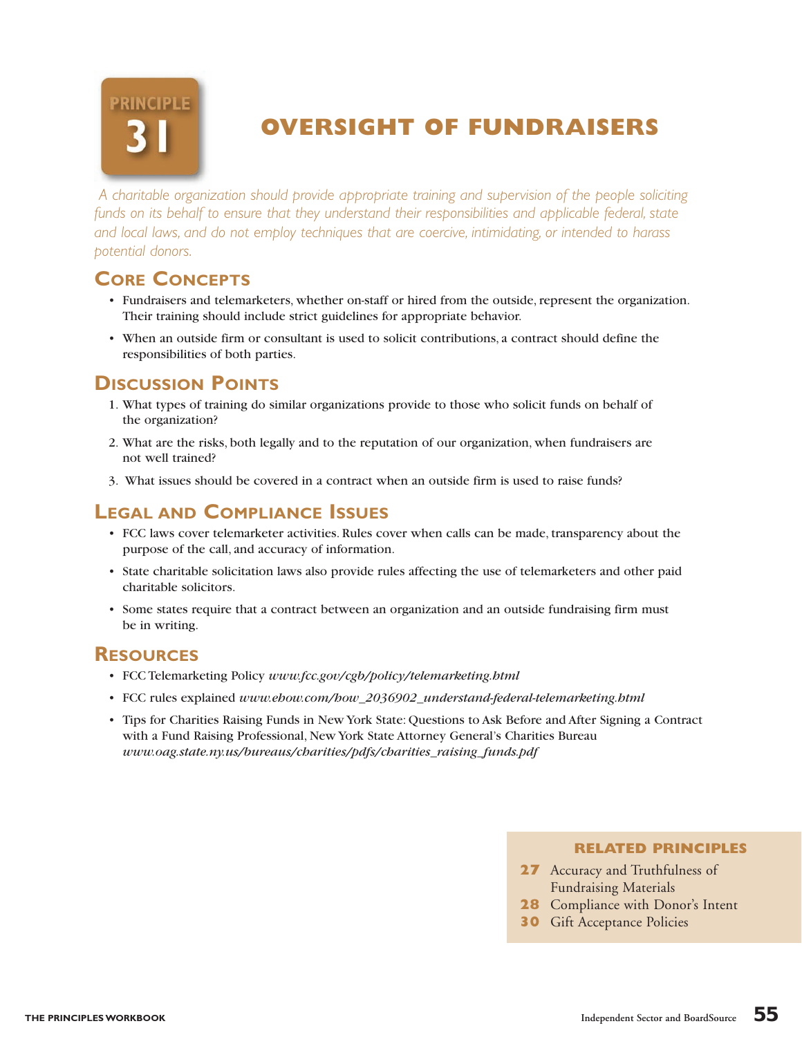# PRINCIPLE 31

# OVERSIGHT OF FUNDRAISERS

*A charitable organization should provide appropriate training and supervision of the people soliciting funds on its behalf to ensure that they understand their responsibilities and applicable federal, state and local laws, and do not employ techniques that are coercive, intimidating, or intended to harass potential donors.*

## Core Concepts

- Fundraisers and telemarketers, whether on-staff or hired from the outside, represent the organization. Their training should include strict guidelines for appropriate behavior.
- When an outside firm or consultant is used to solicit contributions, a contract should define the responsibilities of both parties.

## Discussion Points

1. What types of training do similar organizations provide to those who solicit funds on behalf of the organization?
2. What are the risks, both legally and to the reputation of our organization, when fundraisers are not well trained?
3. What issues should be covered in a contract when an outside firm is used to raise funds?

## Legal and Compliance Issues

- FCC laws cover telemarketer activities. Rules cover when calls can be made, transparency about the purpose of the call, and accuracy of information.
- State charitable solicitation laws also provide rules affecting the use of telemarketers and other paid charitable solicitors.
- Some states require that a contract between an organization and an outside fundraising firm must be in writing.

## Resources

- FCC Telemarketing Policy *www.fcc.gov/cgb/policy/telemarketing.html*
- FCC rules explained *www.ehow.com/how_2036902_understand-federal-telemarketing.html*
- Tips for Charities Raising Funds in New York State: Questions to Ask Before and After Signing a Contract with a Fund Raising Professional, New York State Attorney General's Charities Bureau *www.oag.state.ny.us/bureaus/charities/pdfs/charities_raising_funds.pdf*

### RELATED PRINCIPLES

**27** Accuracy and Truthfulness of Fundraising Materials
**28** Compliance with Donor's Intent
**30** Gift Acceptance Policies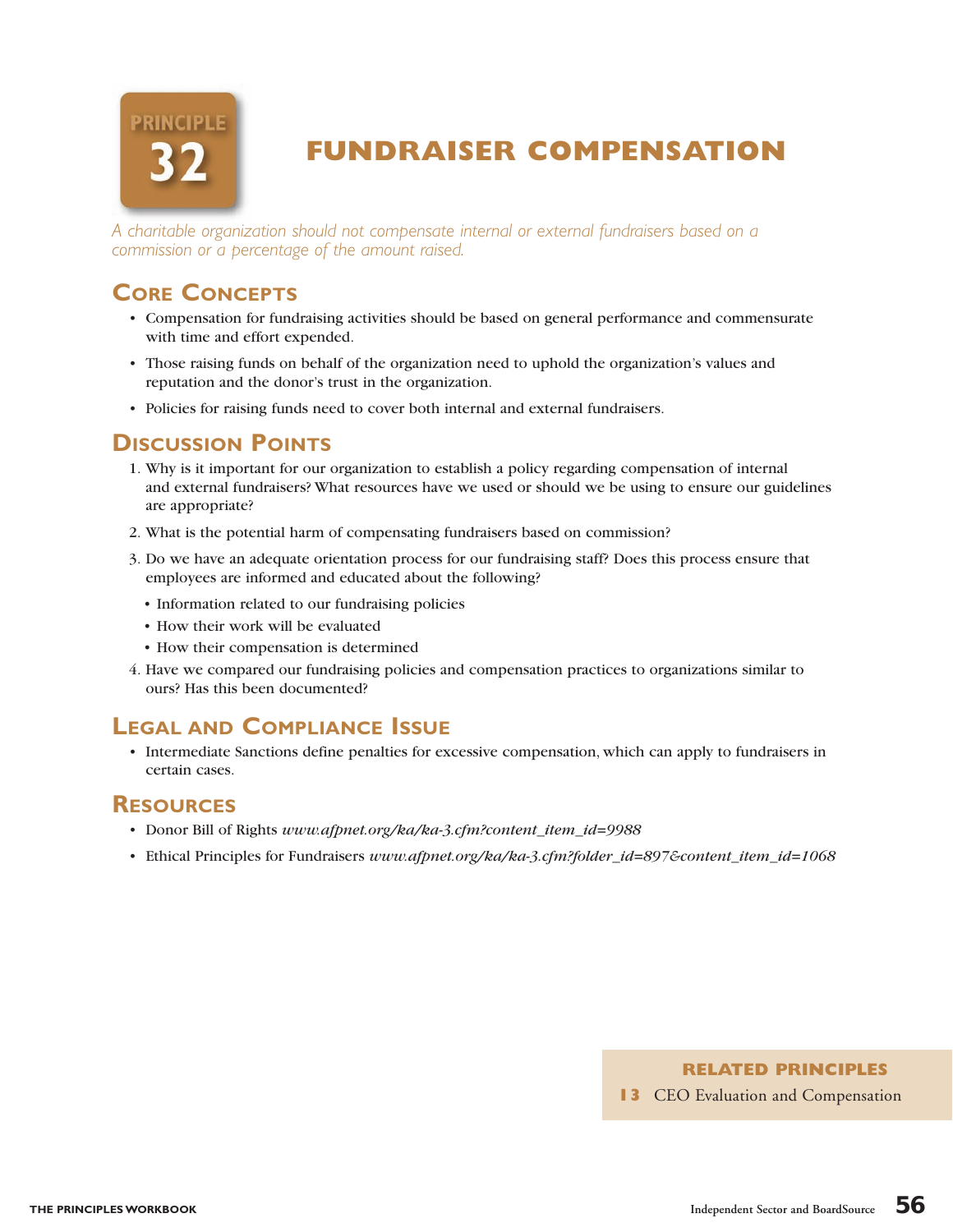# PRINCIPLE 32

# FUNDRAISER COMPENSATION

*A charitable organization should not compensate internal or external fundraisers based on a commission or a percentage of the amount raised.*

## Core Concepts

- Compensation for fundraising activities should be based on general performance and commensurate with time and effort expended.
- Those raising funds on behalf of the organization need to uphold the organization's values and reputation and the donor's trust in the organization.
- Policies for raising funds need to cover both internal and external fundraisers.

## Discussion Points

1. Why is it important for our organization to establish a policy regarding compensation of internal and external fundraisers? What resources have we used or should we be using to ensure our guidelines are appropriate?
2. What is the potential harm of compensating fundraisers based on commission?
3. Do we have an adequate orientation process for our fundraising staff? Does this process ensure that employees are informed and educated about the following?
   - Information related to our fundraising policies
   - How their work will be evaluated
   - How their compensation is determined
4. Have we compared our fundraising policies and compensation practices to organizations similar to ours? Has this been documented?

## Legal and Compliance Issue

- Intermediate Sanctions define penalties for excessive compensation, which can apply to fundraisers in certain cases.

## Resources

- Donor Bill of Rights *www.afpnet.org/ka/ka-3.cfm?content_item_id=9988*
- Ethical Principles for Fundraisers *www.afpnet.org/ka/ka-3.cfm?folder_id=897&content_item_id=1068*

**RELATED PRINCIPLES**

**13** CEO Evaluation and Compensation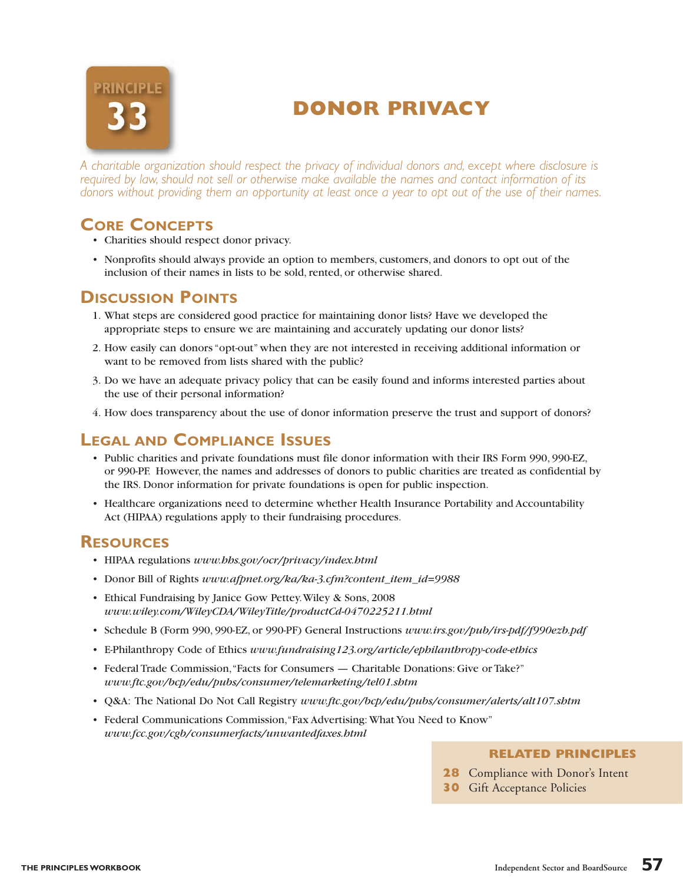# PRINCIPLE 33

# DONOR PRIVACY

*A charitable organization should respect the privacy of individual donors and, except where disclosure is required by law, should not sell or otherwise make available the names and contact information of its donors without providing them an opportunity at least once a year to opt out of the use of their names.*

## Core Concepts

- Charities should respect donor privacy.
- Nonprofits should always provide an option to members, customers, and donors to opt out of the inclusion of their names in lists to be sold, rented, or otherwise shared.

## Discussion Points

1. What steps are considered good practice for maintaining donor lists? Have we developed the appropriate steps to ensure we are maintaining and accurately updating our donor lists?
2. How easily can donors "opt-out" when they are not interested in receiving additional information or want to be removed from lists shared with the public?
3. Do we have an adequate privacy policy that can be easily found and informs interested parties about the use of their personal information?
4. How does transparency about the use of donor information preserve the trust and support of donors?

## Legal and Compliance Issues

- Public charities and private foundations must file donor information with their IRS Form 990, 990-EZ, or 990-PF. However, the names and addresses of donors to public charities are treated as confidential by the IRS. Donor information for private foundations is open for public inspection.
- Healthcare organizations need to determine whether Health Insurance Portability and Accountability Act (HIPAA) regulations apply to their fundraising procedures.

## Resources

- HIPAA regulations *www.hhs.gov/ocr/privacy/index.html*
- Donor Bill of Rights *www.afpnet.org/ka/ka-3.cfm?content_item_id=9988*
- Ethical Fundraising by Janice Gow Pettey. Wiley & Sons, 2008 *www.wiley.com/WileyCDA/WileyTitle/productCd-0470225211.html*
- Schedule B (Form 990, 990-EZ, or 990-PF) General Instructions *www.irs.gov/pub/irs-pdf/f990ezb.pdf*
- E-Philanthropy Code of Ethics *www.fundraising123.org/article/ephilanthropy-code-ethics*
- Federal Trade Commission, "Facts for Consumers — Charitable Donations: Give or Take?" *www.ftc.gov/bcp/edu/pubs/consumer/telemarketing/tel01.shtm*
- Q&A: The National Do Not Call Registry *www.ftc.gov/bcp/edu/pubs/consumer/alerts/alt107.shtm*
- Federal Communications Commission, "Fax Advertising: What You Need to Know" *www.fcc.gov/cgb/consumerfacts/unwantedfaxes.html*

### RELATED PRINCIPLES

**28** Compliance with Donor's Intent
**30** Gift Acceptance Policies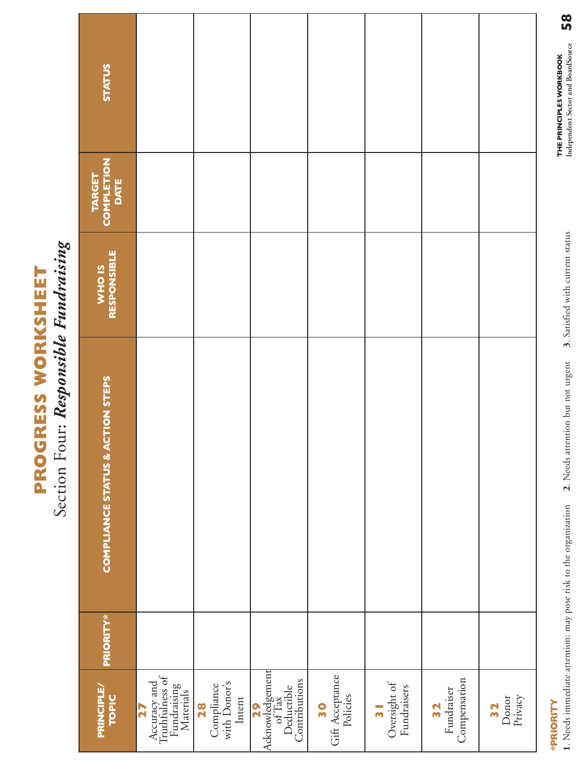# PROGRESS WORKSHEET

## Section Four: *Responsible Fundraising*

| PRINCIPLE/ TOPIC | PRIORITY* | COMPLIANCE STATUS & ACTION STEPS | WHO IS RESPONSIBLE | TARGET COMPLETION DATE | STATUS |
|---|---|---|---|---|---|
| **27** Accuracy and Truthfulness of Fundraising Materials | | | | | |
| **28** Compliance with Donor's Intent | | | | | |
| **29** Acknowledgement of Tax Deductible Contributions | | | | | |
| **30** Gift Acceptance Policies | | | | | |
| **31** Oversight of Fundraisers | | | | | |
| **32** Fundraiser Compensation | | | | | |
| **32** Donor Privacy | | | | | |

**\*PRIORITY**

**1**. Needs immediate attention: may pose risk to the organization **2**. Needs attention but not urgent **3**. Satisfied with current status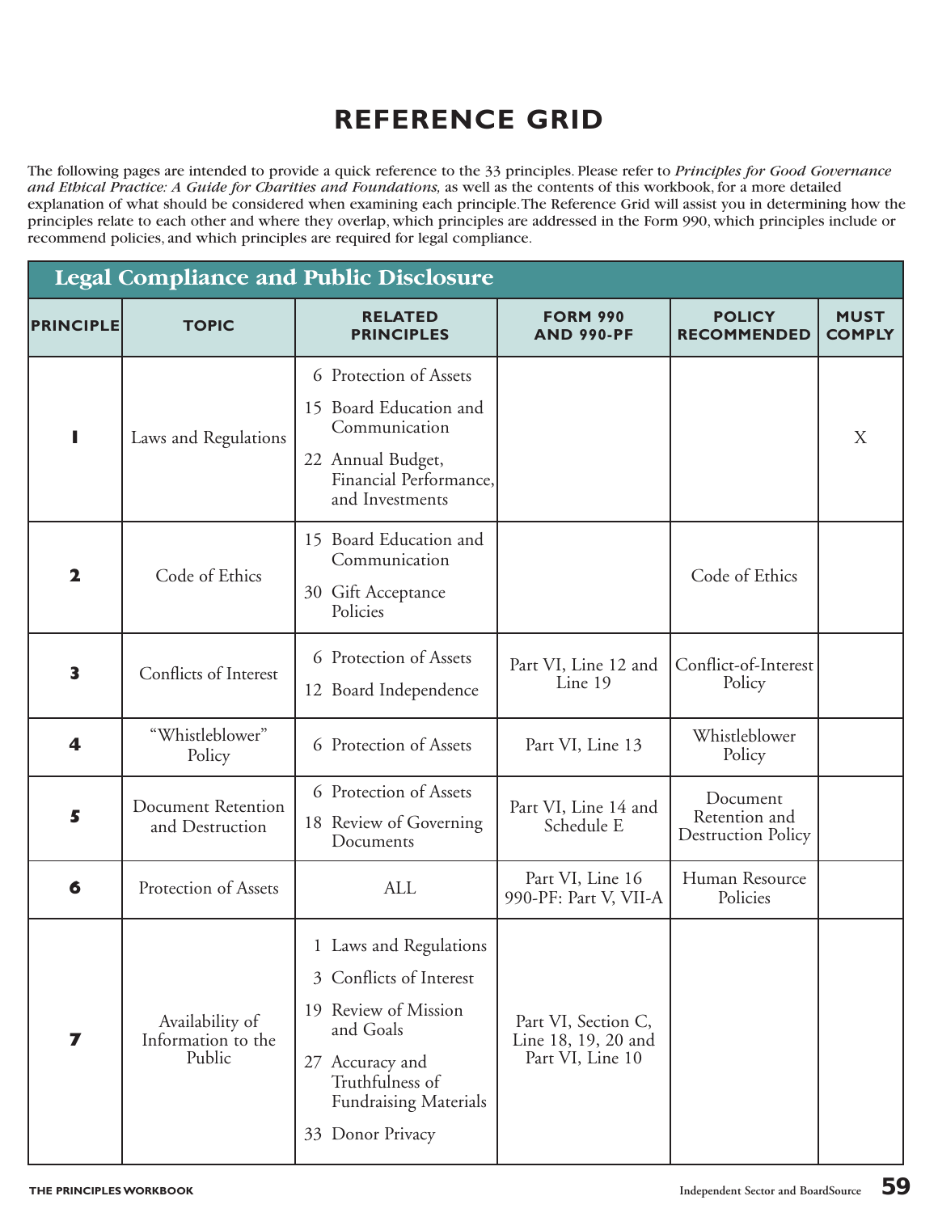# REFERENCE GRID

The following pages are intended to provide a quick reference to the 33 principles. Please refer to *Principles for Good Governance and Ethical Practice: A Guide for Charities and Foundations,* as well as the contents of this workbook, for a more detailed explanation of what should be considered when examining each principle. The Reference Grid will assist you in determining how the principles relate to each other and where they overlap, which principles are addressed in the Form 990, which principles include or recommend policies, and which principles are required for legal compliance.

## Legal Compliance and Public Disclosure

| PRINCIPLE | TOPIC | RELATED PRINCIPLES | FORM 990 AND 990-PF | POLICY RECOMMENDED | MUST COMPLY |
|---|---|---|---|---|---|
| 1 | Laws and Regulations | 6 Protection of Assets<br>15 Board Education and Communication<br>22 Annual Budget, Financial Performance, and Investments | | | X |
| 2 | Code of Ethics | 15 Board Education and Communication<br>30 Gift Acceptance Policies | | Code of Ethics | |
| 3 | Conflicts of Interest | 6 Protection of Assets<br>12 Board Independence | Part VI, Line 12 and Line 19 | Conflict-of-Interest Policy | |
| 4 | "Whistleblower" Policy | 6 Protection of Assets | Part VI, Line 13 | Whistleblower Policy | |
| 5 | Document Retention and Destruction | 6 Protection of Assets<br>18 Review of Governing Documents | Part VI, Line 14 and Schedule E | Document Retention and Destruction Policy | |
| 6 | Protection of Assets | ALL | Part VI, Line 16<br>990-PF: Part V, VII-A | Human Resource Policies | |
| 7 | Availability of Information to the Public | 1 Laws and Regulations<br>3 Conflicts of Interest<br>19 Review of Mission and Goals<br>27 Accuracy and Truthfulness of Fundraising Materials<br>33 Donor Privacy | Part VI, Section C, Line 18, 19, 20 and Part VI, Line 10 | | |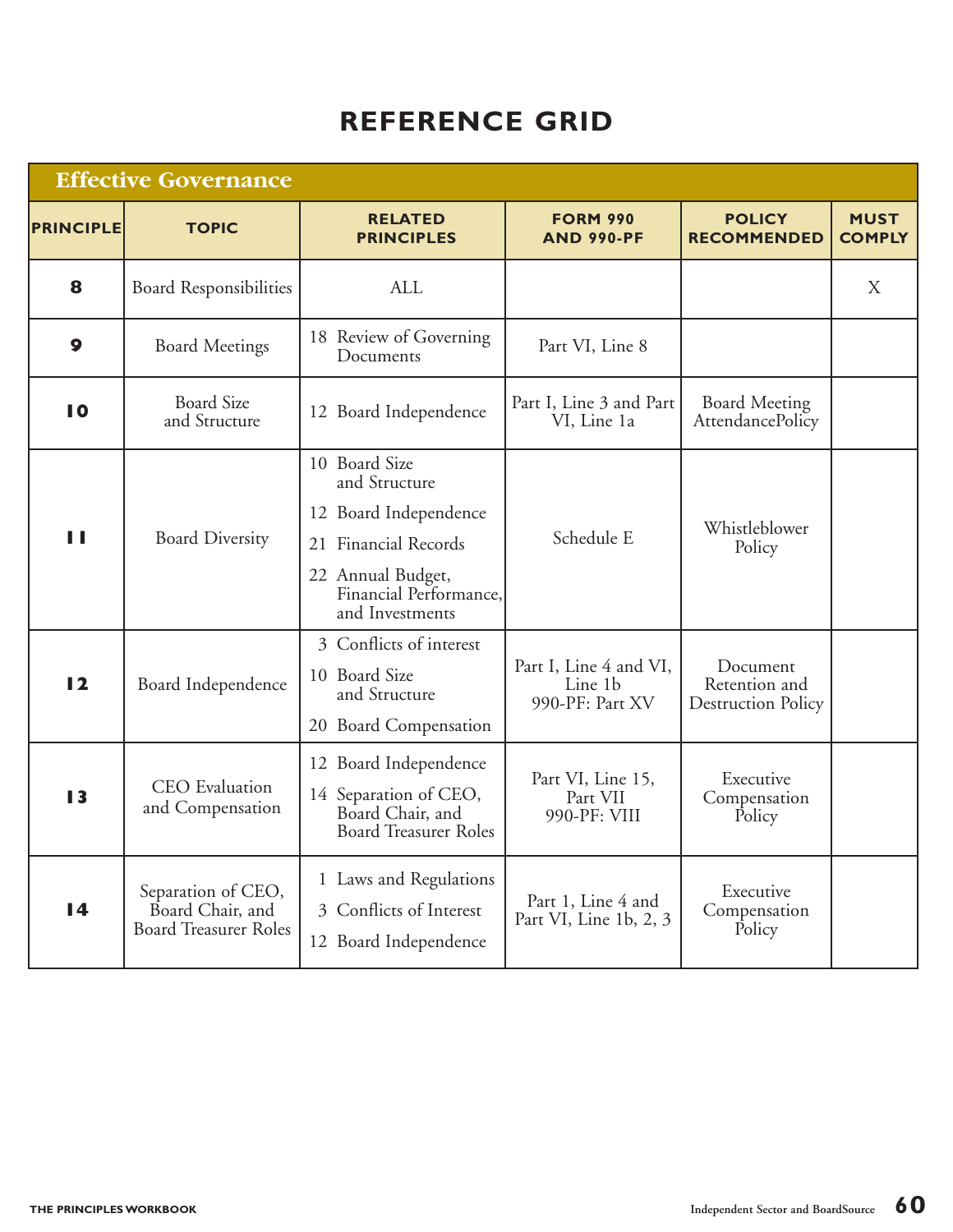# REFERENCE GRID

| Effective Governance | | | | | |
|---|---|---|---|---|---|
| **PRINCIPLE** | **TOPIC** | **RELATED PRINCIPLES** | **FORM 990 AND 990-PF** | **POLICY RECOMMENDED** | **MUST COMPLY** |
| **8** | Board Responsibilities | ALL | | | X |
| **9** | Board Meetings | 18 Review of Governing Documents | Part VI, Line 8 | | |
| **10** | Board Size and Structure | 12 Board Independence | Part I, Line 3 and Part VI, Line 1a | Board Meeting AttendancePolicy | |
| **11** | Board Diversity | 10 Board Size and Structure<br>12 Board Independence<br>21 Financial Records<br>22 Annual Budget, Financial Performance, and Investments | Schedule E | Whistleblower Policy | |
| **12** | Board Independence | 3 Conflicts of interest<br>10 Board Size and Structure<br>20 Board Compensation | Part I, Line 4 and VI, Line 1b<br>990-PF: Part XV | Document Retention and Destruction Policy | |
| **13** | CEO Evaluation and Compensation | 12 Board Independence<br>14 Separation of CEO, Board Chair, and Board Treasurer Roles | Part VI, Line 15, Part VII<br>990-PF: VIII | Executive Compensation Policy | |
| **14** | Separation of CEO, Board Chair, and Board Treasurer Roles | 1 Laws and Regulations<br>3 Conflicts of Interest<br>12 Board Independence | Part 1, Line 4 and Part VI, Line 1b, 2, 3 | Executive Compensation Policy | |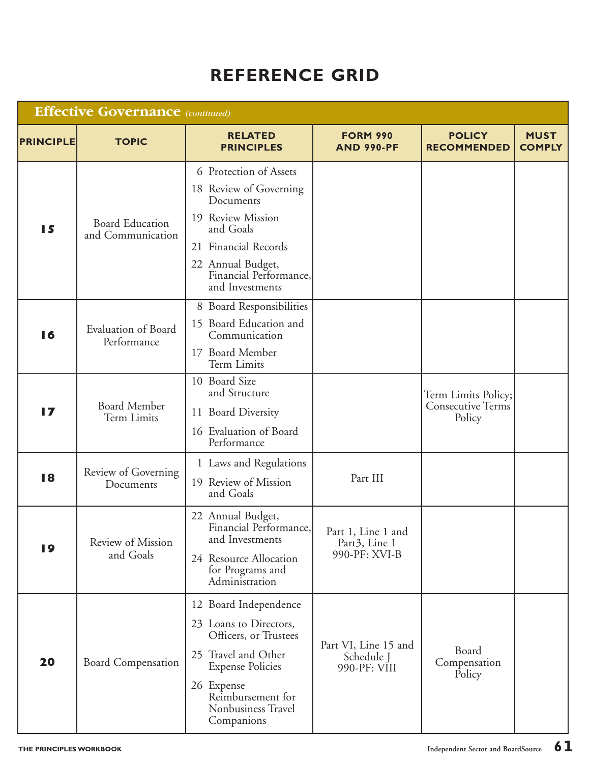# REFERENCE GRID

| Effective Governance *(continued)* | | | | | |
|---|---|---|---|---|---|
| **PRINCIPLE** | **TOPIC** | **RELATED PRINCIPLES** | **FORM 990 AND 990-PF** | **POLICY RECOMMENDED** | **MUST COMPLY** |
| **15** | Board Education and Communication | 6 Protection of Assets<br>18 Review of Governing Documents<br>19 Review Mission and Goals<br>21 Financial Records<br>22 Annual Budget, Financial Performance, and Investments | | | |
| **16** | Evaluation of Board Performance | 8 Board Responsibilities<br>15 Board Education and Communication<br>17 Board Member Term Limits | | | |
| **17** | Board Member Term Limits | 10 Board Size and Structure<br>11 Board Diversity<br>16 Evaluation of Board Performance | | Term Limits Policy; Consecutive Terms Policy | |
| **18** | Review of Governing Documents | 1 Laws and Regulations<br>19 Review of Mission and Goals | Part III | | |
| **19** | Review of Mission and Goals | 22 Annual Budget, Financial Performance, and Investments<br>24 Resource Allocation for Programs and Administration | Part 1, Line 1 and Part3, Line 1<br>990-PF: XVI-B | | |
| **20** | Board Compensation | 12 Board Independence<br>23 Loans to Directors, Officers, or Trustees<br>25 Travel and Other Expense Policies<br>26 Expense Reimbursement for Nonbusiness Travel Companions | Part VI, Line 15 and Schedule J<br>990-PF: VIII | Board Compensation Policy | |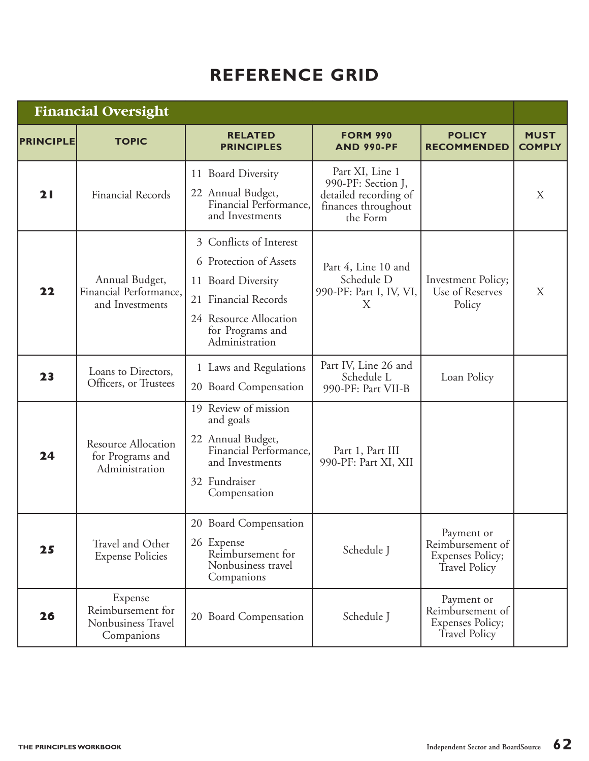# REFERENCE GRID

| Financial Oversight | | | | | |
|---|---|---|---|---|---|
| **PRINCIPLE** | **TOPIC** | **RELATED PRINCIPLES** | **FORM 990 AND 990-PF** | **POLICY RECOMMENDED** | **MUST COMPLY** |
| **21** | Financial Records | 11 Board Diversity<br>22 Annual Budget, Financial Performance, and Investments | Part XI, Line 1<br>990-PF: Section J, detailed recording of finances throughout the Form | | X |
| **22** | Annual Budget, Financial Performance, and Investments | 3 Conflicts of Interest<br>6 Protection of Assets<br>11 Board Diversity<br>21 Financial Records<br>24 Resource Allocation for Programs and Administration | Part 4, Line 10 and Schedule D<br>990-PF: Part I, IV, VI, X | Investment Policy; Use of Reserves Policy | X |
| **23** | Loans to Directors, Officers, or Trustees | 1 Laws and Regulations<br>20 Board Compensation | Part IV, Line 26 and Schedule L<br>990-PF: Part VII-B | Loan Policy | |
| **24** | Resource Allocation for Programs and Administration | 19 Review of mission and goals<br>22 Annual Budget, Financial Performance, and Investments<br>32 Fundraiser Compensation | Part 1, Part III<br>990-PF: Part XI, XII | | |
| **25** | Travel and Other Expense Policies | 20 Board Compensation<br>26 Expense Reimbursement for Nonbusiness travel Companions | Schedule J | Payment or Reimbursement of Expenses Policy; Travel Policy | |
| **26** | Expense Reimbursement for Nonbusiness Travel Companions | 20 Board Compensation | Schedule J | Payment or Reimbursement of Expenses Policy; Travel Policy | |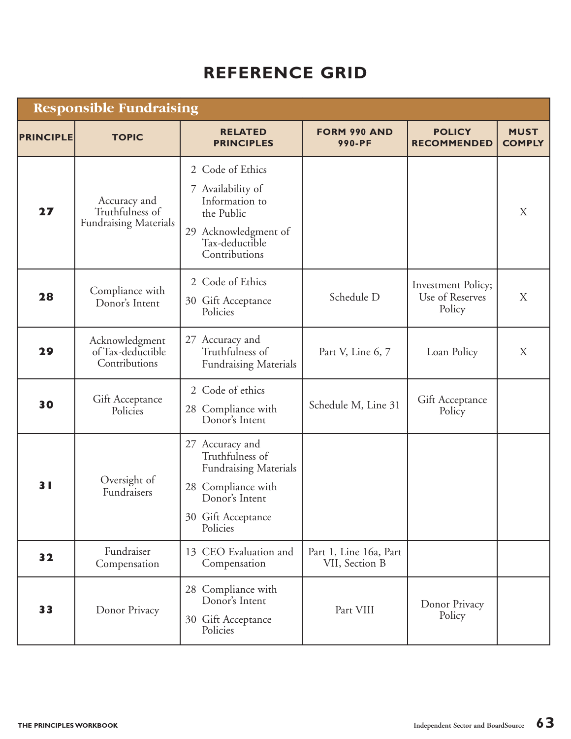# REFERENCE GRID

| Responsible Fundraising | | | | | |
|---|---|---|---|---|---|
| **PRINCIPLE** | **TOPIC** | **RELATED PRINCIPLES** | **FORM 990 AND 990-PF** | **POLICY RECOMMENDED** | **MUST COMPLY** |
| **27** | Accuracy and Truthfulness of Fundraising Materials | 2 Code of Ethics<br>7 Availability of Information to the Public<br>29 Acknowledgment of Tax-deductible Contributions | | | X |
| **28** | Compliance with Donor's Intent | 2 Code of Ethics<br>30 Gift Acceptance Policies | Schedule D | Investment Policy; Use of Reserves Policy | X |
| **29** | Acknowledgment of Tax-deductible Contributions | 27 Accuracy and Truthfulness of Fundraising Materials | Part V, Line 6, 7 | Loan Policy | X |
| **30** | Gift Acceptance Policies | 2 Code of ethics<br>28 Compliance with Donor's Intent | Schedule M, Line 31 | Gift Acceptance Policy | |
| **31** | Oversight of Fundraisers | 27 Accuracy and Truthfulness of Fundraising Materials<br>28 Compliance with Donor's Intent<br>30 Gift Acceptance Policies | | | |
| **32** | Fundraiser Compensation | 13 CEO Evaluation and Compensation | Part 1, Line 16a, Part VII, Section B | | |
| **33** | Donor Privacy | 28 Compliance with Donor's Intent<br>30 Gift Acceptance Policies | Part VIII | Donor Privacy Policy | |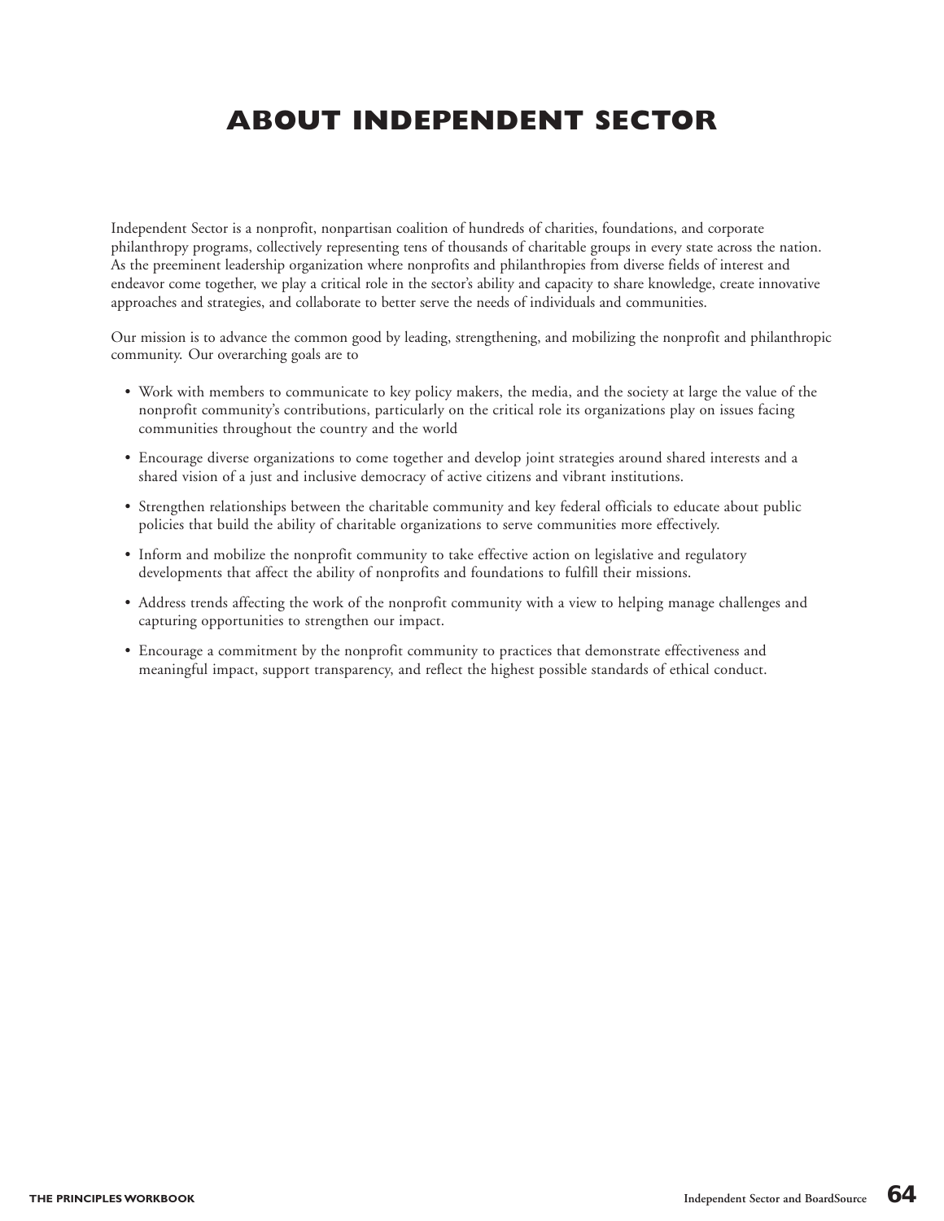# ABOUT INDEPENDENT SECTOR

Independent Sector is a nonprofit, nonpartisan coalition of hundreds of charities, foundations, and corporate philanthropy programs, collectively representing tens of thousands of charitable groups in every state across the nation. As the preeminent leadership organization where nonprofits and philanthropies from diverse fields of interest and endeavor come together, we play a critical role in the sector's ability and capacity to share knowledge, create innovative approaches and strategies, and collaborate to better serve the needs of individuals and communities.

Our mission is to advance the common good by leading, strengthening, and mobilizing the nonprofit and philanthropic community. Our overarching goals are to

- Work with members to communicate to key policy makers, the media, and the society at large the value of the nonprofit community's contributions, particularly on the critical role its organizations play on issues facing communities throughout the country and the world
- Encourage diverse organizations to come together and develop joint strategies around shared interests and a shared vision of a just and inclusive democracy of active citizens and vibrant institutions.
- Strengthen relationships between the charitable community and key federal officials to educate about public policies that build the ability of charitable organizations to serve communities more effectively.
- Inform and mobilize the nonprofit community to take effective action on legislative and regulatory developments that affect the ability of nonprofits and foundations to fulfill their missions.
- Address trends affecting the work of the nonprofit community with a view to helping manage challenges and capturing opportunities to strengthen our impact.
- Encourage a commitment by the nonprofit community to practices that demonstrate effectiveness and meaningful impact, support transparency, and reflect the highest possible standards of ethical conduct.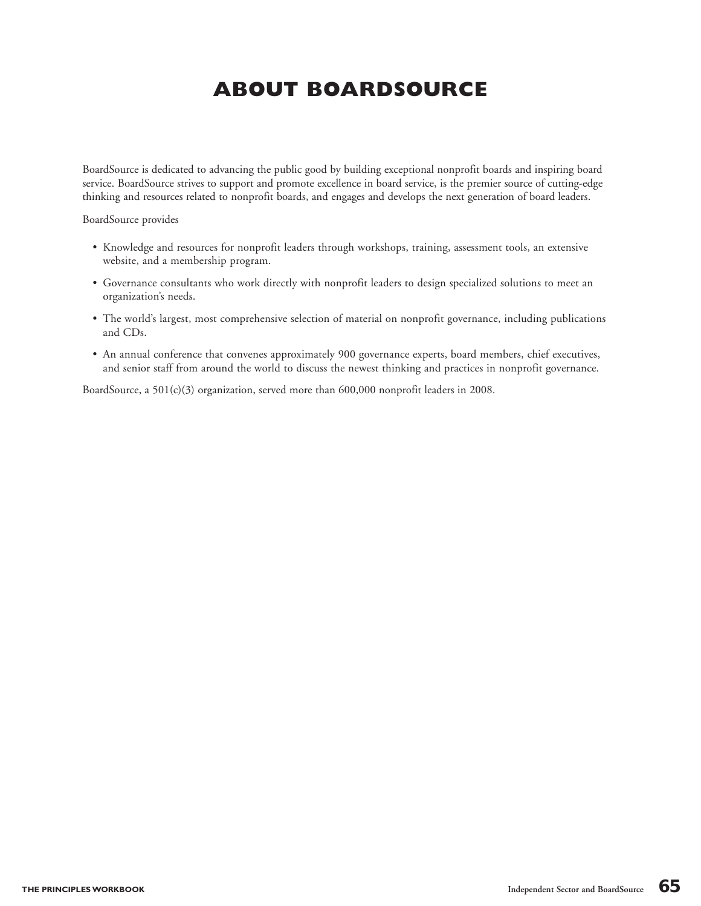# ABOUT BOARDSOURCE

BoardSource is dedicated to advancing the public good by building exceptional nonprofit boards and inspiring board service. BoardSource strives to support and promote excellence in board service, is the premier source of cutting-edge thinking and resources related to nonprofit boards, and engages and develops the next generation of board leaders.

BoardSource provides

- Knowledge and resources for nonprofit leaders through workshops, training, assessment tools, an extensive website, and a membership program.
- Governance consultants who work directly with nonprofit leaders to design specialized solutions to meet an organization's needs.
- The world's largest, most comprehensive selection of material on nonprofit governance, including publications and CDs.
- An annual conference that convenes approximately 900 governance experts, board members, chief executives, and senior staff from around the world to discuss the newest thinking and practices in nonprofit governance.

BoardSource, a 501(c)(3) organization, served more than 600,000 nonprofit leaders in 2008.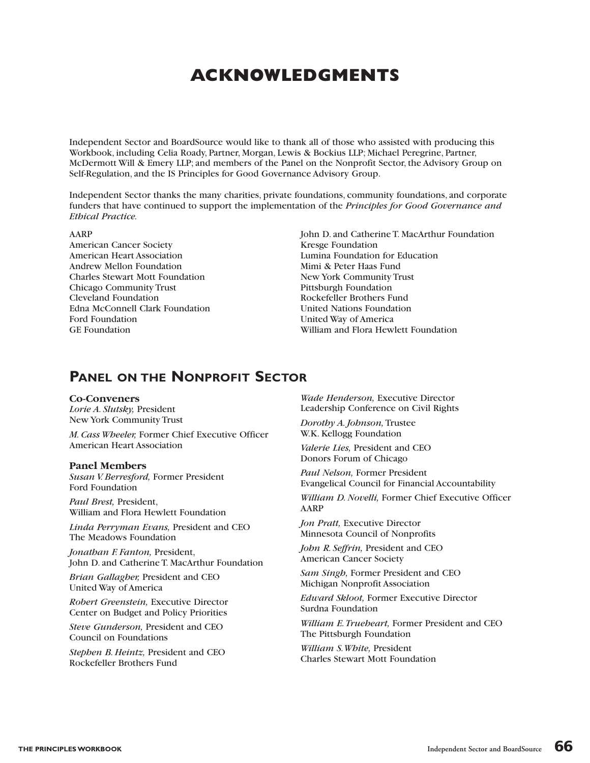# ACKNOWLEDGMENTS

Independent Sector and BoardSource would like to thank all of those who assisted with producing this Workbook, including Celia Roady, Partner, Morgan, Lewis & Bockius LLP; Michael Peregrine, Partner, McDermott Will & Emery LLP; and members of the Panel on the Nonprofit Sector, the Advisory Group on Self-Regulation, and the IS Principles for Good Governance Advisory Group.

Independent Sector thanks the many charities, private foundations, community foundations, and corporate funders that have continued to support the implementation of the *Principles for Good Governance and Ethical Practice.*

AARP
American Cancer Society
American Heart Association
Andrew Mellon Foundation
Charles Stewart Mott Foundation
Chicago Community Trust
Cleveland Foundation
Edna McConnell Clark Foundation
Ford Foundation
GE Foundation
John D. and Catherine T. MacArthur Foundation
Kresge Foundation
Lumina Foundation for Education
Mimi & Peter Haas Fund
New York Community Trust
Pittsburgh Foundation
Rockefeller Brothers Fund
United Nations Foundation
United Way of America
William and Flora Hewlett Foundation

## PANEL ON THE NONPROFIT SECTOR

### Co-Conveners

*Lorie A. Slutsky,* President
New York Community Trust

*M. Cass Wheeler,* Former Chief Executive Officer
American Heart Association

### Panel Members

*Susan V. Berresford,* Former President
Ford Foundation

*Paul Brest,* President,
William and Flora Hewlett Foundation

*Linda Perryman Evans,* President and CEO
The Meadows Foundation

*Jonathan F. Fanton,* President,
John D. and Catherine T. MacArthur Foundation

*Brian Gallagher,* President and CEO
United Way of America

*Robert Greenstein,* Executive Director
Center on Budget and Policy Priorities

*Steve Gunderson,* President and CEO
Council on Foundations

*Stephen B. Heintz,* President and CEO
Rockefeller Brothers Fund

*Wade Henderson,* Executive Director
Leadership Conference on Civil Rights

*Dorothy A. Johnson,* Trustee
W.K. Kellogg Foundation

*Valerie Lies,* President and CEO
Donors Forum of Chicago

*Paul Nelson,* Former President
Evangelical Council for Financial Accountability

*William D. Novelli,* Former Chief Executive Officer
AARP

*Jon Pratt,* Executive Director
Minnesota Council of Nonprofits

*John R. Seffrin,* President and CEO
American Cancer Society

*Sam Singh,* Former President and CEO
Michigan Nonprofit Association

*Edward Skloot,* Former Executive Director
Surdna Foundation

*William E. Trueheart,* Former President and CEO
The Pittsburgh Foundation

*William S. White,* President
Charles Stewart Mott Foundation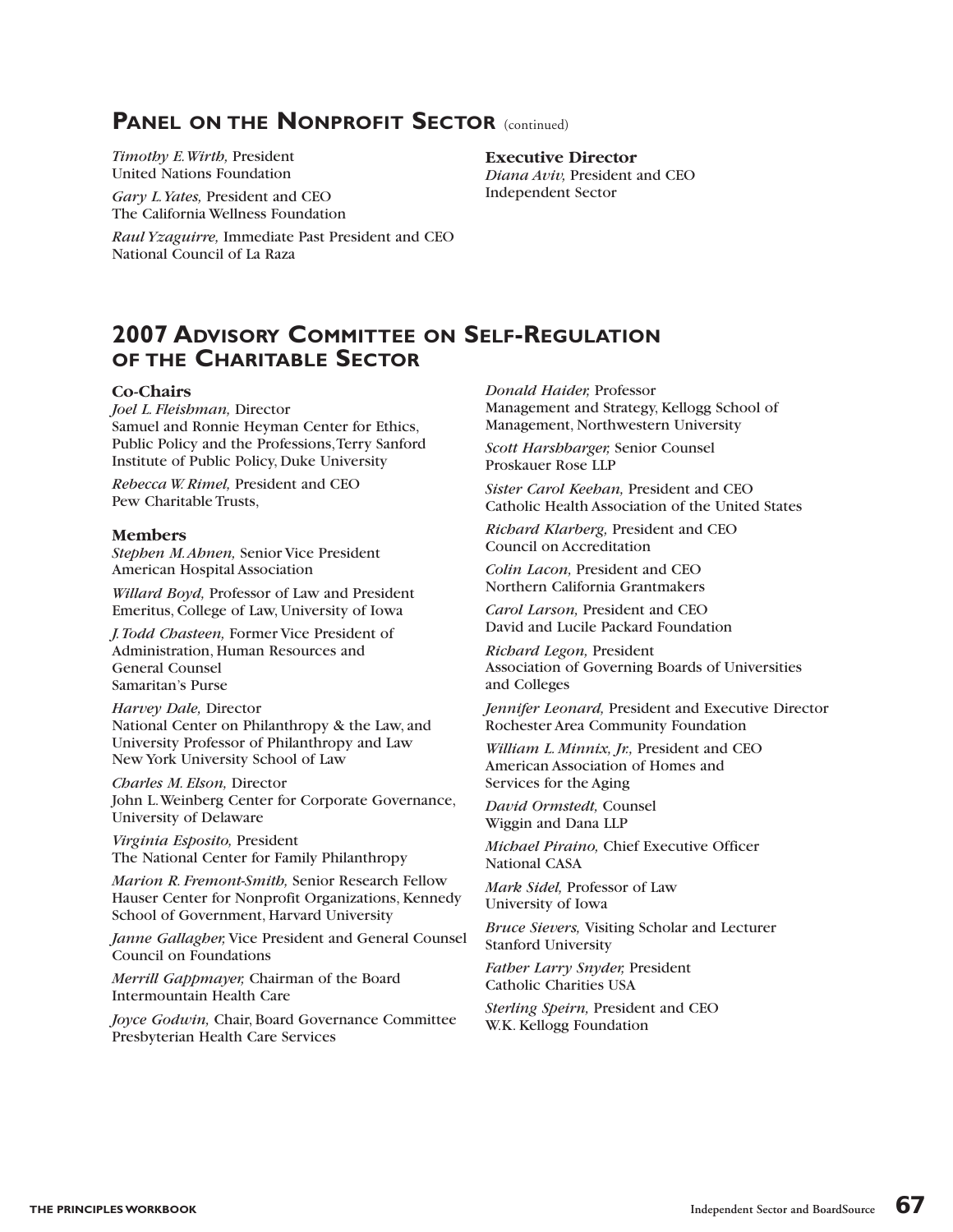## Panel on the Nonprofit Sector (continued)

*Timothy E. Wirth,* President
United Nations Foundation

*Gary L. Yates,* President and CEO
The California Wellness Foundation

*Raul Yzaguirre,* Immediate Past President and CEO
National Council of La Raza

**Executive Director**
*Diana Aviv,* President and CEO
Independent Sector

## 2007 Advisory Committee on Self-Regulation of the Charitable Sector

**Co-Chairs**

*Joel L. Fleishman,* Director
Samuel and Ronnie Heyman Center for Ethics, Public Policy and the Professions, Terry Sanford Institute of Public Policy, Duke University

*Rebecca W. Rimel,* President and CEO
Pew Charitable Trusts,

**Members**

*Stephen M. Ahnen,* Senior Vice President
American Hospital Association

*Willard Boyd,* Professor of Law and President Emeritus, College of Law, University of Iowa

*J. Todd Chasteen,* Former Vice President of Administration, Human Resources and General Counsel
Samaritan's Purse

*Harvey Dale,* Director
National Center on Philanthropy & the Law, and University Professor of Philanthropy and Law
New York University School of Law

*Charles M. Elson,* Director
John L. Weinberg Center for Corporate Governance, University of Delaware

*Virginia Esposito,* President
The National Center for Family Philanthropy

*Marion R. Fremont-Smith,* Senior Research Fellow
Hauser Center for Nonprofit Organizations, Kennedy School of Government, Harvard University

*Janne Gallagher,* Vice President and General Counsel
Council on Foundations

*Merrill Gappmayer,* Chairman of the Board
Intermountain Health Care

*Joyce Godwin,* Chair, Board Governance Committee
Presbyterian Health Care Services

*Donald Haider,* Professor
Management and Strategy, Kellogg School of Management, Northwestern University

*Scott Harshbarger,* Senior Counsel
Proskauer Rose LLP

*Sister Carol Keehan,* President and CEO
Catholic Health Association of the United States

*Richard Klarberg,* President and CEO
Council on Accreditation

*Colin Lacon,* President and CEO
Northern California Grantmakers

*Carol Larson,* President and CEO
David and Lucile Packard Foundation

*Richard Legon,* President
Association of Governing Boards of Universities and Colleges

*Jennifer Leonard,* President and Executive Director
Rochester Area Community Foundation

*William L. Minnix, Jr.,* President and CEO
American Association of Homes and Services for the Aging

*David Ormstedt,* Counsel
Wiggin and Dana LLP

*Michael Piraino,* Chief Executive Officer
National CASA

*Mark Sidel,* Professor of Law
University of Iowa

*Bruce Sievers,* Visiting Scholar and Lecturer
Stanford University

*Father Larry Snyder,* President
Catholic Charities USA

*Sterling Speirn,* President and CEO
W.K. Kellogg Foundation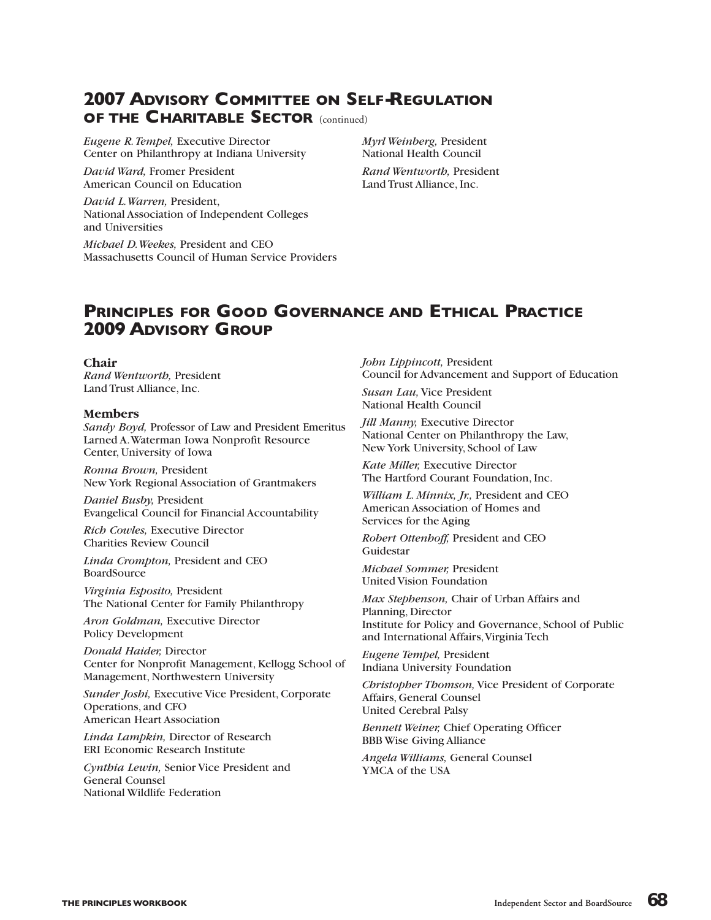## 2007 Advisory Committee on Self-Regulation of the Charitable Sector (continued)

*Eugene R. Tempel,* Executive Director
Center on Philanthropy at Indiana University

*David Ward,* Fromer President
American Council on Education

*David L. Warren,* President,
National Association of Independent Colleges and Universities

*Michael D. Weekes,* President and CEO
Massachusetts Council of Human Service Providers

*Myrl Weinberg,* President
National Health Council

*Rand Wentworth,* President
Land Trust Alliance, Inc.

## Principles for Good Governance and Ethical Practice 2009 Advisory Group

**Chair**
*Rand Wentworth,* President
Land Trust Alliance, Inc.

**Members**
*Sandy Boyd,* Professor of Law and President Emeritus
Larned A. Waterman Iowa Nonprofit Resource Center, University of Iowa

*Ronna Brown,* President
New York Regional Association of Grantmakers

*Daniel Busby,* President
Evangelical Council for Financial Accountability

*Rich Cowles,* Executive Director
Charities Review Council

*Linda Crompton,* President and CEO
BoardSource

*Virginia Esposito,* President
The National Center for Family Philanthropy

*Aron Goldman,* Executive Director
Policy Development

*Donald Haider,* Director
Center for Nonprofit Management, Kellogg School of Management, Northwestern University

*Sunder Joshi,* Executive Vice President, Corporate Operations, and CFO
American Heart Association

*Linda Lampkin,* Director of Research
ERI Economic Research Institute

*Cynthia Lewin,* Senior Vice President and General Counsel
National Wildlife Federation

*John Lippincott,* President
Council for Advancement and Support of Education

*Susan Lau,* Vice President
National Health Council

*Jill Manny,* Executive Director
National Center on Philanthropy the Law, New York University, School of Law

*Kate Miller,* Executive Director
The Hartford Courant Foundation, Inc.

*William L. Minnix, Jr.,* President and CEO
American Association of Homes and Services for the Aging

*Robert Ottenhoff,* President and CEO
Guidestar

*Michael Sommer,* President
United Vision Foundation

*Max Stephenson,* Chair of Urban Affairs and Planning, Director
Institute for Policy and Governance, School of Public and International Affairs, Virginia Tech

*Eugene Tempel,* President
Indiana University Foundation

*Christopher Thomson,* Vice President of Corporate Affairs, General Counsel
United Cerebral Palsy

*Bennett Weiner,* Chief Operating Officer
BBB Wise Giving Alliance

*Angela Williams,* General Counsel
YMCA of the USA